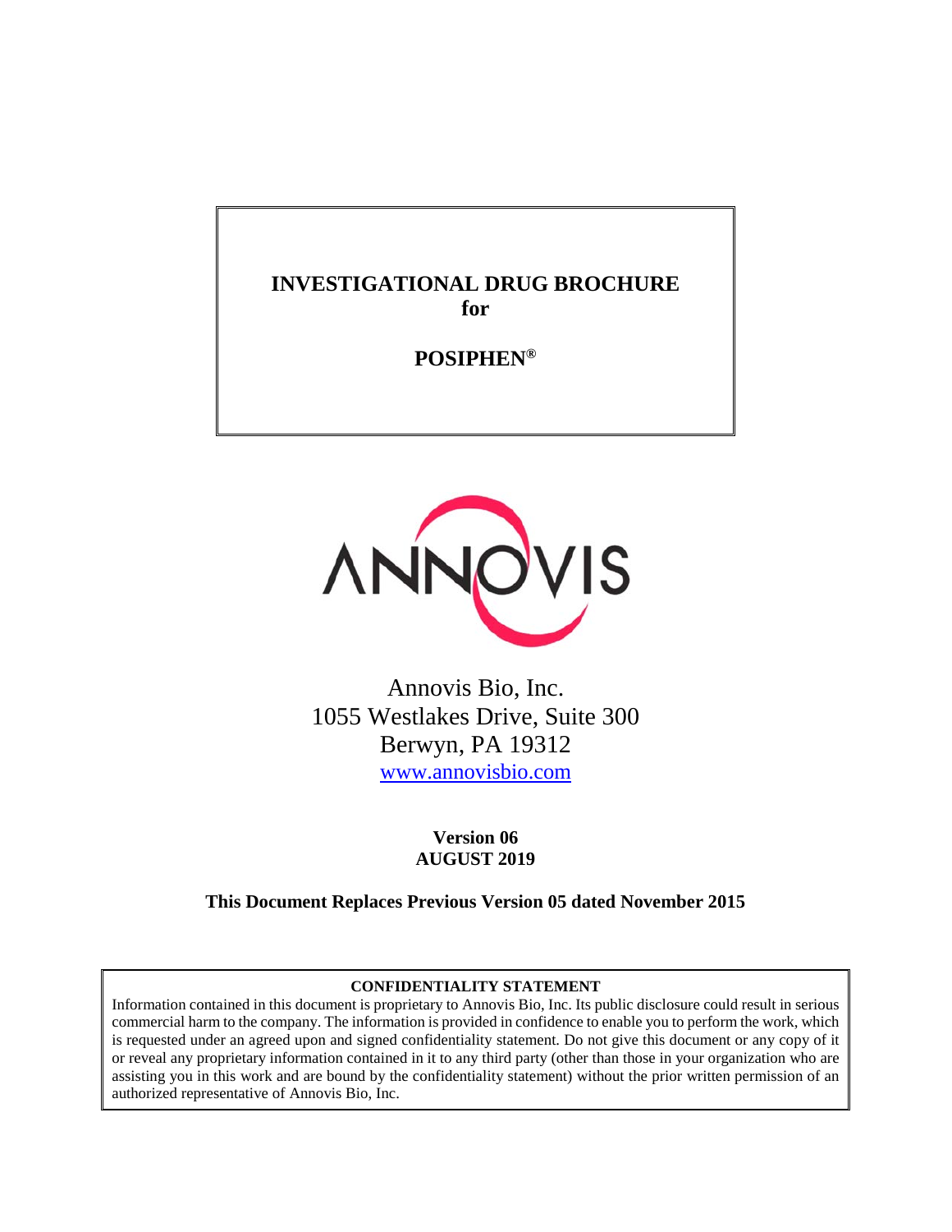# INVESTIGATIONAL DRUG BROCHURE
**for**

**POSIPHEN®**

ANNOVIS

Annovis Bio, Inc.
1055 Westlakes Drive, Suite 300
Berwyn, PA 19312
www.annovisbio.com

**Version 06**
**AUGUST 2019**

**This Document Replaces Previous Version 05 dated November 2015**

**CONFIDENTIALITY STATEMENT**

Information contained in this document is proprietary to Annovis Bio, Inc. Its public disclosure could result in serious commercial harm to the company. The information is provided in confidence to enable you to perform the work, which is requested under an agreed upon and signed confidentiality statement. Do not give this document or any copy of it or reveal any proprietary information contained in it to any third party (other than those in your organization who are assisting you in this work and are bound by the confidentiality statement) without the prior written permission of an authorized representative of Annovis Bio, Inc.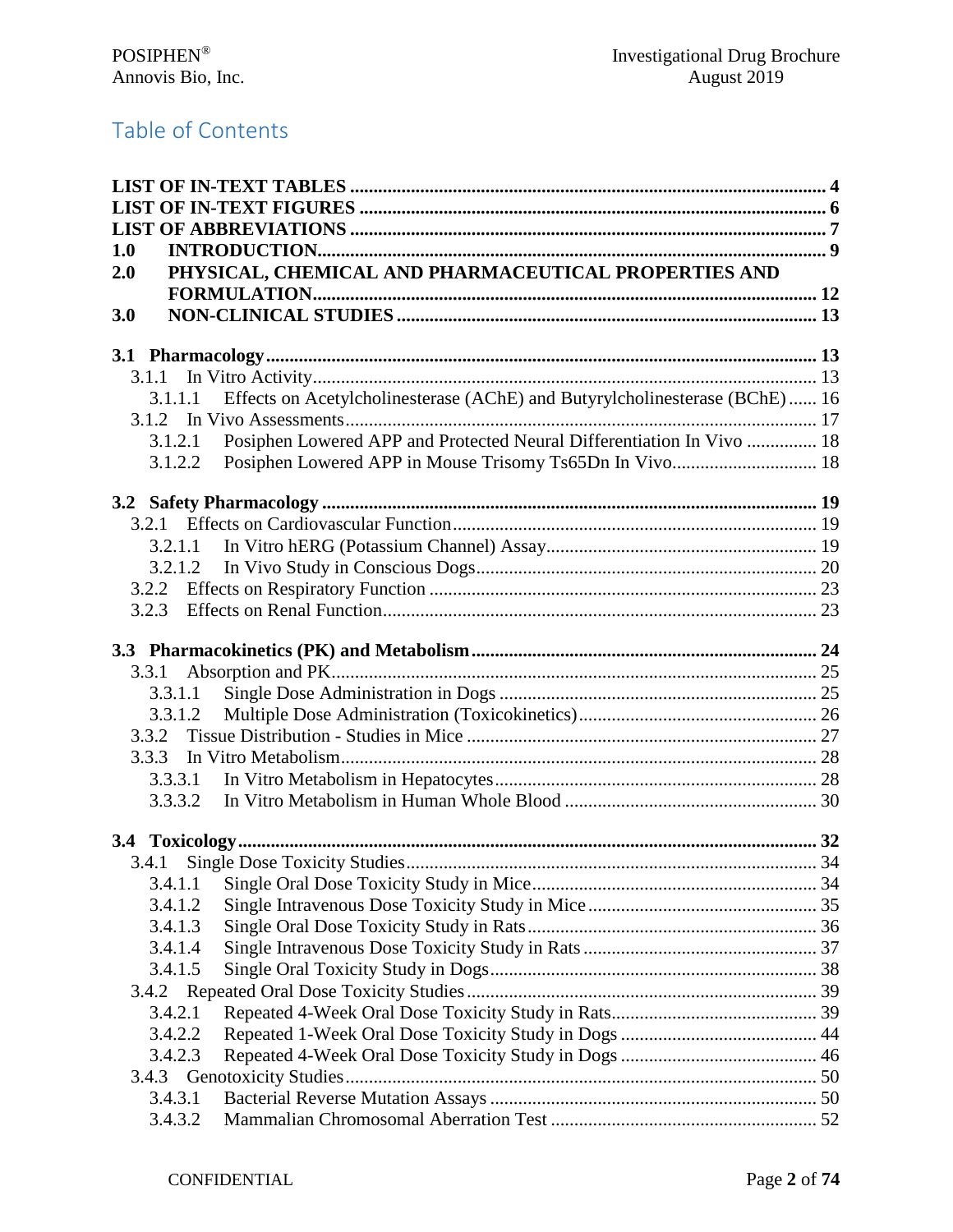# Table of Contents

| | |
|---|---|
| **LIST OF IN-TEXT TABLES** | **4** |
| **LIST OF IN-TEXT FIGURES** | **6** |
| **LIST OF ABBREVIATIONS** | **7** |
| **1.0 INTRODUCTION** | **9** |
| **2.0 PHYSICAL, CHEMICAL AND PHARMACEUTICAL PROPERTIES AND FORMULATION** | **12** |
| **3.0 NON-CLINICAL STUDIES** | **13** |
| **3.1 Pharmacology** | **13** |
| 3.1.1 In Vitro Activity | 13 |
| 3.1.1.1 Effects on Acetylcholinesterase (AChE) and Butyrylcholinesterase (BChE) | 16 |
| 3.1.2 In Vivo Assessments | 17 |
| 3.1.2.1 Posiphen Lowered APP and Protected Neural Differentiation In Vivo | 18 |
| 3.1.2.2 Posiphen Lowered APP in Mouse Trisomy Ts65Dn In Vivo | 18 |
| **3.2 Safety Pharmacology** | **19** |
| 3.2.1 Effects on Cardiovascular Function | 19 |
| 3.2.1.1 In Vitro hERG (Potassium Channel) Assay | 19 |
| 3.2.1.2 In Vivo Study in Conscious Dogs | 20 |
| 3.2.2 Effects on Respiratory Function | 23 |
| 3.2.3 Effects on Renal Function | 23 |
| **3.3 Pharmacokinetics (PK) and Metabolism** | **24** |
| 3.3.1 Absorption and PK | 25 |
| 3.3.1.1 Single Dose Administration in Dogs | 25 |
| 3.3.1.2 Multiple Dose Administration (Toxicokinetics) | 26 |
| 3.3.2 Tissue Distribution - Studies in Mice | 27 |
| 3.3.3 In Vitro Metabolism | 28 |
| 3.3.3.1 In Vitro Metabolism in Hepatocytes | 28 |
| 3.3.3.2 In Vitro Metabolism in Human Whole Blood | 30 |
| **3.4 Toxicology** | **32** |
| 3.4.1 Single Dose Toxicity Studies | 34 |
| 3.4.1.1 Single Oral Dose Toxicity Study in Mice | 34 |
| 3.4.1.2 Single Intravenous Dose Toxicity Study in Mice | 35 |
| 3.4.1.3 Single Oral Dose Toxicity Study in Rats | 36 |
| 3.4.1.4 Single Intravenous Dose Toxicity Study in Rats | 37 |
| 3.4.1.5 Single Oral Toxicity Study in Dogs | 38 |
| 3.4.2 Repeated Oral Dose Toxicity Studies | 39 |
| 3.4.2.1 Repeated 4-Week Oral Dose Toxicity Study in Rats | 39 |
| 3.4.2.2 Repeated 1-Week Oral Dose Toxicity Study in Dogs | 44 |
| 3.4.2.3 Repeated 4-Week Oral Dose Toxicity Study in Dogs | 46 |
| 3.4.3 Genotoxicity Studies | 50 |
| 3.4.3.1 Bacterial Reverse Mutation Assays | 50 |
| 3.4.3.2 Mammalian Chromosomal Aberration Test | 52 |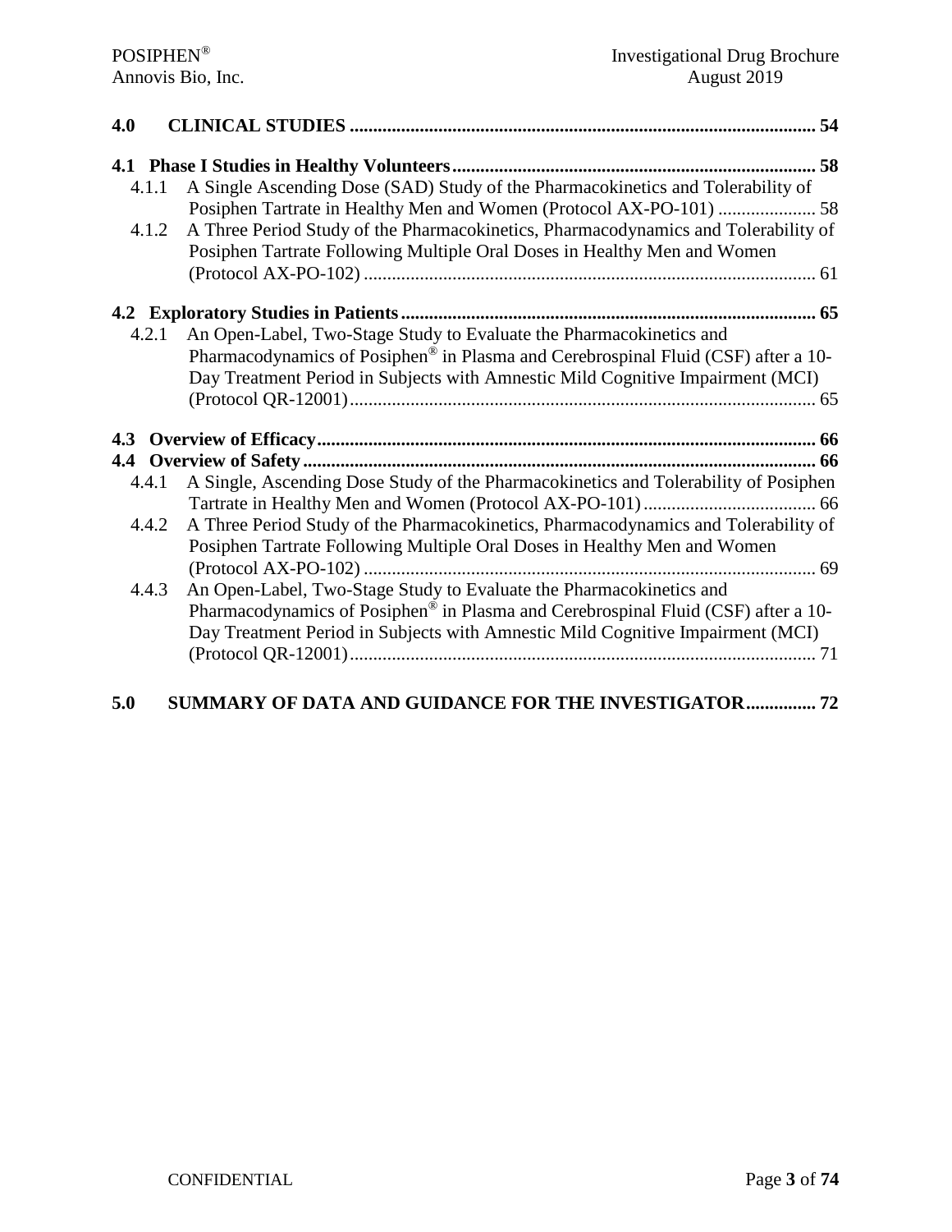**4.0 CLINICAL STUDIES** ..... 54

**4.1 Phase I Studies in Healthy Volunteers** ..... 58

4.1.1 A Single Ascending Dose (SAD) Study of the Pharmacokinetics and Tolerability of Posiphen Tartrate in Healthy Men and Women (Protocol AX-PO-101) ..... 58

4.1.2 A Three Period Study of the Pharmacokinetics, Pharmacodynamics and Tolerability of Posiphen Tartrate Following Multiple Oral Doses in Healthy Men and Women (Protocol AX-PO-102) ..... 61

**4.2 Exploratory Studies in Patients** ..... 65

4.2.1 An Open-Label, Two-Stage Study to Evaluate the Pharmacokinetics and Pharmacodynamics of Posiphen® in Plasma and Cerebrospinal Fluid (CSF) after a 10-Day Treatment Period in Subjects with Amnestic Mild Cognitive Impairment (MCI) (Protocol QR-12001) ..... 65

**4.3 Overview of Efficacy** ..... 66

**4.4 Overview of Safety** ..... 66

4.4.1 A Single, Ascending Dose Study of the Pharmacokinetics and Tolerability of Posiphen Tartrate in Healthy Men and Women (Protocol AX-PO-101) ..... 66

4.4.2 A Three Period Study of the Pharmacokinetics, Pharmacodynamics and Tolerability of Posiphen Tartrate Following Multiple Oral Doses in Healthy Men and Women (Protocol AX-PO-102) ..... 69

4.4.3 An Open-Label, Two-Stage Study to Evaluate the Pharmacokinetics and Pharmacodynamics of Posiphen® in Plasma and Cerebrospinal Fluid (CSF) after a 10-Day Treatment Period in Subjects with Amnestic Mild Cognitive Impairment (MCI) (Protocol QR-12001) ..... 71

**5.0 SUMMARY OF DATA AND GUIDANCE FOR THE INVESTIGATOR** ..... 72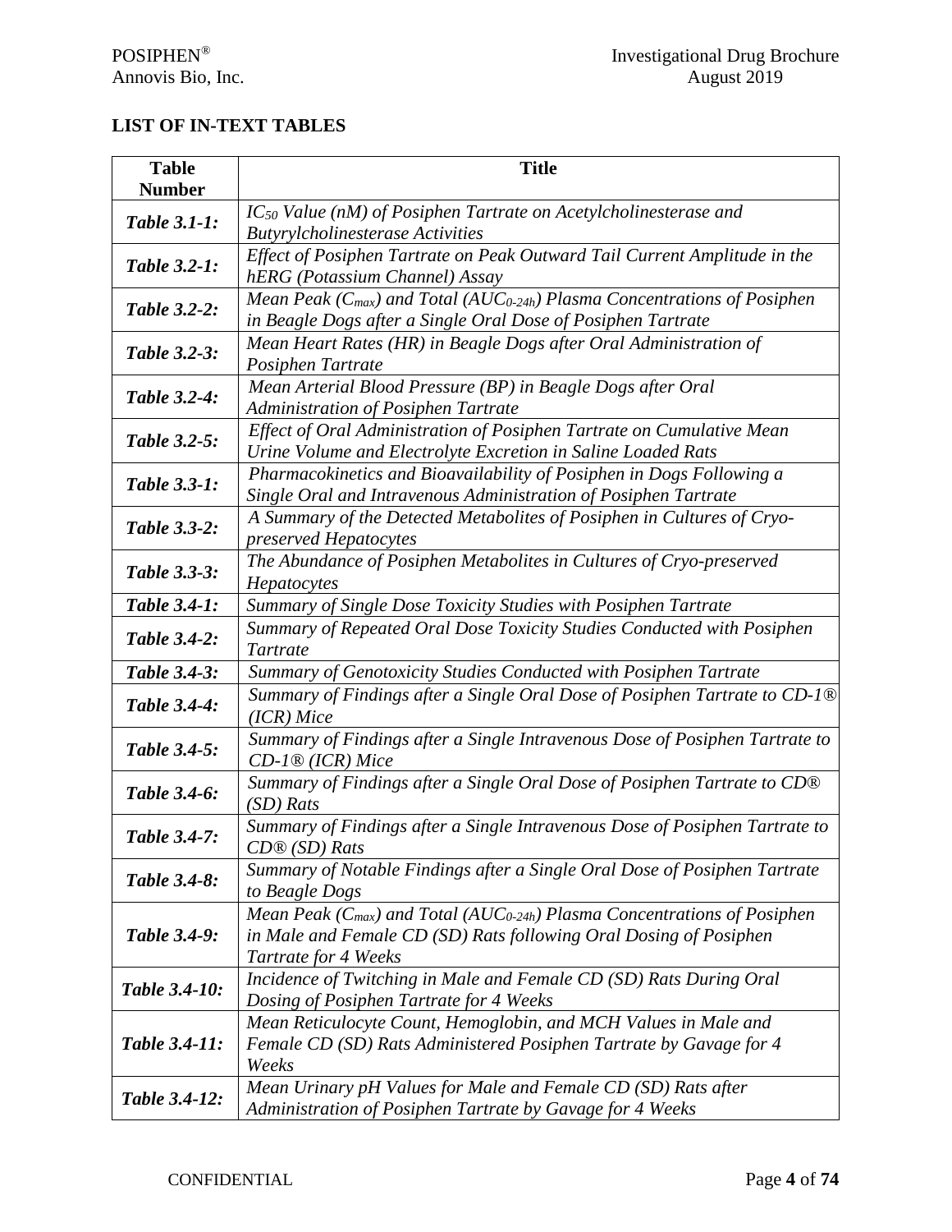## LIST OF IN-TEXT TABLES

| Table Number | Title |
|---|---|
| *Table 3.1-1:* | *$IC_{50}$ Value (nM) of Posiphen Tartrate on Acetylcholinesterase and Butyrylcholinesterase Activities* |
| *Table 3.2-1:* | *Effect of Posiphen Tartrate on Peak Outward Tail Current Amplitude in the hERG (Potassium Channel) Assay* |
| *Table 3.2-2:* | *Mean Peak ($C_{max}$) and Total ($AUC_{0-24h}$) Plasma Concentrations of Posiphen in Beagle Dogs after a Single Oral Dose of Posiphen Tartrate* |
| *Table 3.2-3:* | *Mean Heart Rates (HR) in Beagle Dogs after Oral Administration of Posiphen Tartrate* |
| *Table 3.2-4:* | *Mean Arterial Blood Pressure (BP) in Beagle Dogs after Oral Administration of Posiphen Tartrate* |
| *Table 3.2-5:* | *Effect of Oral Administration of Posiphen Tartrate on Cumulative Mean Urine Volume and Electrolyte Excretion in Saline Loaded Rats* |
| *Table 3.3-1:* | *Pharmacokinetics and Bioavailability of Posiphen in Dogs Following a Single Oral and Intravenous Administration of Posiphen Tartrate* |
| *Table 3.3-2:* | *A Summary of the Detected Metabolites of Posiphen in Cultures of Cryo-preserved Hepatocytes* |
| *Table 3.3-3:* | *The Abundance of Posiphen Metabolites in Cultures of Cryo-preserved Hepatocytes* |
| *Table 3.4-1:* | *Summary of Single Dose Toxicity Studies with Posiphen Tartrate* |
| *Table 3.4-2:* | *Summary of Repeated Oral Dose Toxicity Studies Conducted with Posiphen Tartrate* |
| *Table 3.4-3:* | *Summary of Genotoxicity Studies Conducted with Posiphen Tartrate* |
| *Table 3.4-4:* | *Summary of Findings after a Single Oral Dose of Posiphen Tartrate to CD-1® (ICR) Mice* |
| *Table 3.4-5:* | *Summary of Findings after a Single Intravenous Dose of Posiphen Tartrate to CD-1® (ICR) Mice* |
| *Table 3.4-6:* | *Summary of Findings after a Single Oral Dose of Posiphen Tartrate to CD® (SD) Rats* |
| *Table 3.4-7:* | *Summary of Findings after a Single Intravenous Dose of Posiphen Tartrate to CD® (SD) Rats* |
| *Table 3.4-8:* | *Summary of Notable Findings after a Single Oral Dose of Posiphen Tartrate to Beagle Dogs* |
| *Table 3.4-9:* | *Mean Peak ($C_{max}$) and Total ($AUC_{0-24h}$) Plasma Concentrations of Posiphen in Male and Female CD (SD) Rats following Oral Dosing of Posiphen Tartrate for 4 Weeks* |
| *Table 3.4-10:* | *Incidence of Twitching in Male and Female CD (SD) Rats During Oral Dosing of Posiphen Tartrate for 4 Weeks* |
| *Table 3.4-11:* | *Mean Reticulocyte Count, Hemoglobin, and MCH Values in Male and Female CD (SD) Rats Administered Posiphen Tartrate by Gavage for 4 Weeks* |
| *Table 3.4-12:* | *Mean Urinary pH Values for Male and Female CD (SD) Rats after Administration of Posiphen Tartrate by Gavage for 4 Weeks* |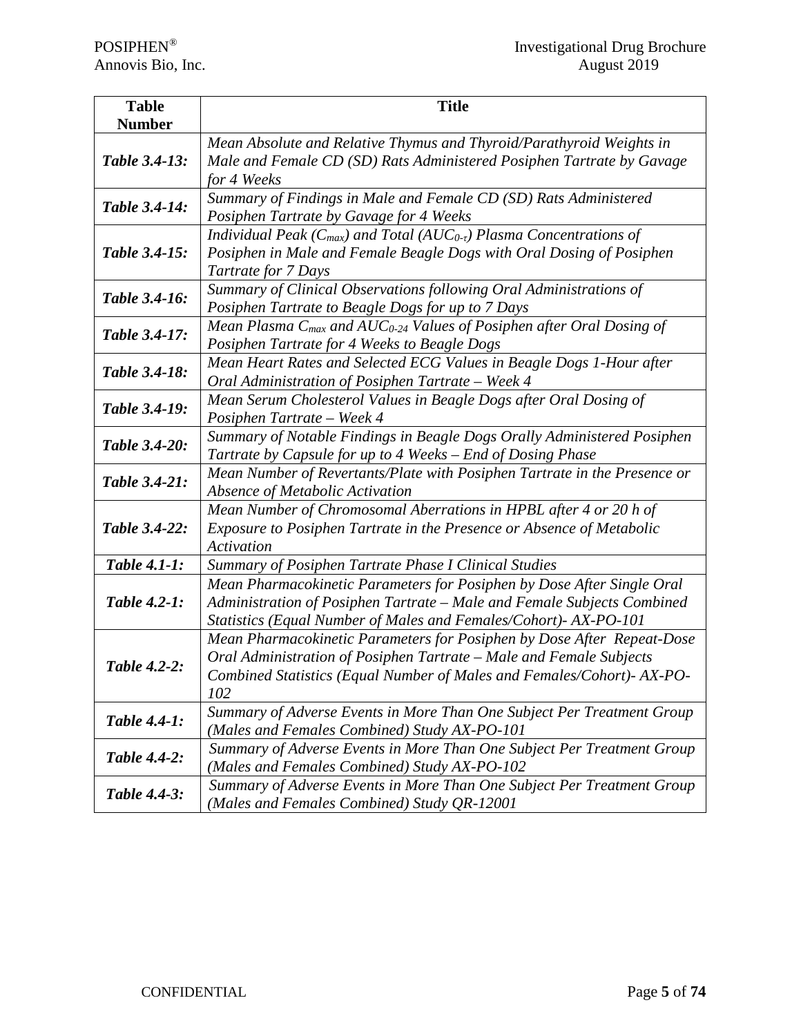| Table Number | Title |
|---|---|
| *Table 3.4-13:* | *Mean Absolute and Relative Thymus and Thyroid/Parathyroid Weights in Male and Female CD (SD) Rats Administered Posiphen Tartrate by Gavage for 4 Weeks* |
| *Table 3.4-14:* | *Summary of Findings in Male and Female CD (SD) Rats Administered Posiphen Tartrate by Gavage for 4 Weeks* |
| *Table 3.4-15:* | *Individual Peak ($C_{max}$) and Total ($AUC_{0-\tau}$) Plasma Concentrations of Posiphen in Male and Female Beagle Dogs with Oral Dosing of Posiphen Tartrate for 7 Days* |
| *Table 3.4-16:* | *Summary of Clinical Observations following Oral Administrations of Posiphen Tartrate to Beagle Dogs for up to 7 Days* |
| *Table 3.4-17:* | *Mean Plasma $C_{max}$ and $AUC_{0-24}$ Values of Posiphen after Oral Dosing of Posiphen Tartrate for 4 Weeks to Beagle Dogs* |
| *Table 3.4-18:* | *Mean Heart Rates and Selected ECG Values in Beagle Dogs 1-Hour after Oral Administration of Posiphen Tartrate – Week 4* |
| *Table 3.4-19:* | *Mean Serum Cholesterol Values in Beagle Dogs after Oral Dosing of Posiphen Tartrate – Week 4* |
| *Table 3.4-20:* | *Summary of Notable Findings in Beagle Dogs Orally Administered Posiphen Tartrate by Capsule for up to 4 Weeks – End of Dosing Phase* |
| *Table 3.4-21:* | *Mean Number of Revertants/Plate with Posiphen Tartrate in the Presence or Absence of Metabolic Activation* |
| *Table 3.4-22:* | *Mean Number of Chromosomal Aberrations in HPBL after 4 or 20 h of Exposure to Posiphen Tartrate in the Presence or Absence of Metabolic Activation* |
| *Table 4.1-1:* | *Summary of Posiphen Tartrate Phase I Clinical Studies* |
| *Table 4.2-1:* | *Mean Pharmacokinetic Parameters for Posiphen by Dose After Single Oral Administration of Posiphen Tartrate – Male and Female Subjects Combined Statistics (Equal Number of Males and Females/Cohort)- AX-PO-101* |
| *Table 4.2-2:* | *Mean Pharmacokinetic Parameters for Posiphen by Dose After Repeat-Dose Oral Administration of Posiphen Tartrate – Male and Female Subjects Combined Statistics (Equal Number of Males and Females/Cohort)- AX-PO-102* |
| *Table 4.4-1:* | *Summary of Adverse Events in More Than One Subject Per Treatment Group (Males and Females Combined) Study AX-PO-101* |
| *Table 4.4-2:* | *Summary of Adverse Events in More Than One Subject Per Treatment Group (Males and Females Combined) Study AX-PO-102* |
| *Table 4.4-3:* | *Summary of Adverse Events in More Than One Subject Per Treatment Group (Males and Females Combined) Study QR-12001* |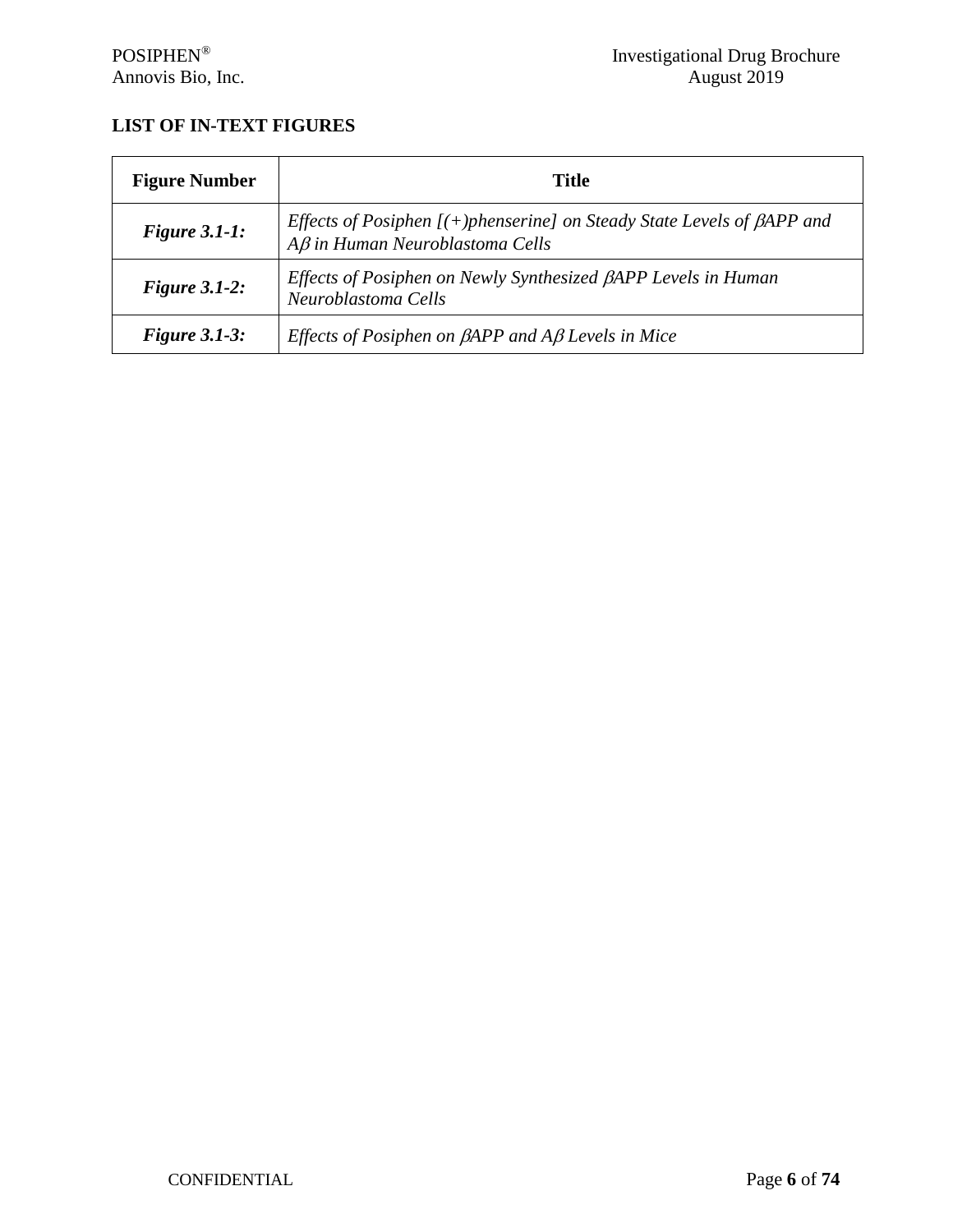## LIST OF IN-TEXT FIGURES

| Figure Number | Title |
|---|---|
| ***Figure 3.1-1:*** | *Effects of Posiphen [(+)phenserine] on Steady State Levels of βAPP and Aβ in Human Neuroblastoma Cells* |
| ***Figure 3.1-2:*** | *Effects of Posiphen on Newly Synthesized βAPP Levels in Human Neuroblastoma Cells* |
| ***Figure 3.1-3:*** | *Effects of Posiphen on βAPP and Aβ Levels in Mice* |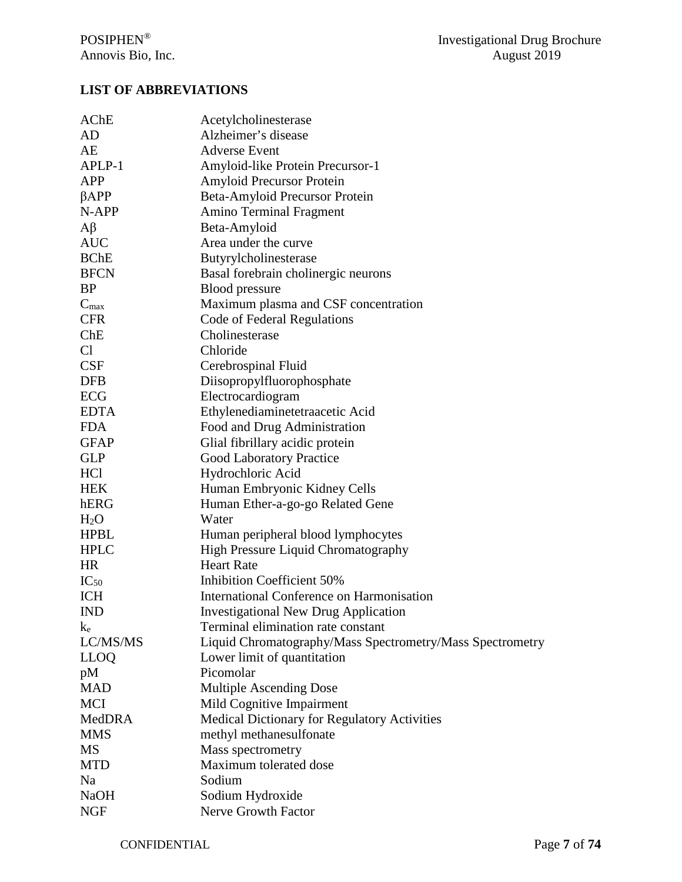## LIST OF ABBREVIATIONS

| | |
|---|---|
| AChE | Acetylcholinesterase |
| AD | Alzheimer's disease |
| AE | Adverse Event |
| APLP-1 | Amyloid-like Protein Precursor-1 |
| APP | Amyloid Precursor Protein |
| βAPP | Beta-Amyloid Precursor Protein |
| N-APP | Amino Terminal Fragment |
| Aβ | Beta-Amyloid |
| AUC | Area under the curve |
| BChE | Butyrylcholinesterase |
| BFCN | Basal forebrain cholinergic neurons |
| BP | Blood pressure |
| $C_{max}$ | Maximum plasma and CSF concentration |
| CFR | Code of Federal Regulations |
| ChE | Cholinesterase |
| Cl | Chloride |
| CSF | Cerebrospinal Fluid |
| DFB | Diisopropylfluorophosphate |
| ECG | Electrocardiogram |
| EDTA | Ethylenediaminetetraacetic Acid |
| FDA | Food and Drug Administration |
| GFAP | Glial fibrillary acidic protein |
| GLP | Good Laboratory Practice |
| HCl | Hydrochloric Acid |
| HEK | Human Embryonic Kidney Cells |
| hERG | Human Ether-a-go-go Related Gene |
| $H_2O$ | Water |
| HPBL | Human peripheral blood lymphocytes |
| HPLC | High Pressure Liquid Chromatography |
| HR | Heart Rate |
| $IC_{50}$ | Inhibition Coefficient 50% |
| ICH | International Conference on Harmonisation |
| IND | Investigational New Drug Application |
| $k_e$ | Terminal elimination rate constant |
| LC/MS/MS | Liquid Chromatography/Mass Spectrometry/Mass Spectrometry |
| LLOQ | Lower limit of quantitation |
| pM | Picomolar |
| MAD | Multiple Ascending Dose |
| MCI | Mild Cognitive Impairment |
| MedDRA | Medical Dictionary for Regulatory Activities |
| MMS | methyl methanesulfonate |
| MS | Mass spectrometry |
| MTD | Maximum tolerated dose |
| Na | Sodium |
| NaOH | Sodium Hydroxide |
| NGF | Nerve Growth Factor |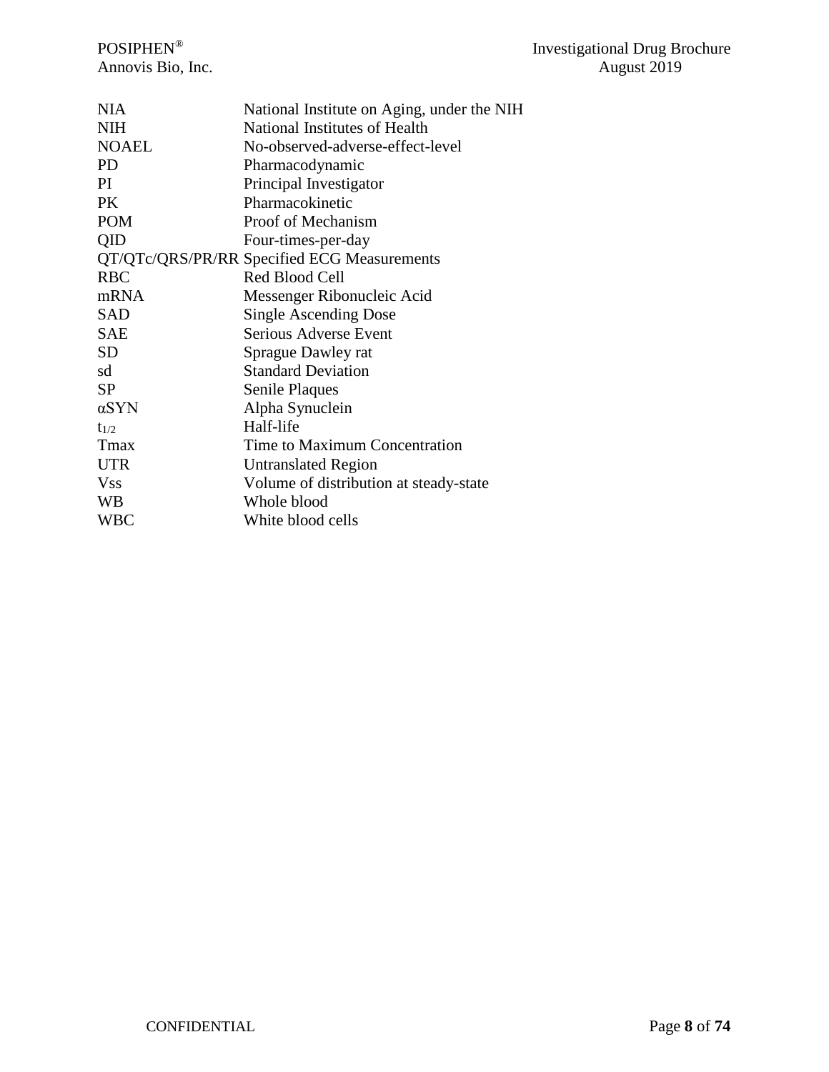| | |
|---|---|
| NIA | National Institute on Aging, under the NIH |
| NIH | National Institutes of Health |
| NOAEL | No-observed-adverse-effect-level |
| PD | Pharmacodynamic |
| PI | Principal Investigator |
| PK | Pharmacokinetic |
| POM | Proof of Mechanism |
| QID | Four-times-per-day |
| QT/QTc/QRS/PR/RR | Specified ECG Measurements |
| RBC | Red Blood Cell |
| mRNA | Messenger Ribonucleic Acid |
| SAD | Single Ascending Dose |
| SAE | Serious Adverse Event |
| SD | Sprague Dawley rat |
| sd | Standard Deviation |
| SP | Senile Plaques |
| αSYN | Alpha Synuclein |
| $t_{1/2}$ | Half-life |
| Tmax | Time to Maximum Concentration |
| UTR | Untranslated Region |
| Vss | Volume of distribution at steady-state |
| WB | Whole blood |
| WBC | White blood cells |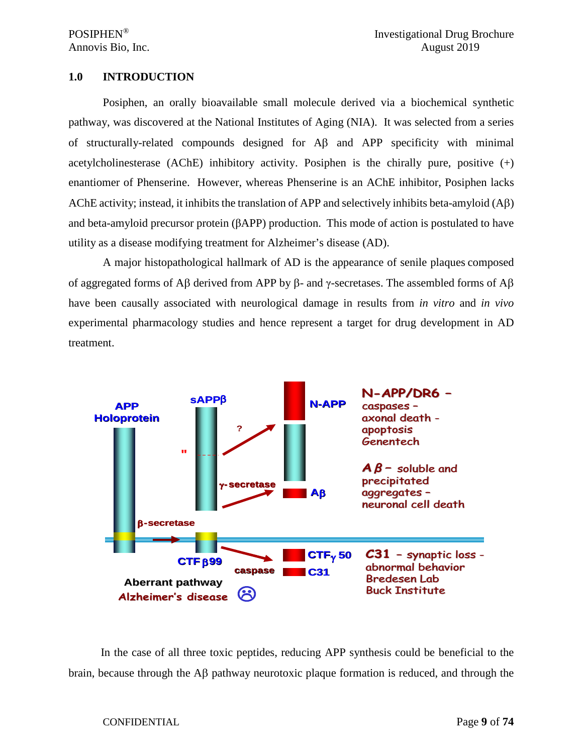## 1.0 INTRODUCTION

Posiphen, an orally bioavailable small molecule derived via a biochemical synthetic pathway, was discovered at the National Institutes of Aging (NIA). It was selected from a series of structurally-related compounds designed for Aβ and APP specificity with minimal acetylcholinesterase (AChE) inhibitory activity. Posiphen is the chirally pure, positive (+) enantiomer of Phenserine. However, whereas Phenserine is an AChE inhibitor, Posiphen lacks AChE activity; instead, it inhibits the translation of APP and selectively inhibits beta-amyloid (Aβ) and beta-amyloid precursor protein (βAPP) production. This mode of action is postulated to have utility as a disease modifying treatment for Alzheimer's disease (AD).

A major histopathological hallmark of AD is the appearance of senile plaques composed of aggregated forms of Aβ derived from APP by β- and γ-secretases. The assembled forms of Aβ have been causally associated with neurological damage in results from *in vitro* and *in vivo* experimental pharmacology studies and hence represent a target for drug development in AD treatment.

In the case of all three toxic peptides, reducing APP synthesis could be beneficial to the brain, because through the Aβ pathway neurotoxic plaque formation is reduced, and through the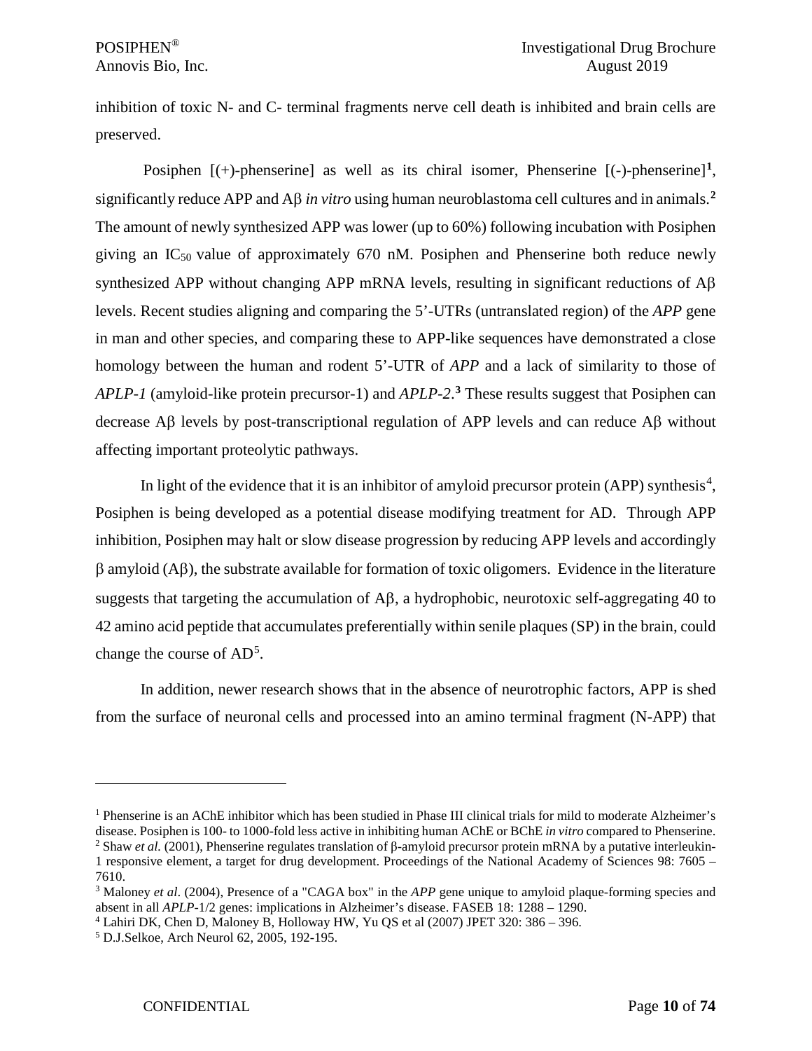inhibition of toxic N- and C- terminal fragments nerve cell death is inhibited and brain cells are preserved.

Posiphen [(+)-phenserine] as well as its chiral isomer, Phenserine [(-)-phenserine][1], significantly reduce APP and Aβ *in vitro* using human neuroblastoma cell cultures and in animals.[2] The amount of newly synthesized APP was lower (up to 60%) following incubation with Posiphen giving an $IC_{50}$ value of approximately 670 nM. Posiphen and Phenserine both reduce newly synthesized APP without changing APP mRNA levels, resulting in significant reductions of Aβ levels. Recent studies aligning and comparing the 5'-UTRs (untranslated region) of the *APP* gene in man and other species, and comparing these to APP-like sequences have demonstrated a close homology between the human and rodent 5'-UTR of *APP* and a lack of similarity to those of *APLP-1* (amyloid-like protein precursor-1) and *APLP-2*.[3] These results suggest that Posiphen can decrease Aβ levels by post-transcriptional regulation of APP levels and can reduce Aβ without affecting important proteolytic pathways.

In light of the evidence that it is an inhibitor of amyloid precursor protein (APP) synthesis[4], Posiphen is being developed as a potential disease modifying treatment for AD. Through APP inhibition, Posiphen may halt or slow disease progression by reducing APP levels and accordingly β amyloid (Aβ), the substrate available for formation of toxic oligomers. Evidence in the literature suggests that targeting the accumulation of Aβ, a hydrophobic, neurotoxic self-aggregating 40 to 42 amino acid peptide that accumulates preferentially within senile plaques (SP) in the brain, could change the course of AD[5].

In addition, newer research shows that in the absence of neurotrophic factors, APP is shed from the surface of neuronal cells and processed into an amino terminal fragment (N-APP) that

---

[1] Phenserine is an AChE inhibitor which has been studied in Phase III clinical trials for mild to moderate Alzheimer's disease. Posiphen is 100- to 1000-fold less active in inhibiting human AChE or BChE *in vitro* compared to Phenserine.

[2] Shaw *et al.* (2001), Phenserine regulates translation of β-amyloid precursor protein mRNA by a putative interleukin-1 responsive element, a target for drug development. Proceedings of the National Academy of Sciences 98: 7605 – 7610.

[3] Maloney *et al*. (2004), Presence of a "CAGA box" in the *APP* gene unique to amyloid plaque-forming species and absent in all *APLP*-1/2 genes: implications in Alzheimer's disease. FASEB 18: 1288 – 1290.

[4] Lahiri DK, Chen D, Maloney B, Holloway HW, Yu QS et al (2007) JPET 320: 386 – 396.

[5] D.J.Selkoe, Arch Neurol 62, 2005, 192-195.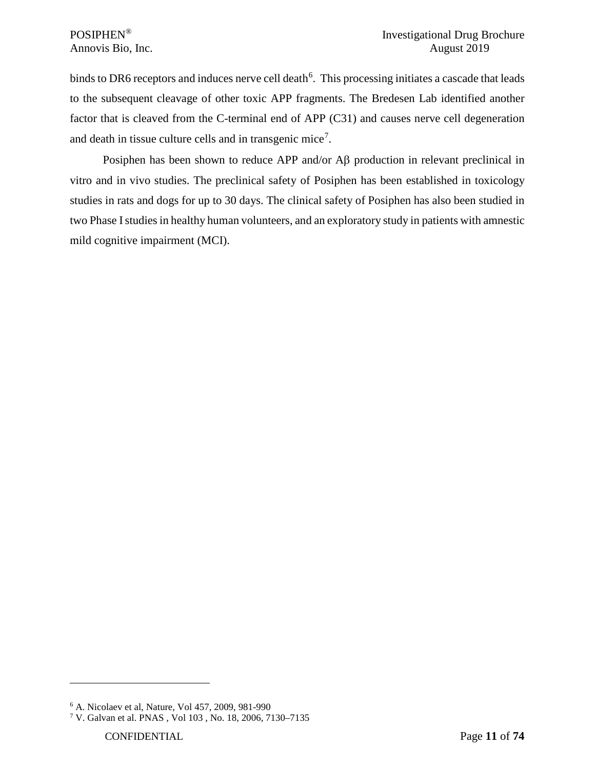binds to DR6 receptors and induces nerve cell death[6]. This processing initiates a cascade that leads to the subsequent cleavage of other toxic APP fragments. The Bredesen Lab identified another factor that is cleaved from the C-terminal end of APP (C31) and causes nerve cell degeneration and death in tissue culture cells and in transgenic mice[7].

Posiphen has been shown to reduce APP and/or Aβ production in relevant preclinical in vitro and in vivo studies. The preclinical safety of Posiphen has been established in toxicology studies in rats and dogs for up to 30 days. The clinical safety of Posiphen has also been studied in two Phase I studies in healthy human volunteers, and an exploratory study in patients with amnestic mild cognitive impairment (MCI).

---

[6] A. Nicolaev et al, Nature, Vol 457, 2009, 981-990

[7] V. Galvan et al. PNAS , Vol 103 , No. 18, 2006, 7130–7135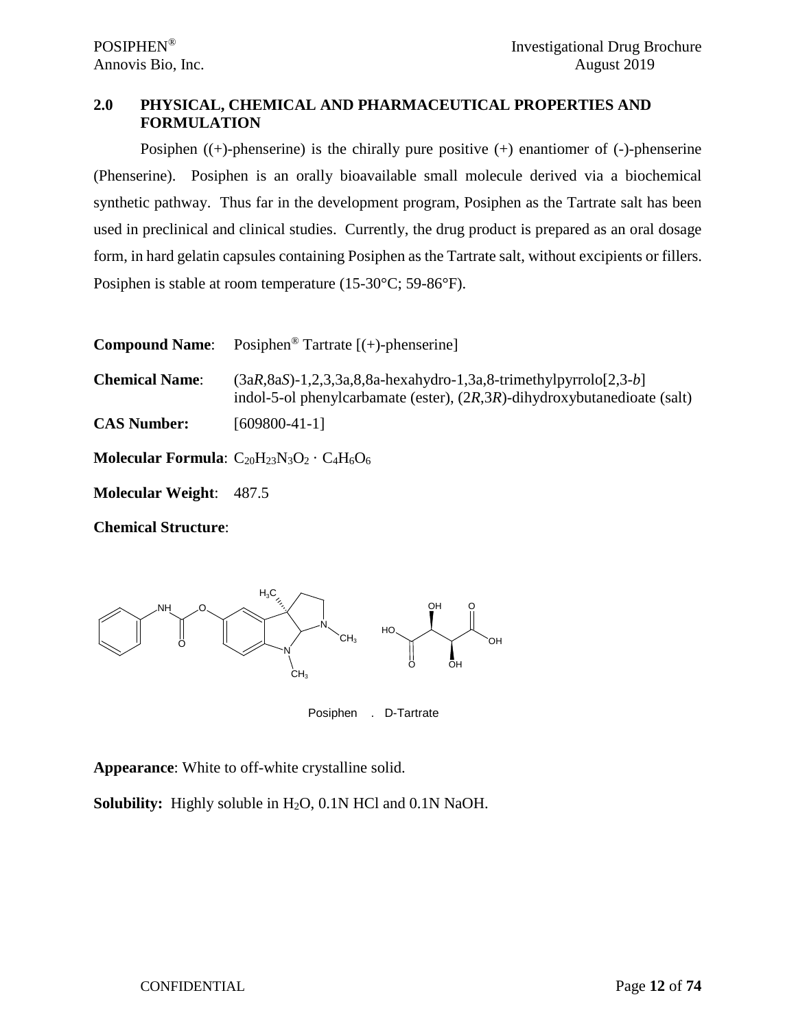## 2.0 PHYSICAL, CHEMICAL AND PHARMACEUTICAL PROPERTIES AND FORMULATION

Posiphen ((+)-phenserine) is the chirally pure positive (+) enantiomer of (-)-phenserine (Phenserine). Posiphen is an orally bioavailable small molecule derived via a biochemical synthetic pathway. Thus far in the development program, Posiphen as the Tartrate salt has been used in preclinical and clinical studies. Currently, the drug product is prepared as an oral dosage form, in hard gelatin capsules containing Posiphen as the Tartrate salt, without excipients or fillers. Posiphen is stable at room temperature (15-30°C; 59-86°F).

**Compound Name**: Posiphen® Tartrate [(+)-phenserine]

**Chemical Name**: (3a*R*,8a*S*)-1,2,3,3a,8,8a-hexahydro-1,3a,8-trimethylpyrrolo[2,3-*b*] indol-5-ol phenylcarbamate (ester), (2*R*,3*R*)-dihydroxybutanedioate (salt)

**CAS Number:** [609800-41-1]

**Molecular Formula**: $C_{20}H_{23}N_3O_2 \cdot C_4H_6O_6$

**Molecular Weight**: 487.5

**Chemical Structure**:

Posiphen . D-Tartrate

**Appearance**: White to off-white crystalline solid.

**Solubility:** Highly soluble in $H_2O$, 0.1N HCl and 0.1N NaOH.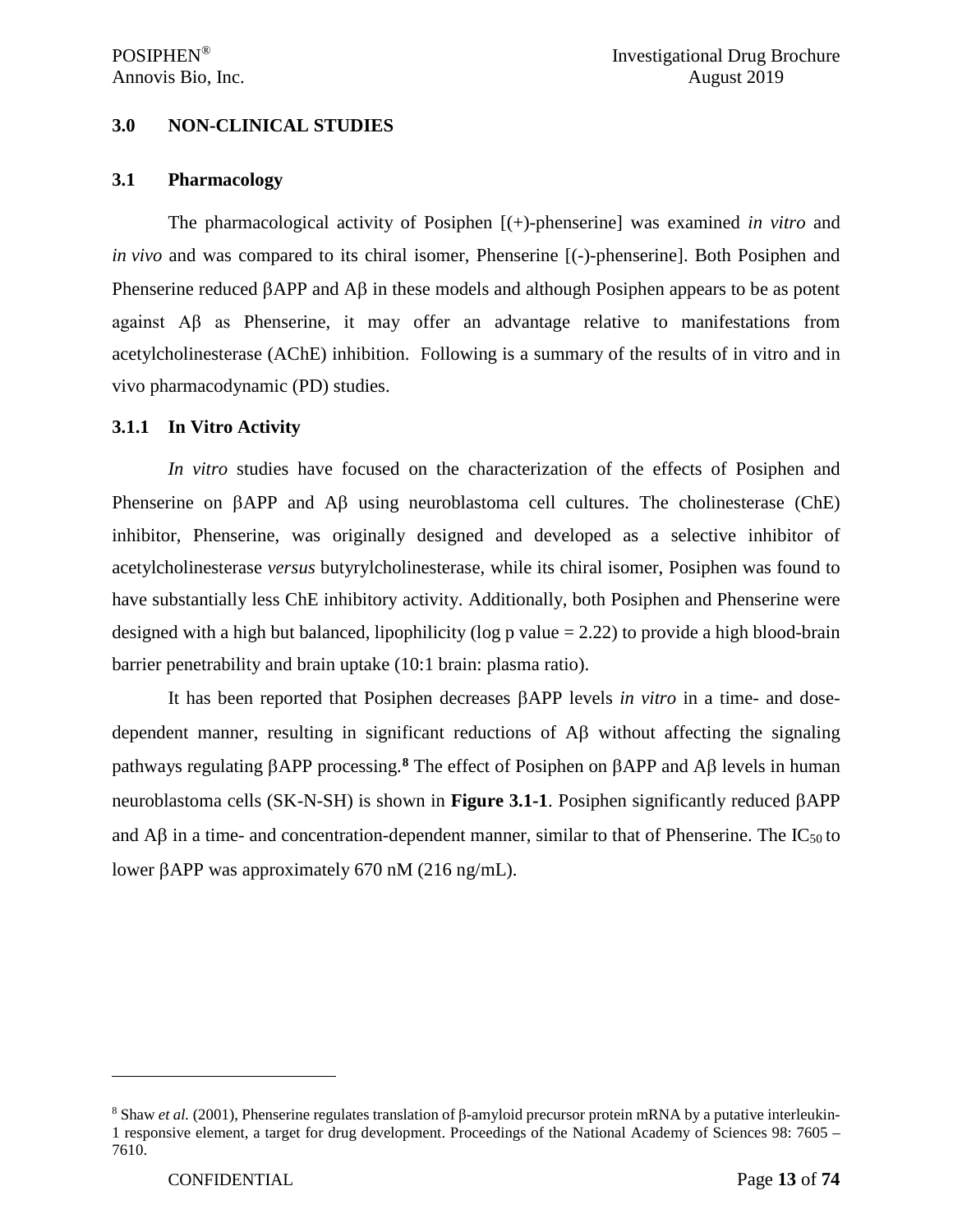## 3.0 NON-CLINICAL STUDIES

### 3.1 Pharmacology

The pharmacological activity of Posiphen [(+)-phenserine] was examined *in vitro* and *in vivo* and was compared to its chiral isomer, Phenserine [(-)-phenserine]. Both Posiphen and Phenserine reduced βAPP and Aβ in these models and although Posiphen appears to be as potent against Aβ as Phenserine, it may offer an advantage relative to manifestations from acetylcholinesterase (AChE) inhibition. Following is a summary of the results of in vitro and in vivo pharmacodynamic (PD) studies.

#### 3.1.1 In Vitro Activity

*In vitro* studies have focused on the characterization of the effects of Posiphen and Phenserine on βAPP and Aβ using neuroblastoma cell cultures. The cholinesterase (ChE) inhibitor, Phenserine, was originally designed and developed as a selective inhibitor of acetylcholinesterase *versus* butyrylcholinesterase, while its chiral isomer, Posiphen was found to have substantially less ChE inhibitory activity. Additionally, both Posiphen and Phenserine were designed with a high but balanced, lipophilicity (log p value = 2.22) to provide a high blood-brain barrier penetrability and brain uptake (10:1 brain: plasma ratio).

It has been reported that Posiphen decreases βAPP levels *in vitro* in a time- and dose-dependent manner, resulting in significant reductions of Aβ without affecting the signaling pathways regulating βAPP processing.[8] The effect of Posiphen on βAPP and Aβ levels in human neuroblastoma cells (SK-N-SH) is shown in **Figure 3.1-1**. Posiphen significantly reduced βAPP and Aβ in a time- and concentration-dependent manner, similar to that of Phenserine. The $IC_{50}$ to lower βAPP was approximately 670 nM (216 ng/mL).

---

[8] Shaw *et al.* (2001), Phenserine regulates translation of β-amyloid precursor protein mRNA by a putative interleukin-1 responsive element, a target for drug development. Proceedings of the National Academy of Sciences 98: 7605 – 7610.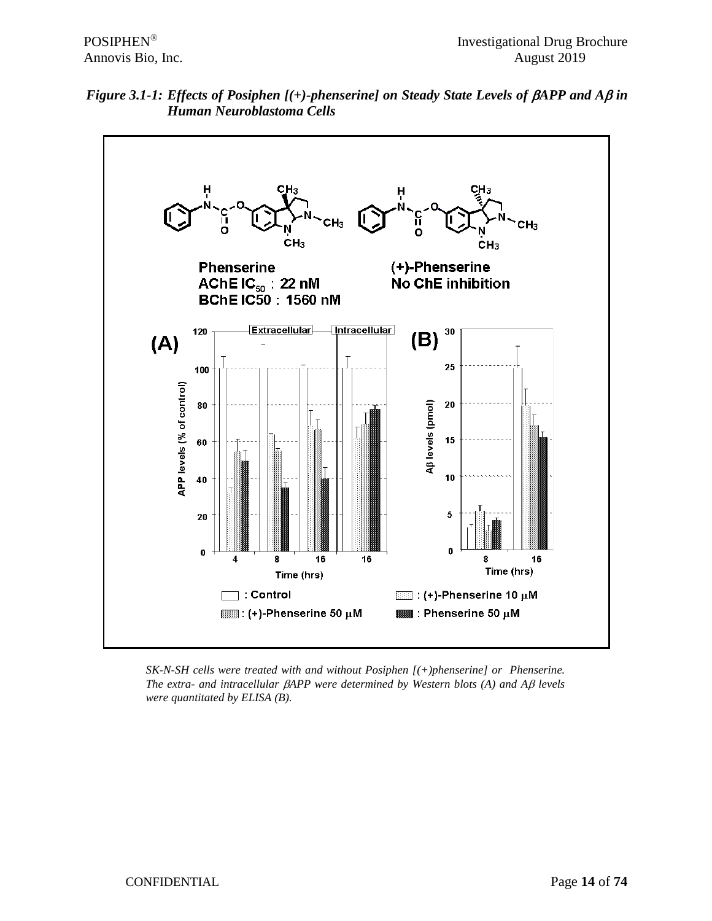*Figure 3.1-1: Effects of Posiphen [(+)-phenserine] on Steady State Levels of βAPP and Aβ in Human Neuroblastoma Cells*

Phenserine
AChE $IC_{50}$ : 22 nM
BChE IC50 : 1560 nM

(+)-Phenserine
No ChE inhibition

(A) Extracellular / Intracellular — APP levels (% of control) vs. Time (hrs): 4, 8, 16, 16

(B) Aβ levels (pmol) vs. Time (hrs): 8, 16

: Control
: (+)-Phenserine 10 μM
: (+)-Phenserine 50 μM
: Phenserine 50 μM

*SK-N-SH cells were treated with and without Posiphen [(+)phenserine] or Phenserine. The extra- and intracellular βAPP were determined by Western blots (A) and Aβ levels were quantitated by ELISA (B).*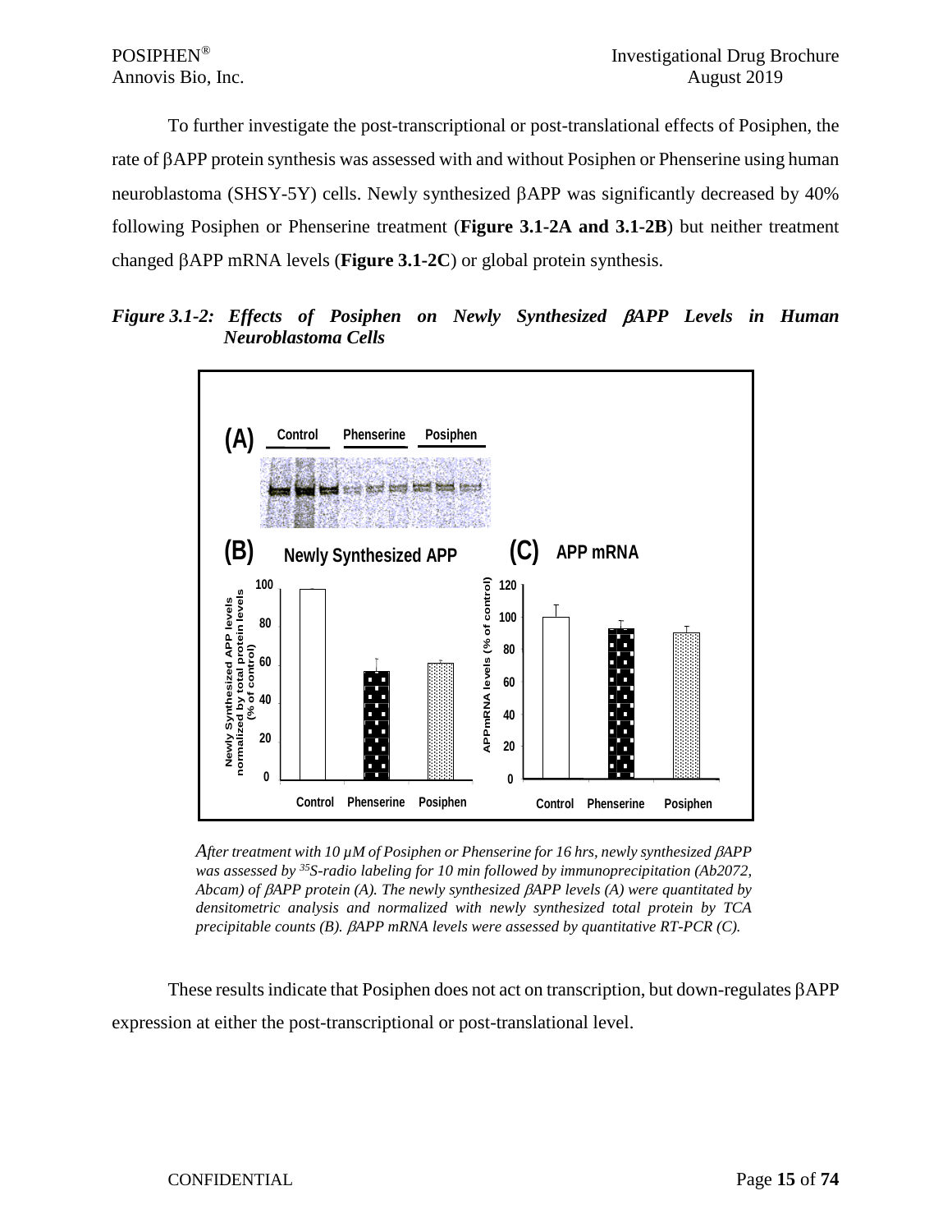To further investigate the post-transcriptional or post-translational effects of Posiphen, the rate of βAPP protein synthesis was assessed with and without Posiphen or Phenserine using human neuroblastoma (SHSY-5Y) cells. Newly synthesized βAPP was significantly decreased by 40% following Posiphen or Phenserine treatment (**Figure 3.1-2A and 3.1-2B**) but neither treatment changed βAPP mRNA levels (**Figure 3.1-2C**) or global protein synthesis.

***Figure 3.1-2: Effects of Posiphen on Newly Synthesized βAPP Levels in Human Neuroblastoma Cells***

*After treatment with 10 µM of Posiphen or Phenserine for 16 hrs, newly synthesized βAPP was assessed by $^{35}S$-radio labeling for 10 min followed by immunoprecipitation (Ab2072, Abcam) of βAPP protein (A). The newly synthesized βAPP levels (A) were quantitated by densitometric analysis and normalized with newly synthesized total protein by TCA precipitable counts (B). βAPP mRNA levels were assessed by quantitative RT-PCR (C).*

These results indicate that Posiphen does not act on transcription, but down-regulates βAPP expression at either the post-transcriptional or post-translational level.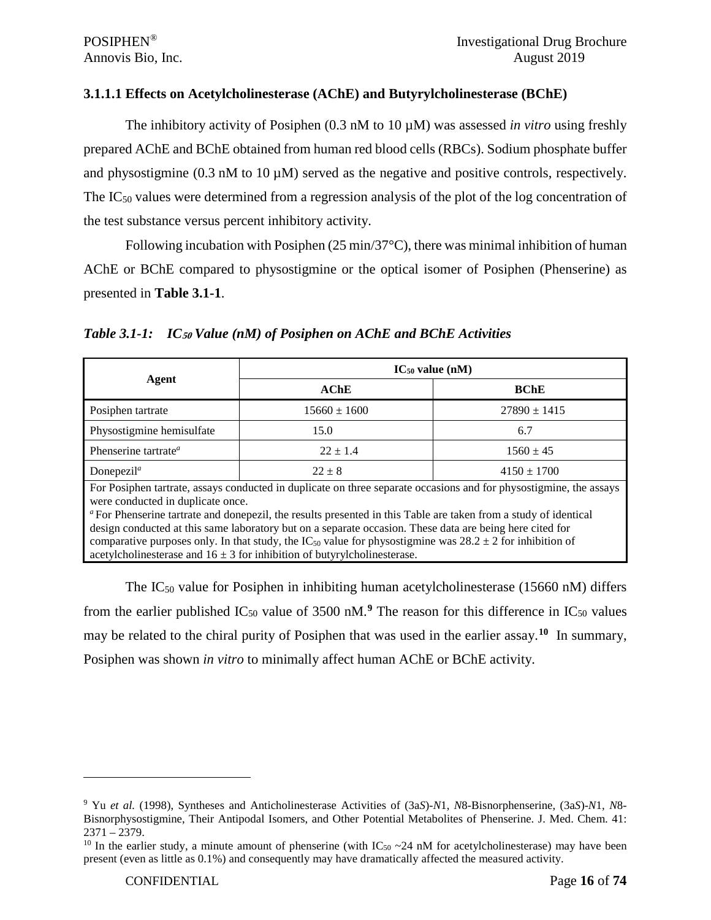### 3.1.1.1 Effects on Acetylcholinesterase (AChE) and Butyrylcholinesterase (BChE)

The inhibitory activity of Posiphen (0.3 nM to 10 µM) was assessed *in vitro* using freshly prepared AChE and BChE obtained from human red blood cells (RBCs). Sodium phosphate buffer and physostigmine (0.3 nM to 10 µM) served as the negative and positive controls, respectively. The $IC_{50}$ values were determined from a regression analysis of the plot of the log concentration of the test substance versus percent inhibitory activity.

Following incubation with Posiphen (25 min/37°C), there was minimal inhibition of human AChE or BChE compared to physostigmine or the optical isomer of Posiphen (Phenserine) as presented in **Table 3.1-1**.

***Table 3.1-1: $IC_{50}$ Value (nM) of Posiphen on AChE and BChE Activities***

| Agent | $IC_{50}$ value (nM) | |
|---|---|---|
| | **AChE** | **BChE** |
| Posiphen tartrate | 15660 ± 1600 | 27890 ± 1415 |
| Physostigmine hemisulfate | 15.0 | 6.7 |
| Phenserine tartrate[a] | 22 ± 1.4 | 1560 ± 45 |
| Donepezil[a] | 22 ± 8 | 4150 ± 1700 |

For Posiphen tartrate, assays conducted in duplicate on three separate occasions and for physostigmine, the assays were conducted in duplicate once.
[a] For Phenserine tartrate and donepezil, the results presented in this Table are taken from a study of identical design conducted at this same laboratory but on a separate occasion. These data are being here cited for comparative purposes only. In that study, the $IC_{50}$ value for physostigmine was 28.2 ± 2 for inhibition of acetylcholinesterase and 16 ± 3 for inhibition of butyrylcholinesterase.

The $IC_{50}$ value for Posiphen in inhibiting human acetylcholinesterase (15660 nM) differs from the earlier published $IC_{50}$ value of 3500 nM.[9] The reason for this difference in $IC_{50}$ values may be related to the chiral purity of Posiphen that was used in the earlier assay.[10] In summary, Posiphen was shown *in vitro* to minimally affect human AChE or BChE activity.

---

[9] Yu *et al.* (1998), Syntheses and Anticholinesterase Activities of (3a*S*)-*N*1, *N*8-Bisnorphenserine, (3a*S*)-*N*1, *N*8-Bisnorphysostigmine, Their Antipodal Isomers, and Other Potential Metabolites of Phenserine. J. Med. Chem. 41: 2371 – 2379.

[10] In the earlier study, a minute amount of phenserine (with $IC_{50}$ ~24 nM for acetylcholinesterase) may have been present (even as little as 0.1%) and consequently may have dramatically affected the measured activity.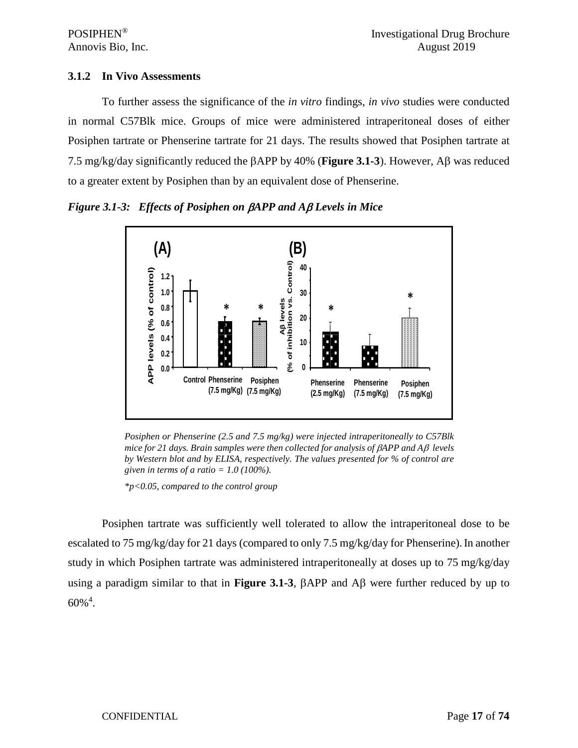### 3.1.2 In Vivo Assessments

To further assess the significance of the *in vitro* findings, *in vivo* studies were conducted in normal C57Blk mice. Groups of mice were administered intraperitoneal doses of either Posiphen tartrate or Phenserine tartrate for 21 days. The results showed that Posiphen tartrate at 7.5 mg/kg/day significantly reduced the βAPP by 40% (**Figure 3.1-3**). However, Aβ was reduced to a greater extent by Posiphen than by an equivalent dose of Phenserine.

***Figure 3.1-3: Effects of Posiphen on βAPP and Aβ Levels in Mice***

*Posiphen or Phenserine (2.5 and 7.5 mg/kg) were injected intraperitoneally to C57Blk mice for 21 days. Brain samples were then collected for analysis of βAPP and Aβ levels by Western blot and by ELISA, respectively. The values presented for % of control are given in terms of a ratio = 1.0 (100%).*

*\*p<0.05, compared to the control group*

Posiphen tartrate was sufficiently well tolerated to allow the intraperitoneal dose to be escalated to 75 mg/kg/day for 21 days (compared to only 7.5 mg/kg/day for Phenserine). In another study in which Posiphen tartrate was administered intraperitoneally at doses up to 75 mg/kg/day using a paradigm similar to that in **Figure 3.1-3**, βAPP and Aβ were further reduced by up to 60%[4].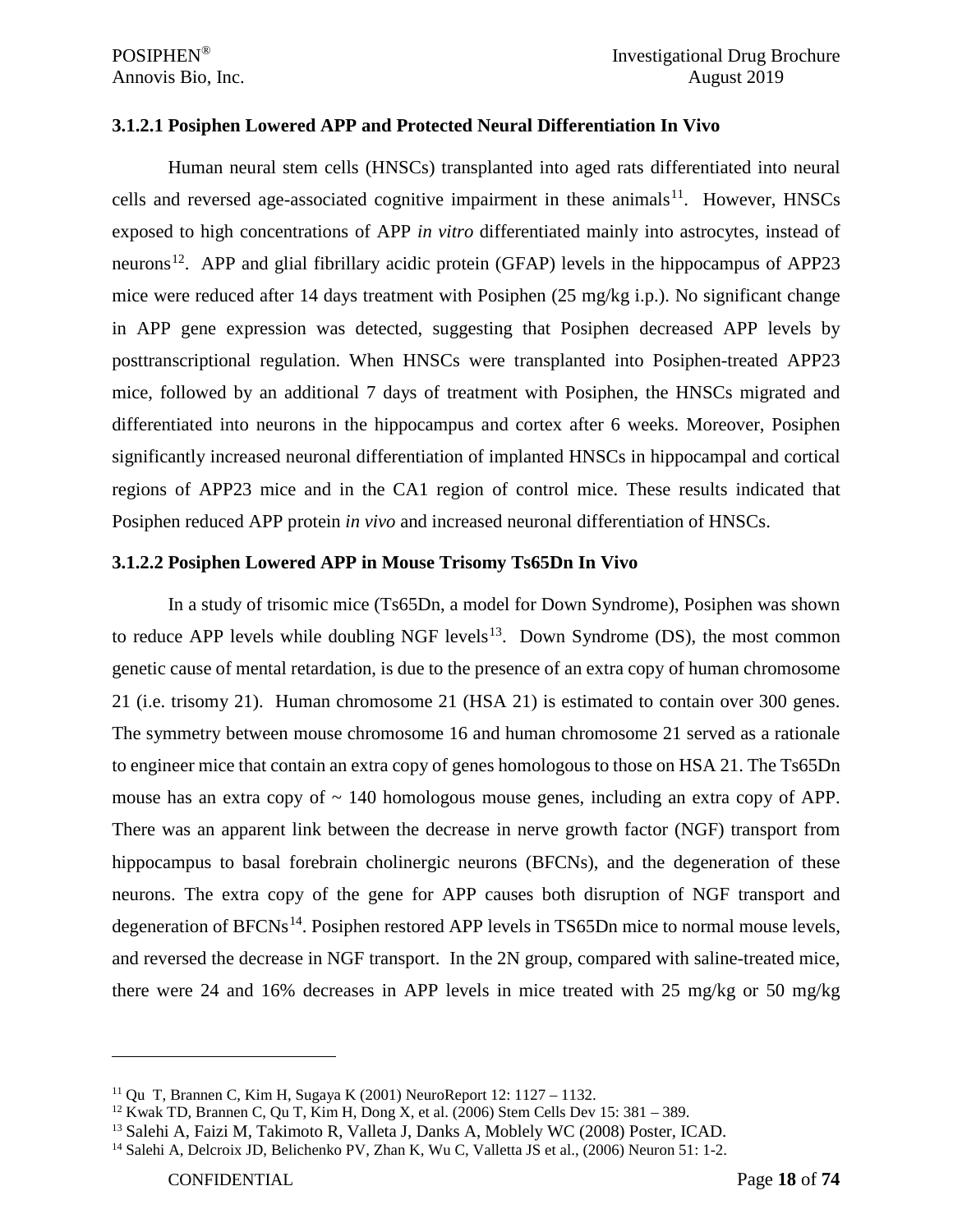### 3.1.2.1 Posiphen Lowered APP and Protected Neural Differentiation In Vivo

Human neural stem cells (HNSCs) transplanted into aged rats differentiated into neural cells and reversed age-associated cognitive impairment in these animals[11]. However, HNSCs exposed to high concentrations of APP *in vitro* differentiated mainly into astrocytes, instead of neurons[12]. APP and glial fibrillary acidic protein (GFAP) levels in the hippocampus of APP23 mice were reduced after 14 days treatment with Posiphen (25 mg/kg i.p.). No significant change in APP gene expression was detected, suggesting that Posiphen decreased APP levels by posttranscriptional regulation. When HNSCs were transplanted into Posiphen-treated APP23 mice, followed by an additional 7 days of treatment with Posiphen, the HNSCs migrated and differentiated into neurons in the hippocampus and cortex after 6 weeks. Moreover, Posiphen significantly increased neuronal differentiation of implanted HNSCs in hippocampal and cortical regions of APP23 mice and in the CA1 region of control mice. These results indicated that Posiphen reduced APP protein *in vivo* and increased neuronal differentiation of HNSCs.

### 3.1.2.2 Posiphen Lowered APP in Mouse Trisomy Ts65Dn In Vivo

In a study of trisomic mice (Ts65Dn, a model for Down Syndrome), Posiphen was shown to reduce APP levels while doubling NGF levels[13]. Down Syndrome (DS), the most common genetic cause of mental retardation, is due to the presence of an extra copy of human chromosome 21 (i.e. trisomy 21). Human chromosome 21 (HSA 21) is estimated to contain over 300 genes. The symmetry between mouse chromosome 16 and human chromosome 21 served as a rationale to engineer mice that contain an extra copy of genes homologous to those on HSA 21. The Ts65Dn mouse has an extra copy of ~ 140 homologous mouse genes, including an extra copy of APP. There was an apparent link between the decrease in nerve growth factor (NGF) transport from hippocampus to basal forebrain cholinergic neurons (BFCNs), and the degeneration of these neurons. The extra copy of the gene for APP causes both disruption of NGF transport and degeneration of BFCNs[14]. Posiphen restored APP levels in TS65Dn mice to normal mouse levels, and reversed the decrease in NGF transport. In the 2N group, compared with saline-treated mice, there were 24 and 16% decreases in APP levels in mice treated with 25 mg/kg or 50 mg/kg

---

[11] Qu T, Brannen C, Kim H, Sugaya K (2001) NeuroReport 12: 1127 – 1132.

[12] Kwak TD, Brannen C, Qu T, Kim H, Dong X, et al. (2006) Stem Cells Dev 15: 381 – 389.

[13] Salehi A, Faizi M, Takimoto R, Valleta J, Danks A, Moblely WC (2008) Poster, ICAD.

[14] Salehi A, Delcroix JD, Belichenko PV, Zhan K, Wu C, Valletta JS et al., (2006) Neuron 51: 1-2.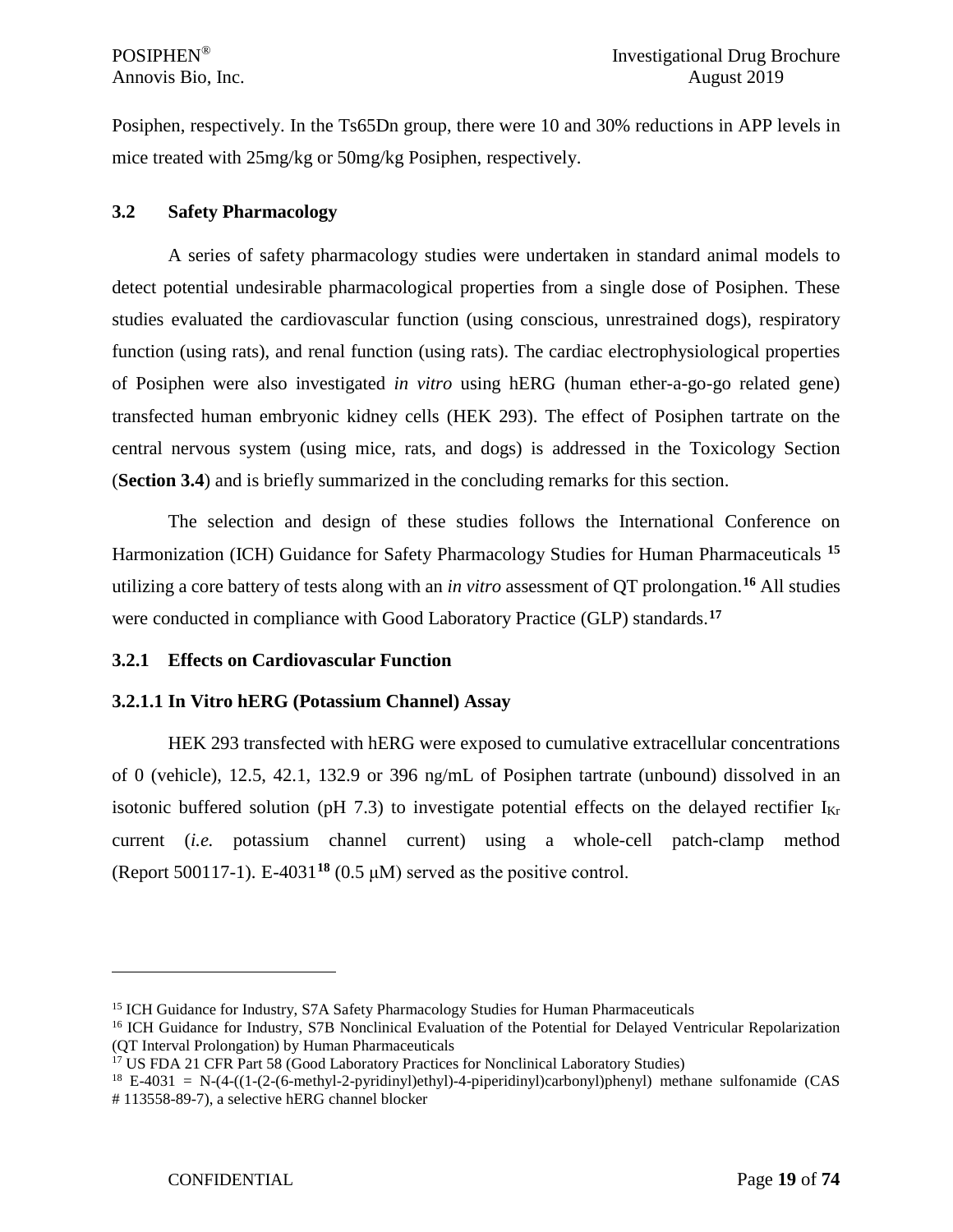Posiphen, respectively. In the Ts65Dn group, there were 10 and 30% reductions in APP levels in mice treated with 25mg/kg or 50mg/kg Posiphen, respectively.

## 3.2 Safety Pharmacology

A series of safety pharmacology studies were undertaken in standard animal models to detect potential undesirable pharmacological properties from a single dose of Posiphen. These studies evaluated the cardiovascular function (using conscious, unrestrained dogs), respiratory function (using rats), and renal function (using rats). The cardiac electrophysiological properties of Posiphen were also investigated *in vitro* using hERG (human ether-a-go-go related gene) transfected human embryonic kidney cells (HEK 293). The effect of Posiphen tartrate on the central nervous system (using mice, rats, and dogs) is addressed in the Toxicology Section (**Section 3.4**) and is briefly summarized in the concluding remarks for this section.

The selection and design of these studies follows the International Conference on Harmonization (ICH) Guidance for Safety Pharmacology Studies for Human Pharmaceuticals [15] utilizing a core battery of tests along with an *in vitro* assessment of QT prolongation.[16] All studies were conducted in compliance with Good Laboratory Practice (GLP) standards.[17]

### 3.2.1 Effects on Cardiovascular Function

#### 3.2.1.1 In Vitro hERG (Potassium Channel) Assay

HEK 293 transfected with hERG were exposed to cumulative extracellular concentrations of 0 (vehicle), 12.5, 42.1, 132.9 or 396 ng/mL of Posiphen tartrate (unbound) dissolved in an isotonic buffered solution (pH 7.3) to investigate potential effects on the delayed rectifier $I_{Kr}$ current (*i.e.* potassium channel current) using a whole-cell patch-clamp method (Report 500117-1). E-4031[18] (0.5 μM) served as the positive control.

---

[15] ICH Guidance for Industry, S7A Safety Pharmacology Studies for Human Pharmaceuticals

[16] ICH Guidance for Industry, S7B Nonclinical Evaluation of the Potential for Delayed Ventricular Repolarization (QT Interval Prolongation) by Human Pharmaceuticals

[17] US FDA 21 CFR Part 58 (Good Laboratory Practices for Nonclinical Laboratory Studies)

[18] E-4031 = N-(4-((1-(2-(6-methyl-2-pyridinyl)ethyl)-4-piperidinyl)carbonyl)phenyl) methane sulfonamide (CAS # 113558-89-7), a selective hERG channel blocker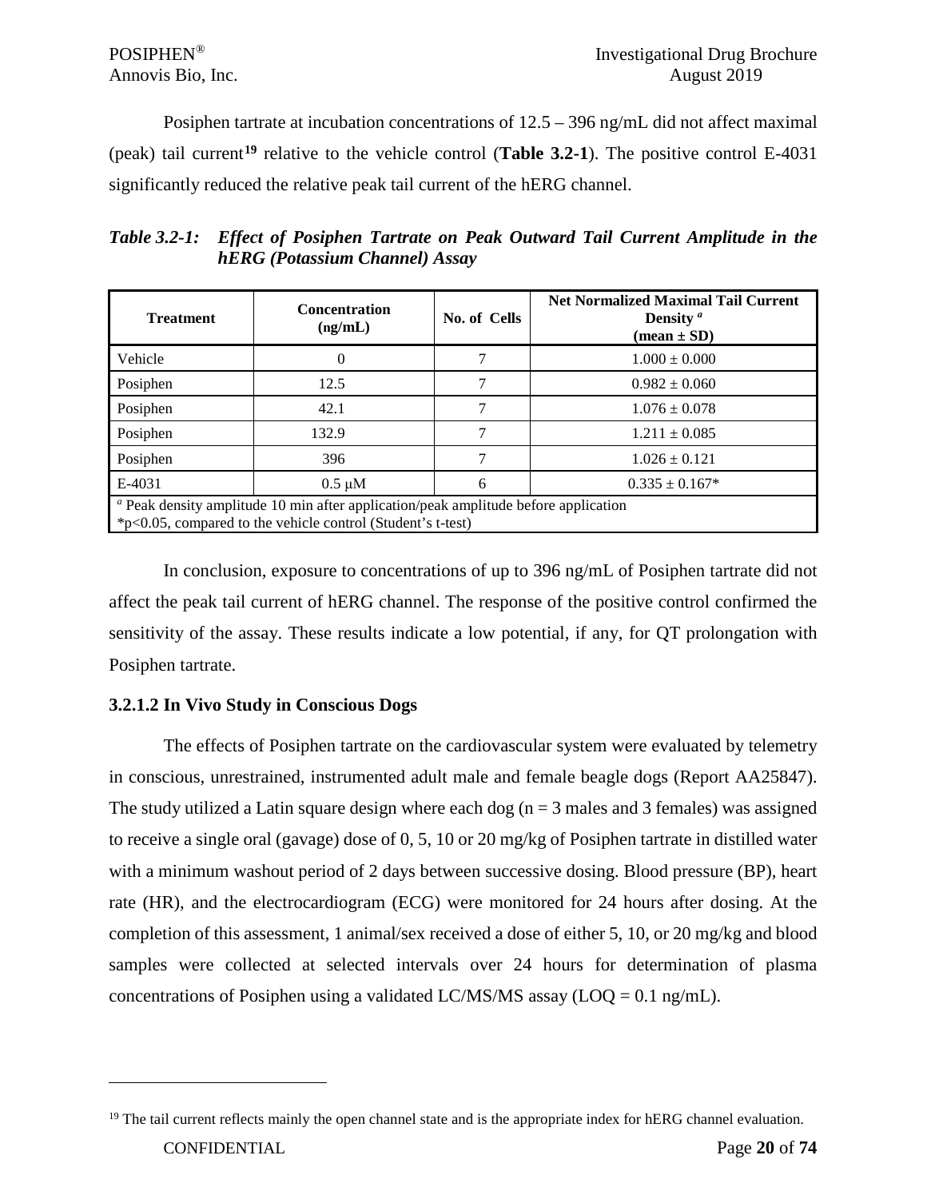Posiphen tartrate at incubation concentrations of 12.5 – 396 ng/mL did not affect maximal (peak) tail current[19] relative to the vehicle control (**Table 3.2-1**). The positive control E-4031 significantly reduced the relative peak tail current of the hERG channel.

***Table 3.2-1: Effect of Posiphen Tartrate on Peak Outward Tail Current Amplitude in the hERG (Potassium Channel) Assay***

| Treatment | Concentration (ng/mL) | No. of Cells | Net Normalized Maximal Tail Current Density [a] (mean ± SD) |
|---|---|---|---|
| Vehicle | 0 | 7 | 1.000 ± 0.000 |
| Posiphen | 12.5 | 7 | 0.982 ± 0.060 |
| Posiphen | 42.1 | 7 | 1.076 ± 0.078 |
| Posiphen | 132.9 | 7 | 1.211 ± 0.085 |
| Posiphen | 396 | 7 | 1.026 ± 0.121 |
| E-4031 | 0.5 μM | 6 | 0.335 ± 0.167* |

[a] Peak density amplitude 10 min after application/peak amplitude before application
*p<0.05, compared to the vehicle control (Student's t-test)

In conclusion, exposure to concentrations of up to 396 ng/mL of Posiphen tartrate did not affect the peak tail current of hERG channel. The response of the positive control confirmed the sensitivity of the assay. These results indicate a low potential, if any, for QT prolongation with Posiphen tartrate.

### 3.2.1.2 In Vivo Study in Conscious Dogs

The effects of Posiphen tartrate on the cardiovascular system were evaluated by telemetry in conscious, unrestrained, instrumented adult male and female beagle dogs (Report AA25847). The study utilized a Latin square design where each dog (n = 3 males and 3 females) was assigned to receive a single oral (gavage) dose of 0, 5, 10 or 20 mg/kg of Posiphen tartrate in distilled water with a minimum washout period of 2 days between successive dosing. Blood pressure (BP), heart rate (HR), and the electrocardiogram (ECG) were monitored for 24 hours after dosing. At the completion of this assessment, 1 animal/sex received a dose of either 5, 10, or 20 mg/kg and blood samples were collected at selected intervals over 24 hours for determination of plasma concentrations of Posiphen using a validated LC/MS/MS assay (LOQ = 0.1 ng/mL).

[19] The tail current reflects mainly the open channel state and is the appropriate index for hERG channel evaluation.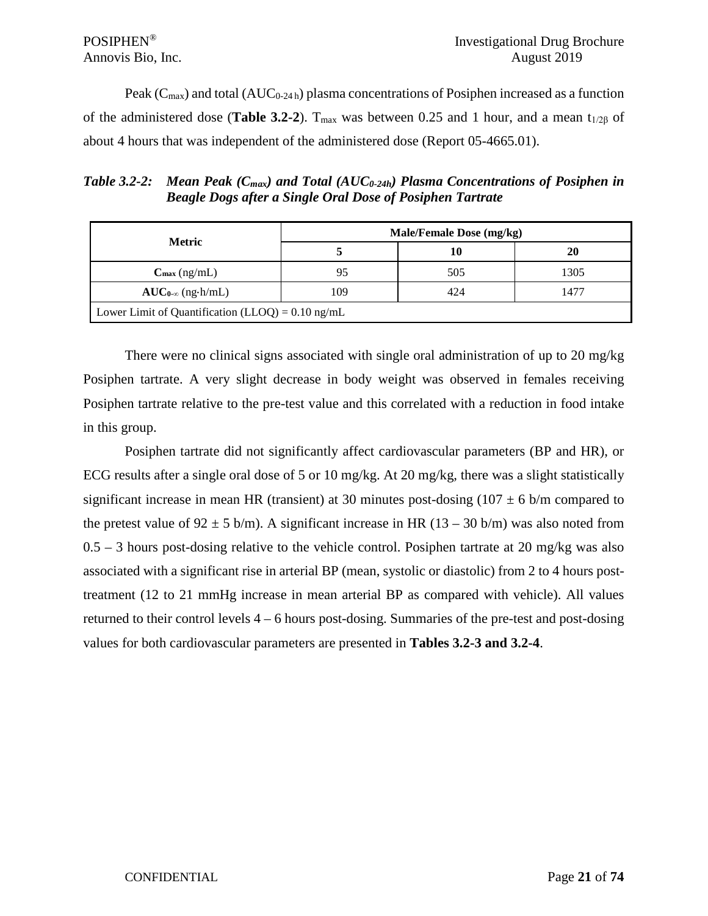Peak ($C_{max}$) and total ($AUC_{0\text{-}24\,h}$) plasma concentrations of Posiphen increased as a function of the administered dose (**Table 3.2-2**). $T_{max}$ was between 0.25 and 1 hour, and a mean $t_{1/2\beta}$ of about 4 hours that was independent of the administered dose (Report 05-4665.01).

***Table 3.2-2: Mean Peak ($C_{max}$) and Total ($AUC_{0\text{-}24h}$) Plasma Concentrations of Posiphen in Beagle Dogs after a Single Oral Dose of Posiphen Tartrate***

| Metric | Male/Female Dose (mg/kg) | | |
|---|---|---|---|
| | **5** | **10** | **20** |
| $C_{max}$ (ng/mL) | 95 | 505 | 1305 |
| $AUC_{0\text{-}\infty}$ (ng·h/mL) | 109 | 424 | 1477 |
| Lower Limit of Quantification (LLOQ) = 0.10 ng/mL | | | |

There were no clinical signs associated with single oral administration of up to 20 mg/kg Posiphen tartrate. A very slight decrease in body weight was observed in females receiving Posiphen tartrate relative to the pre-test value and this correlated with a reduction in food intake in this group.

Posiphen tartrate did not significantly affect cardiovascular parameters (BP and HR), or ECG results after a single oral dose of 5 or 10 mg/kg. At 20 mg/kg, there was a slight statistically significant increase in mean HR (transient) at 30 minutes post-dosing (107 ± 6 b/m compared to the pretest value of 92 ± 5 b/m). A significant increase in HR (13 – 30 b/m) was also noted from 0.5 – 3 hours post-dosing relative to the vehicle control. Posiphen tartrate at 20 mg/kg was also associated with a significant rise in arterial BP (mean, systolic or diastolic) from 2 to 4 hours post-treatment (12 to 21 mmHg increase in mean arterial BP as compared with vehicle). All values returned to their control levels 4 – 6 hours post-dosing. Summaries of the pre-test and post-dosing values for both cardiovascular parameters are presented in **Tables 3.2-3 and 3.2-4**.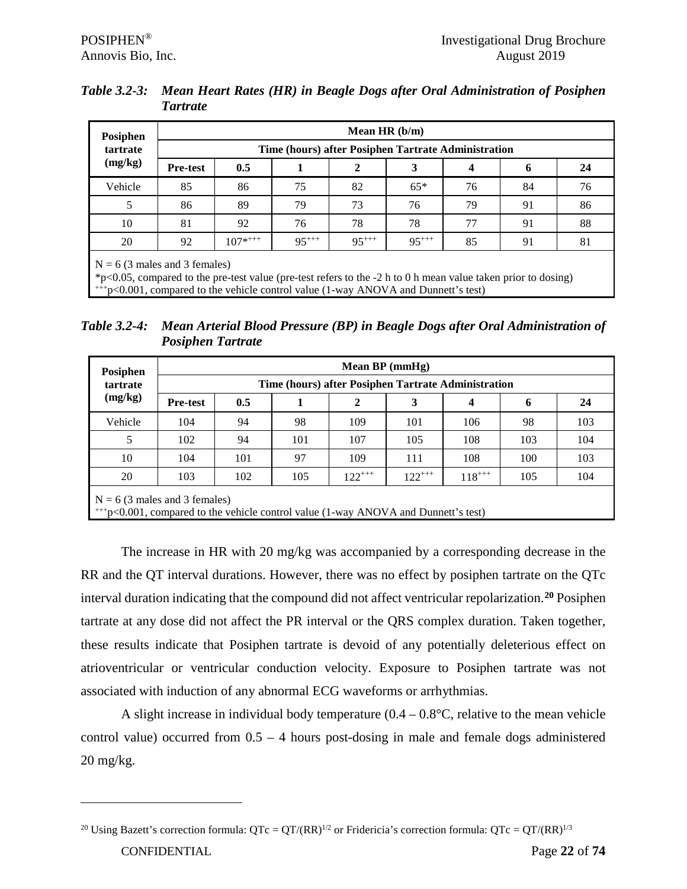*Table 3.2-3: Mean Heart Rates (HR) in Beagle Dogs after Oral Administration of Posiphen Tartrate*

| Posiphen tartrate (mg/kg) | Mean HR (b/m) | | | | | | | |
|---|---|---|---|---|---|---|---|---|
| | Time (hours) after Posiphen Tartrate Administration | | | | | | | |
| | **Pre-test** | **0.5** | **1** | **2** | **3** | **4** | **6** | **24** |
| Vehicle | 85 | 86 | 75 | 82 | 65* | 76 | 84 | 76 |
| 5 | 86 | 89 | 79 | 73 | 76 | 79 | 91 | 86 |
| 10 | 81 | 92 | 76 | 78 | 78 | 77 | 91 | 88 |
| 20 | 92 | 107*+++ | 95+++ | 95+++ | 95+++ | 85 | 91 | 81 |

N = 6 (3 males and 3 females)
*p<0.05, compared to the pre-test value (pre-test refers to the -2 h to 0 h mean value taken prior to dosing)
+++p<0.001, compared to the vehicle control value (1-way ANOVA and Dunnett's test)

*Table 3.2-4: Mean Arterial Blood Pressure (BP) in Beagle Dogs after Oral Administration of Posiphen Tartrate*

| Posiphen tartrate (mg/kg) | Mean BP (mmHg) | | | | | | | |
|---|---|---|---|---|---|---|---|---|
| | Time (hours) after Posiphen Tartrate Administration | | | | | | | |
| | **Pre-test** | **0.5** | **1** | **2** | **3** | **4** | **6** | **24** |
| Vehicle | 104 | 94 | 98 | 109 | 101 | 106 | 98 | 103 |
| 5 | 102 | 94 | 101 | 107 | 105 | 108 | 103 | 104 |
| 10 | 104 | 101 | 97 | 109 | 111 | 108 | 100 | 103 |
| 20 | 103 | 102 | 105 | 122+++ | 122+++ | 118+++ | 105 | 104 |

N = 6 (3 males and 3 females)
+++p<0.001, compared to the vehicle control value (1-way ANOVA and Dunnett's test)

The increase in HR with 20 mg/kg was accompanied by a corresponding decrease in the RR and the QT interval durations. However, there was no effect by posiphen tartrate on the QTc interval duration indicating that the compound did not affect ventricular repolarization.[20] Posiphen tartrate at any dose did not affect the PR interval or the QRS complex duration. Taken together, these results indicate that Posiphen tartrate is devoid of any potentially deleterious effect on atrioventricular or ventricular conduction velocity. Exposure to Posiphen tartrate was not associated with induction of any abnormal ECG waveforms or arrhythmias.

A slight increase in individual body temperature (0.4 – 0.8°C, relative to the mean vehicle control value) occurred from 0.5 – 4 hours post-dosing in male and female dogs administered 20 mg/kg.

---

[20] Using Bazett's correction formula: $QTc = QT/(RR)^{1/2}$ or Fridericia's correction formula: $QTc = QT/(RR)^{1/3}$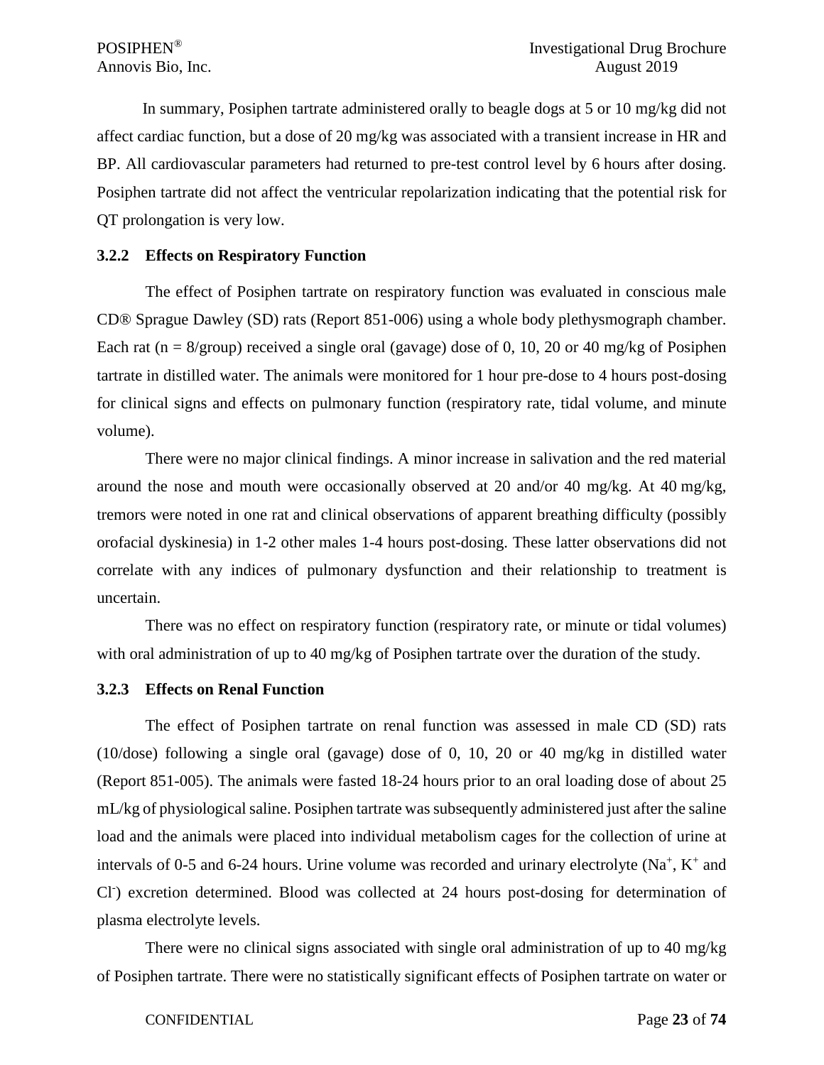In summary, Posiphen tartrate administered orally to beagle dogs at 5 or 10 mg/kg did not affect cardiac function, but a dose of 20 mg/kg was associated with a transient increase in HR and BP. All cardiovascular parameters had returned to pre-test control level by 6 hours after dosing. Posiphen tartrate did not affect the ventricular repolarization indicating that the potential risk for QT prolongation is very low.

### 3.2.2 Effects on Respiratory Function

The effect of Posiphen tartrate on respiratory function was evaluated in conscious male CD® Sprague Dawley (SD) rats (Report 851-006) using a whole body plethysmograph chamber. Each rat ($n = 8$/group) received a single oral (gavage) dose of 0, 10, 20 or 40 mg/kg of Posiphen tartrate in distilled water. The animals were monitored for 1 hour pre-dose to 4 hours post-dosing for clinical signs and effects on pulmonary function (respiratory rate, tidal volume, and minute volume).

There were no major clinical findings. A minor increase in salivation and the red material around the nose and mouth were occasionally observed at 20 and/or 40 mg/kg. At 40 mg/kg, tremors were noted in one rat and clinical observations of apparent breathing difficulty (possibly orofacial dyskinesia) in 1-2 other males 1-4 hours post-dosing. These latter observations did not correlate with any indices of pulmonary dysfunction and their relationship to treatment is uncertain.

There was no effect on respiratory function (respiratory rate, or minute or tidal volumes) with oral administration of up to 40 mg/kg of Posiphen tartrate over the duration of the study.

### 3.2.3 Effects on Renal Function

The effect of Posiphen tartrate on renal function was assessed in male CD (SD) rats (10/dose) following a single oral (gavage) dose of 0, 10, 20 or 40 mg/kg in distilled water (Report 851-005). The animals were fasted 18-24 hours prior to an oral loading dose of about 25 mL/kg of physiological saline. Posiphen tartrate was subsequently administered just after the saline load and the animals were placed into individual metabolism cages for the collection of urine at intervals of 0-5 and 6-24 hours. Urine volume was recorded and urinary electrolyte ($Na^+$, $K^+$ and $Cl^-$) excretion determined. Blood was collected at 24 hours post-dosing for determination of plasma electrolyte levels.

There were no clinical signs associated with single oral administration of up to 40 mg/kg of Posiphen tartrate. There were no statistically significant effects of Posiphen tartrate on water or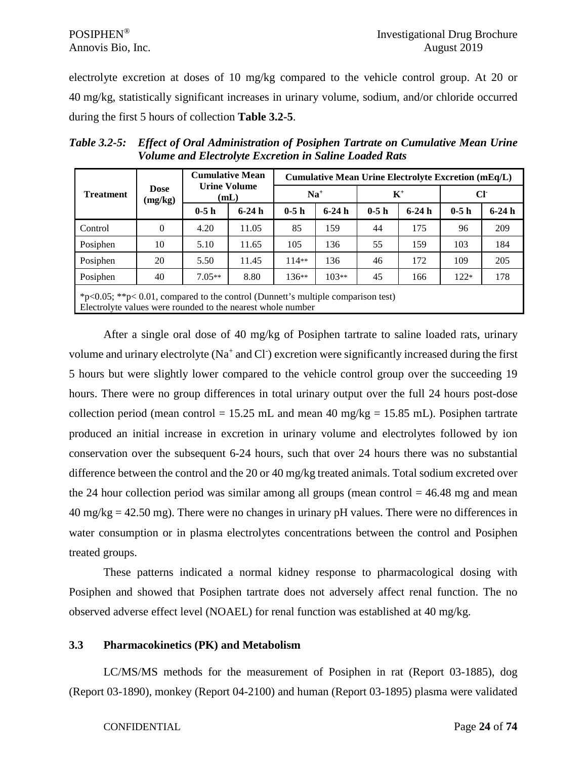electrolyte excretion at doses of 10 mg/kg compared to the vehicle control group. At 20 or 40 mg/kg, statistically significant increases in urinary volume, sodium, and/or chloride occurred during the first 5 hours of collection **Table 3.2-5**.

***Table 3.2-5: Effect of Oral Administration of Posiphen Tartrate on Cumulative Mean Urine Volume and Electrolyte Excretion in Saline Loaded Rats***

| Treatment | Dose (mg/kg) | Cumulative Mean Urine Volume (mL) | | Cumulative Mean Urine Electrolyte Excretion (mEq/L) | | | | | |
|---|---|---|---|---|---|---|---|---|---|
| | | | | $Na^+$ | | $K^+$ | | $Cl^-$ | |
| | | 0-5 h | 6-24 h | 0-5 h | 6-24 h | 0-5 h | 6-24 h | 0-5 h | 6-24 h |
| Control | 0 | 4.20 | 11.05 | 85 | 159 | 44 | 175 | 96 | 209 |
| Posiphen | 10 | 5.10 | 11.65 | 105 | 136 | 55 | 159 | 103 | 184 |
| Posiphen | 20 | 5.50 | 11.45 | 114** | 136 | 46 | 172 | 109 | 205 |
| Posiphen | 40 | 7.05** | 8.80 | 136** | 103** | 45 | 166 | 122* | 178 |

*p<0.05; **p< 0.01, compared to the control (Dunnett's multiple comparison test)
Electrolyte values were rounded to the nearest whole number

After a single oral dose of 40 mg/kg of Posiphen tartrate to saline loaded rats, urinary volume and urinary electrolyte ($Na^+$ and $Cl^-$) excretion were significantly increased during the first 5 hours but were slightly lower compared to the vehicle control group over the succeeding 19 hours. There were no group differences in total urinary output over the full 24 hours post-dose collection period (mean control = 15.25 mL and mean 40 mg/kg = 15.85 mL). Posiphen tartrate produced an initial increase in excretion in urinary volume and electrolytes followed by ion conservation over the subsequent 6-24 hours, such that over 24 hours there was no substantial difference between the control and the 20 or 40 mg/kg treated animals. Total sodium excreted over the 24 hour collection period was similar among all groups (mean control = 46.48 mg and mean 40 mg/kg = 42.50 mg). There were no changes in urinary pH values. There were no differences in water consumption or in plasma electrolytes concentrations between the control and Posiphen treated groups.

These patterns indicated a normal kidney response to pharmacological dosing with Posiphen and showed that Posiphen tartrate does not adversely affect renal function. The no observed adverse effect level (NOAEL) for renal function was established at 40 mg/kg.

### 3.3 Pharmacokinetics (PK) and Metabolism

LC/MS/MS methods for the measurement of Posiphen in rat (Report 03-1885), dog (Report 03-1890), monkey (Report 04-2100) and human (Report 03-1895) plasma were validated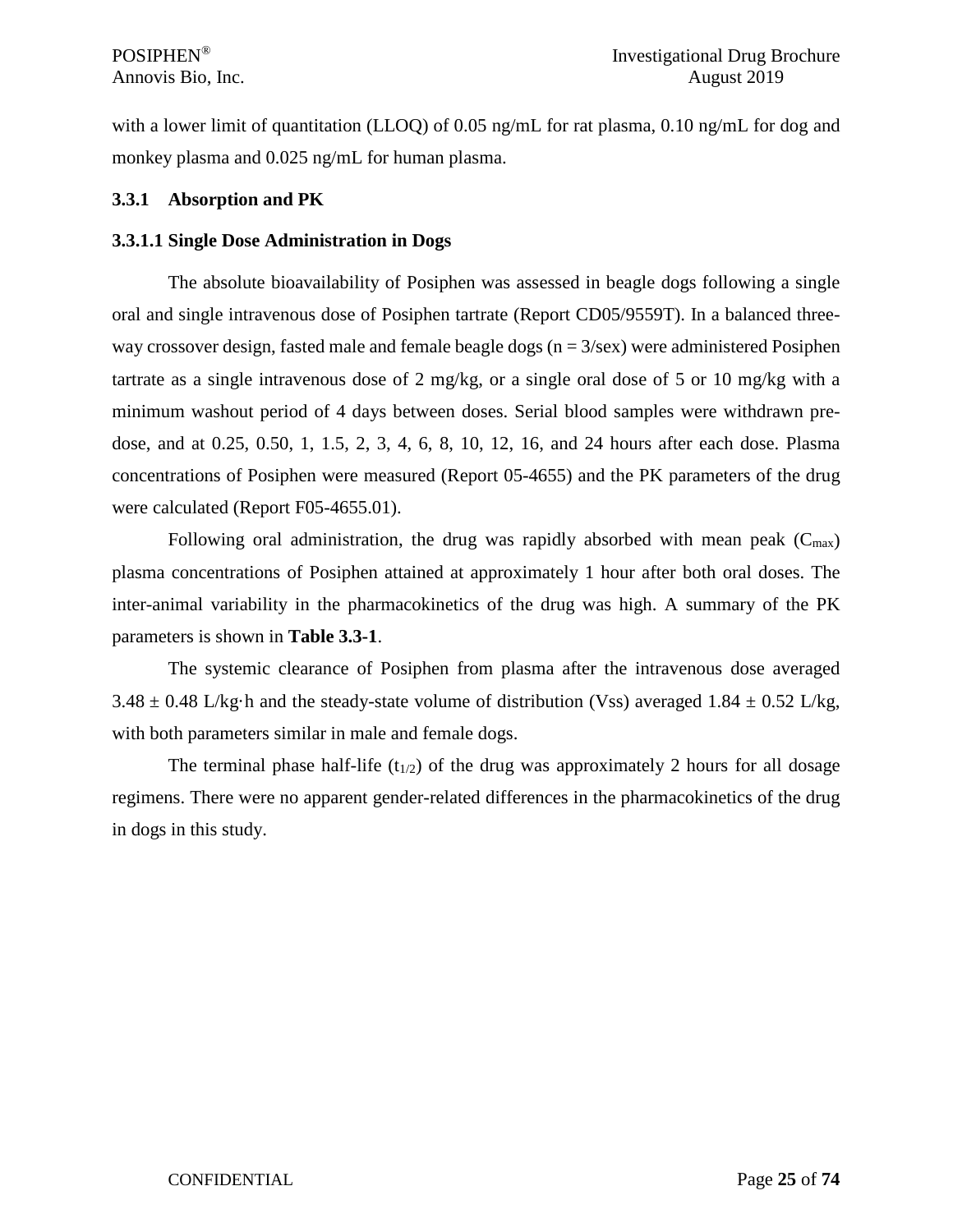with a lower limit of quantitation (LLOQ) of 0.05 ng/mL for rat plasma, 0.10 ng/mL for dog and monkey plasma and 0.025 ng/mL for human plasma.

### 3.3.1 Absorption and PK

#### 3.3.1.1 Single Dose Administration in Dogs

The absolute bioavailability of Posiphen was assessed in beagle dogs following a single oral and single intravenous dose of Posiphen tartrate (Report CD05/9559T). In a balanced three-way crossover design, fasted male and female beagle dogs (n = 3/sex) were administered Posiphen tartrate as a single intravenous dose of 2 mg/kg, or a single oral dose of 5 or 10 mg/kg with a minimum washout period of 4 days between doses. Serial blood samples were withdrawn pre-dose, and at 0.25, 0.50, 1, 1.5, 2, 3, 4, 6, 8, 10, 12, 16, and 24 hours after each dose. Plasma concentrations of Posiphen were measured (Report 05-4655) and the PK parameters of the drug were calculated (Report F05-4655.01).

Following oral administration, the drug was rapidly absorbed with mean peak ($C_{max}$) plasma concentrations of Posiphen attained at approximately 1 hour after both oral doses. The inter-animal variability in the pharmacokinetics of the drug was high. A summary of the PK parameters is shown in **Table 3.3-1**.

The systemic clearance of Posiphen from plasma after the intravenous dose averaged 3.48 ± 0.48 L/kg·h and the steady-state volume of distribution (Vss) averaged 1.84 ± 0.52 L/kg, with both parameters similar in male and female dogs.

The terminal phase half-life ($t_{1/2}$) of the drug was approximately 2 hours for all dosage regimens. There were no apparent gender-related differences in the pharmacokinetics of the drug in dogs in this study.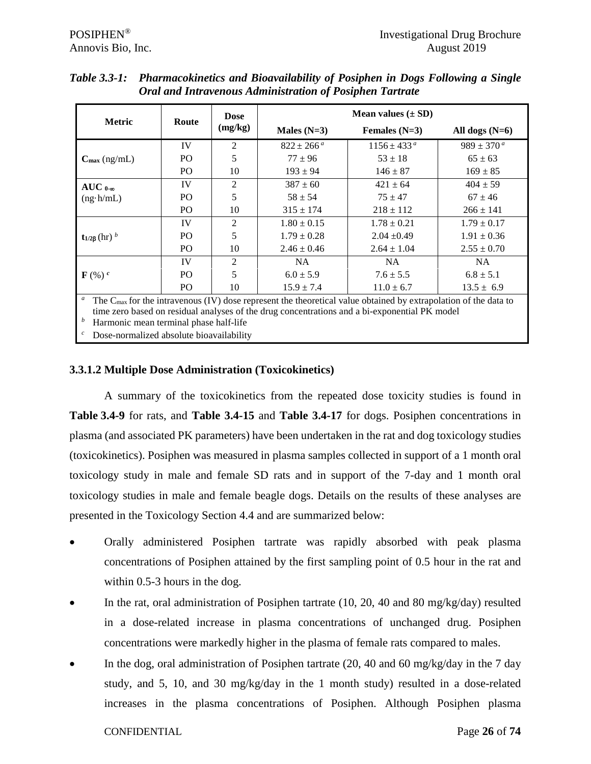*Table 3.3-1: Pharmacokinetics and Bioavailability of Posiphen in Dogs Following a Single Oral and Intravenous Administration of Posiphen Tartrate*

| Metric | Route | Dose (mg/kg) | Mean values (± SD) | | |
|---|---|---|---|---|---|
| | | | Males (N=3) | Females (N=3) | All dogs (N=6) |
| $C_{max}$ (ng/mL) | IV | 2 | 822 ± 266 [a] | 1156 ± 433 [a] | 989 ± 370 [a] |
| | PO | 5 | 77 ± 96 | 53 ± 18 | 65 ± 63 |
| | PO | 10 | 193 ± 94 | 146 ± 87 | 169 ± 85 |
| $AUC_{0-\infty}$ (ng·h/mL) | IV | 2 | 387 ± 60 | 421 ± 64 | 404 ± 59 |
| | PO | 5 | 58 ± 54 | 75 ± 47 | 67 ± 46 |
| | PO | 10 | 315 ± 174 | 218 ± 112 | 266 ± 141 |
| $t_{1/2\beta}$ (hr) [b] | IV | 2 | 1.80 ± 0.15 | 1.78 ± 0.21 | 1.79 ± 0.17 |
| | PO | 5 | 1.79 ± 0.28 | 2.04 ±0.49 | 1.91 ± 0.36 |
| | PO | 10 | 2.46 ± 0.46 | 2.64 ± 1.04 | 2.55 ± 0.70 |
| F (%) [c] | IV | 2 | NA | NA | NA |
| | PO | 5 | 6.0 ± 5.9 | 7.6 ± 5.5 | 6.8 ± 5.1 |
| | PO | 10 | 15.9 ± 7.4 | 11.0 ± 6.7 | 13.5 ± 6.9 |

[a] The $C_{max}$ for the intravenous (IV) dose represent the theoretical value obtained by extrapolation of the data to time zero based on residual analyses of the drug concentrations and a bi-exponential PK model

[b] Harmonic mean terminal phase half-life

[c] Dose-normalized absolute bioavailability

### 3.3.1.2 Multiple Dose Administration (Toxicokinetics)

A summary of the toxicokinetics from the repeated dose toxicity studies is found in **Table 3.4-9** for rats, and **Table 3.4-15** and **Table 3.4-17** for dogs. Posiphen concentrations in plasma (and associated PK parameters) have been undertaken in the rat and dog toxicology studies (toxicokinetics). Posiphen was measured in plasma samples collected in support of a 1 month oral toxicology study in male and female SD rats and in support of the 7-day and 1 month oral toxicology studies in male and female beagle dogs. Details on the results of these analyses are presented in the Toxicology Section 4.4 and are summarized below:

- Orally administered Posiphen tartrate was rapidly absorbed with peak plasma concentrations of Posiphen attained by the first sampling point of 0.5 hour in the rat and within 0.5-3 hours in the dog.
- In the rat, oral administration of Posiphen tartrate (10, 20, 40 and 80 mg/kg/day) resulted in a dose-related increase in plasma concentrations of unchanged drug. Posiphen concentrations were markedly higher in the plasma of female rats compared to males.
- In the dog, oral administration of Posiphen tartrate (20, 40 and 60 mg/kg/day in the 7 day study, and 5, 10, and 30 mg/kg/day in the 1 month study) resulted in a dose-related increases in the plasma concentrations of Posiphen. Although Posiphen plasma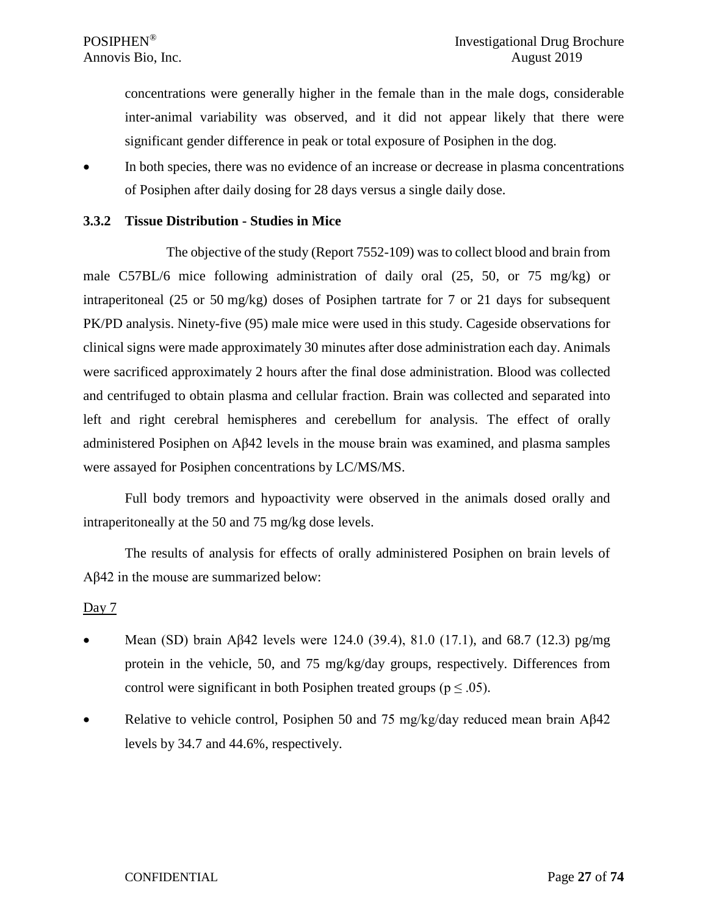concentrations were generally higher in the female than in the male dogs, considerable inter-animal variability was observed, and it did not appear likely that there were significant gender difference in peak or total exposure of Posiphen in the dog.

- In both species, there was no evidence of an increase or decrease in plasma concentrations of Posiphen after daily dosing for 28 days versus a single daily dose.

### 3.3.2 Tissue Distribution - Studies in Mice

The objective of the study (Report 7552-109) was to collect blood and brain from male C57BL/6 mice following administration of daily oral (25, 50, or 75 mg/kg) or intraperitoneal (25 or 50 mg/kg) doses of Posiphen tartrate for 7 or 21 days for subsequent PK/PD analysis. Ninety-five (95) male mice were used in this study. Cageside observations for clinical signs were made approximately 30 minutes after dose administration each day. Animals were sacrificed approximately 2 hours after the final dose administration. Blood was collected and centrifuged to obtain plasma and cellular fraction. Brain was collected and separated into left and right cerebral hemispheres and cerebellum for analysis. The effect of orally administered Posiphen on Aβ42 levels in the mouse brain was examined, and plasma samples were assayed for Posiphen concentrations by LC/MS/MS.

Full body tremors and hypoactivity were observed in the animals dosed orally and intraperitoneally at the 50 and 75 mg/kg dose levels.

The results of analysis for effects of orally administered Posiphen on brain levels of Aβ42 in the mouse are summarized below:

Day 7

- Mean (SD) brain Aβ42 levels were 124.0 (39.4), 81.0 (17.1), and 68.7 (12.3) pg/mg protein in the vehicle, 50, and 75 mg/kg/day groups, respectively. Differences from control were significant in both Posiphen treated groups ($p \leq .05$).
- Relative to vehicle control, Posiphen 50 and 75 mg/kg/day reduced mean brain Aβ42 levels by 34.7 and 44.6%, respectively.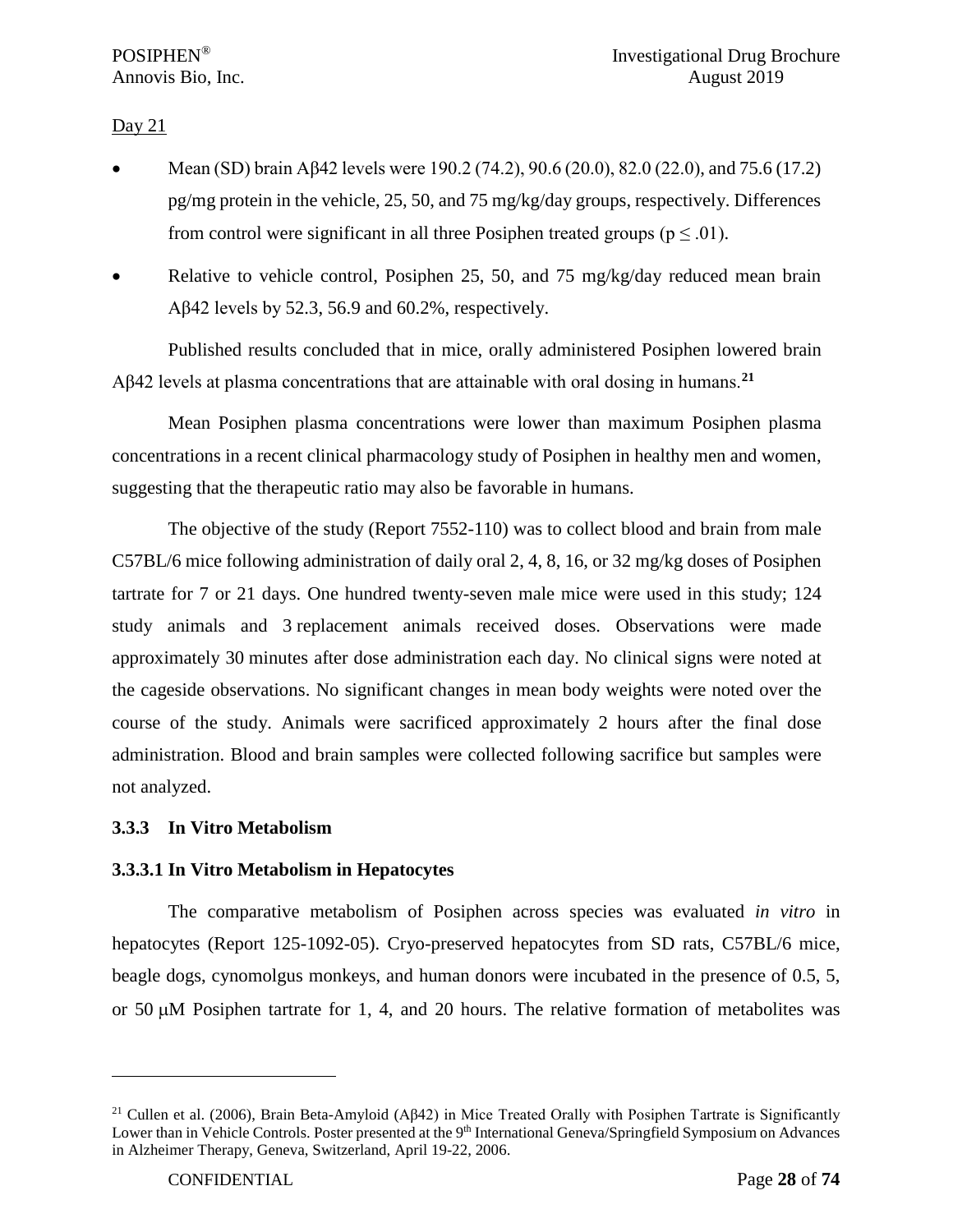Day 21

- Mean (SD) brain Aβ42 levels were 190.2 (74.2), 90.6 (20.0), 82.0 (22.0), and 75.6 (17.2) pg/mg protein in the vehicle, 25, 50, and 75 mg/kg/day groups, respectively. Differences from control were significant in all three Posiphen treated groups ($p \leq .01$).
- Relative to vehicle control, Posiphen 25, 50, and 75 mg/kg/day reduced mean brain Aβ42 levels by 52.3, 56.9 and 60.2%, respectively.

Published results concluded that in mice, orally administered Posiphen lowered brain Aβ42 levels at plasma concentrations that are attainable with oral dosing in humans.[21]

Mean Posiphen plasma concentrations were lower than maximum Posiphen plasma concentrations in a recent clinical pharmacology study of Posiphen in healthy men and women, suggesting that the therapeutic ratio may also be favorable in humans.

The objective of the study (Report 7552-110) was to collect blood and brain from male C57BL/6 mice following administration of daily oral 2, 4, 8, 16, or 32 mg/kg doses of Posiphen tartrate for 7 or 21 days. One hundred twenty-seven male mice were used in this study; 124 study animals and 3 replacement animals received doses. Observations were made approximately 30 minutes after dose administration each day. No clinical signs were noted at the cageside observations. No significant changes in mean body weights were noted over the course of the study. Animals were sacrificed approximately 2 hours after the final dose administration. Blood and brain samples were collected following sacrifice but samples were not analyzed.

### 3.3.3 In Vitro Metabolism

#### 3.3.3.1 In Vitro Metabolism in Hepatocytes

The comparative metabolism of Posiphen across species was evaluated *in vitro* in hepatocytes (Report 125-1092-05). Cryo-preserved hepatocytes from SD rats, C57BL/6 mice, beagle dogs, cynomolgus monkeys, and human donors were incubated in the presence of 0.5, 5, or 50 μM Posiphen tartrate for 1, 4, and 20 hours. The relative formation of metabolites was

---

[21] Cullen et al. (2006), Brain Beta-Amyloid (Aβ42) in Mice Treated Orally with Posiphen Tartrate is Significantly Lower than in Vehicle Controls. Poster presented at the 9th International Geneva/Springfield Symposium on Advances in Alzheimer Therapy, Geneva, Switzerland, April 19-22, 2006.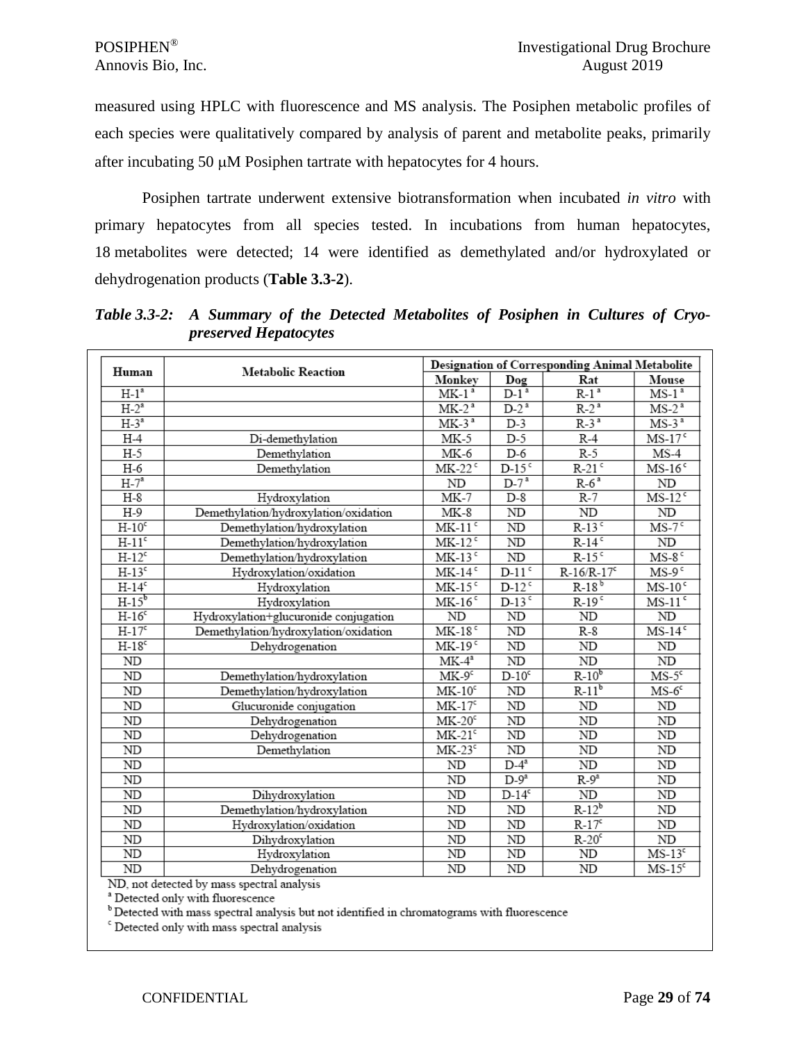measured using HPLC with fluorescence and MS analysis. The Posiphen metabolic profiles of each species were qualitatively compared by analysis of parent and metabolite peaks, primarily after incubating 50 μM Posiphen tartrate with hepatocytes for 4 hours.

Posiphen tartrate underwent extensive biotransformation when incubated *in vitro* with primary hepatocytes from all species tested. In incubations from human hepatocytes, 18 metabolites were detected; 14 were identified as demethylated and/or hydroxylated or dehydrogenation products (**Table 3.3-2**).

***Table 3.3-2: A Summary of the Detected Metabolites of Posiphen in Cultures of Cryo-preserved Hepatocytes***

| Human | Metabolic Reaction | Designation of Corresponding Animal Metabolite | | | |
|---|---|---|---|---|---|
| | | Monkey | Dog | Rat | Mouse |
| H-1[a] | | MK-1[a] | D-1[a] | R-1[a] | MS-1[a] |
| H-2[a] | | MK-2[a] | D-2[a] | R-2[a] | MS-2[a] |
| H-3[a] | | MK-3[a] | D-3 | R-3[a] | MS-3[a] |
| H-4 | Di-demethylation | MK-5 | D-5 | R-4 | MS-17[c] |
| H-5 | Demethylation | MK-6 | D-6 | R-5 | MS-4 |
| H-6 | Demethylation | MK-22[c] | D-15[c] | R-21[c] | MS-16[c] |
| H-7[a] | | ND | D-7[a] | R-6[a] | ND |
| H-8 | Hydroxylation | MK-7 | D-8 | R-7 | MS-12[c] |
| H-9 | Demethylation/hydroxylation/oxidation | MK-8 | ND | ND | ND |
| H-10[c] | Demethylation/hydroxylation | MK-11[c] | ND | R-13[c] | MS-7[c] |
| H-11[c] | Demethylation/hydroxylation | MK-12[c] | ND | R-14[c] | ND |
| H-12[c] | Demethylation/hydroxylation | MK-13[c] | ND | R-15[c] | MS-8[c] |
| H-13[c] | Hydroxylation/oxidation | MK-14[c] | D-11[c] | R-16/R-17[c] | MS-9[c] |
| H-14[c] | Hydroxylation | MK-15[c] | D-12[c] | R-18[b] | MS-10[c] |
| H-15[b] | Hydroxylation | MK-16[c] | D-13[c] | R-19[c] | MS-11[c] |
| H-16[c] | Hydroxylation+glucuronide conjugation | ND | ND | ND | ND |
| H-17[c] | Demethylation/hydroxylation/oxidation | MK-18[c] | ND | R-8 | MS-14[c] |
| H-18[c] | Dehydrogenation | MK-19[c] | ND | ND | ND |
| ND | | MK-4[a] | ND | ND | ND |
| ND | Demethylation/hydroxylation | MK-9[c] | D-10[c] | R-10[b] | MS-5[c] |
| ND | Demethylation/hydroxylation | MK-10[c] | ND | R-11[b] | MS-6[c] |
| ND | Glucuronide conjugation | MK-17[c] | ND | ND | ND |
| ND | Dehydrogenation | MK-20[c] | ND | ND | ND |
| ND | Dehydrogenation | MK-21[c] | ND | ND | ND |
| ND | Demethylation | MK-23[c] | ND | ND | ND |
| ND | | ND | D-4[a] | ND | ND |
| ND | | ND | D-9[a] | R-9[a] | ND |
| ND | Dihydroxylation | ND | D-14[c] | ND | ND |
| ND | Demethylation/hydroxylation | ND | ND | R-12[b] | ND |
| ND | Hydroxylation/oxidation | ND | ND | R-17[c] | ND |
| ND | Dihydroxylation | ND | ND | R-20[c] | ND |
| ND | Hydroxylation | ND | ND | ND | MS-13[c] |
| ND | Dehydrogenation | ND | ND | ND | MS-15[c] |

ND, not detected by mass spectral analysis
[a] Detected only with fluorescence
[b] Detected with mass spectral analysis but not identified in chromatograms with fluorescence
[c] Detected only with mass spectral analysis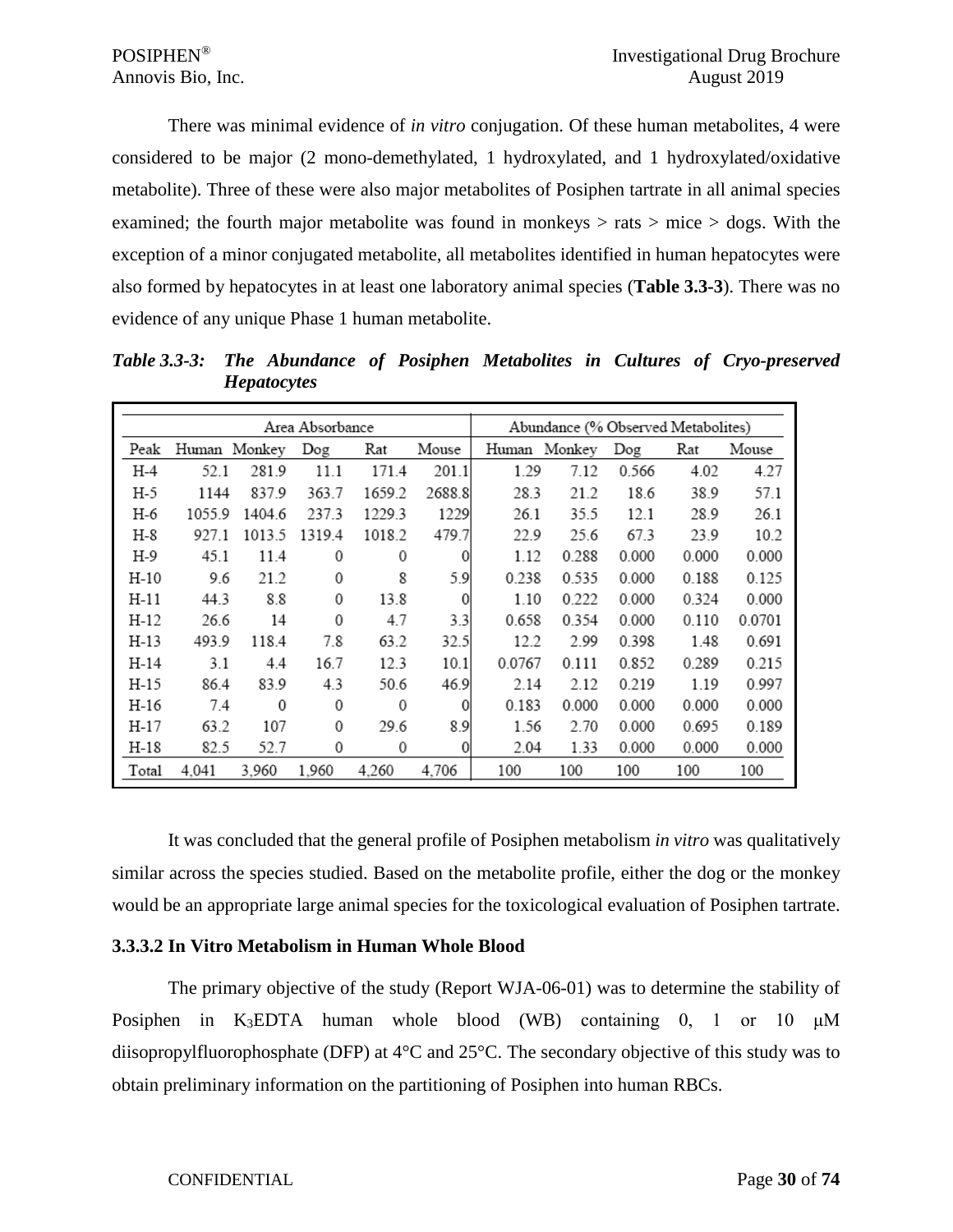There was minimal evidence of *in vitro* conjugation. Of these human metabolites, 4 were considered to be major (2 mono-demethylated, 1 hydroxylated, and 1 hydroxylated/oxidative metabolite). Three of these were also major metabolites of Posiphen tartrate in all animal species examined; the fourth major metabolite was found in monkeys > rats > mice > dogs. With the exception of a minor conjugated metabolite, all metabolites identified in human hepatocytes were also formed by hepatocytes in at least one laboratory animal species (**Table 3.3-3**). There was no evidence of any unique Phase 1 human metabolite.

***Table 3.3-3: The Abundance of Posiphen Metabolites in Cultures of Cryo-preserved Hepatocytes***

| | Area Absorbance | | | | | Abundance (% Observed Metabolites) | | | | |
|---|---|---|---|---|---|---|---|---|---|---|
| Peak | Human | Monkey | Dog | Rat | Mouse | Human | Monkey | Dog | Rat | Mouse |
| H-4 | 52.1 | 281.9 | 11.1 | 171.4 | 201.1 | 1.29 | 7.12 | 0.566 | 4.02 | 4.27 |
| H-5 | 1144 | 837.9 | 363.7 | 1659.2 | 2688.8 | 28.3 | 21.2 | 18.6 | 38.9 | 57.1 |
| H-6 | 1055.9 | 1404.6 | 237.3 | 1229.3 | 1229 | 26.1 | 35.5 | 12.1 | 28.9 | 26.1 |
| H-8 | 927.1 | 1013.5 | 1319.4 | 1018.2 | 479.7 | 22.9 | 25.6 | 67.3 | 23.9 | 10.2 |
| H-9 | 45.1 | 11.4 | 0 | 0 | 0 | 1.12 | 0.288 | 0.000 | 0.000 | 0.000 |
| H-10 | 9.6 | 21.2 | 0 | 8 | 5.9 | 0.238 | 0.535 | 0.000 | 0.188 | 0.125 |
| H-11 | 44.3 | 8.8 | 0 | 13.8 | 0 | 1.10 | 0.222 | 0.000 | 0.324 | 0.000 |
| H-12 | 26.6 | 14 | 0 | 4.7 | 3.3 | 0.658 | 0.354 | 0.000 | 0.110 | 0.0701 |
| H-13 | 493.9 | 118.4 | 7.8 | 63.2 | 32.5 | 12.2 | 2.99 | 0.398 | 1.48 | 0.691 |
| H-14 | 3.1 | 4.4 | 16.7 | 12.3 | 10.1 | 0.0767 | 0.111 | 0.852 | 0.289 | 0.215 |
| H-15 | 86.4 | 83.9 | 4.3 | 50.6 | 46.9 | 2.14 | 2.12 | 0.219 | 1.19 | 0.997 |
| H-16 | 7.4 | 0 | 0 | 0 | 0 | 0.183 | 0.000 | 0.000 | 0.000 | 0.000 |
| H-17 | 63.2 | 107 | 0 | 29.6 | 8.9 | 1.56 | 2.70 | 0.000 | 0.695 | 0.189 |
| H-18 | 82.5 | 52.7 | 0 | 0 | 0 | 2.04 | 1.33 | 0.000 | 0.000 | 0.000 |
| Total | 4,041 | 3,960 | 1,960 | 4,260 | 4,706 | 100 | 100 | 100 | 100 | 100 |

It was concluded that the general profile of Posiphen metabolism *in vitro* was qualitatively similar across the species studied. Based on the metabolite profile, either the dog or the monkey would be an appropriate large animal species for the toxicological evaluation of Posiphen tartrate.

### 3.3.3.2 In Vitro Metabolism in Human Whole Blood

The primary objective of the study (Report WJA-06-01) was to determine the stability of Posiphen in $K_3EDTA$ human whole blood (WB) containing 0, 1 or 10 μM diisopropylfluorophosphate (DFP) at 4°C and 25°C. The secondary objective of this study was to obtain preliminary information on the partitioning of Posiphen into human RBCs.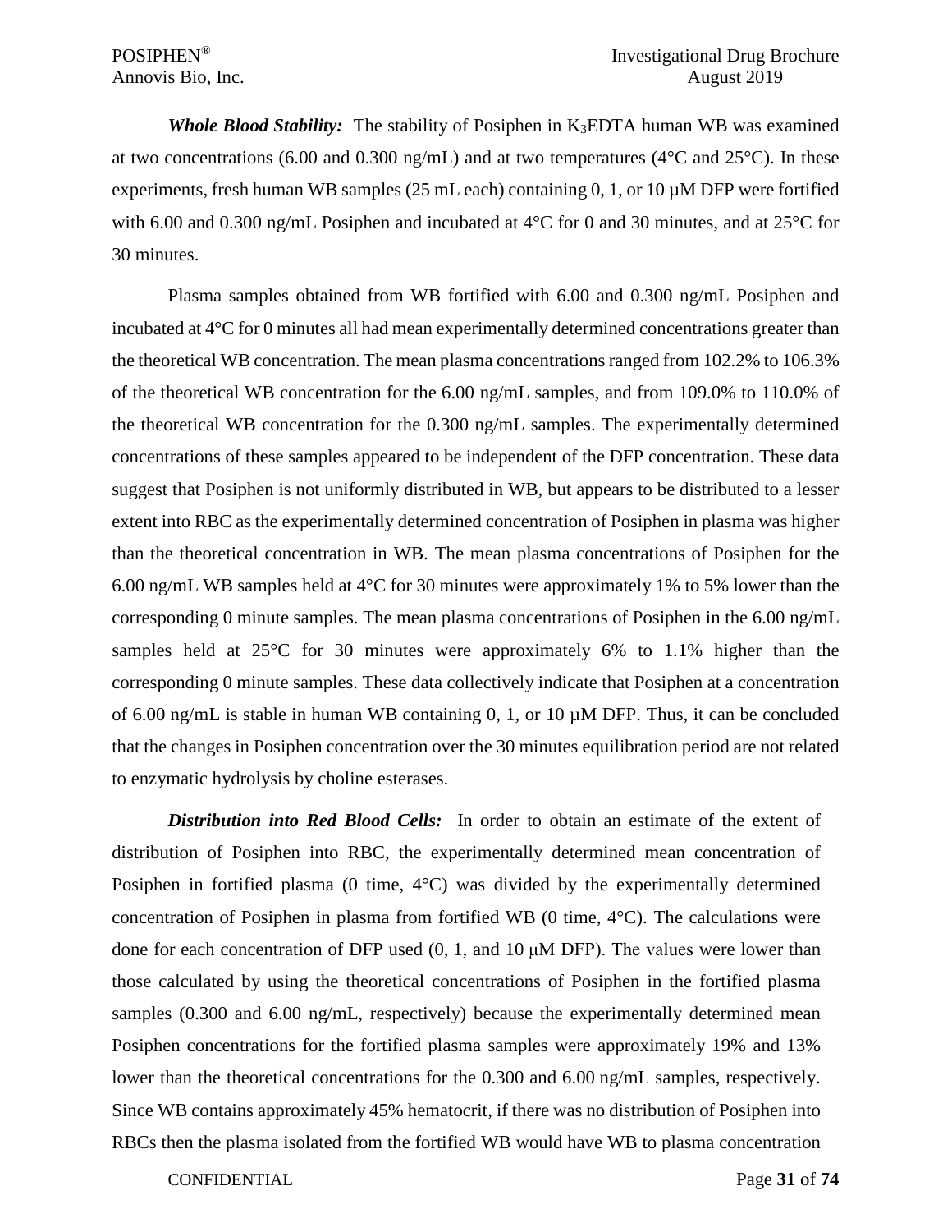***Whole Blood Stability:*** The stability of Posiphen in $K_3EDTA$ human WB was examined at two concentrations (6.00 and 0.300 ng/mL) and at two temperatures (4°C and 25°C). In these experiments, fresh human WB samples (25 mL each) containing 0, 1, or 10 µM DFP were fortified with 6.00 and 0.300 ng/mL Posiphen and incubated at 4°C for 0 and 30 minutes, and at 25°C for 30 minutes.

Plasma samples obtained from WB fortified with 6.00 and 0.300 ng/mL Posiphen and incubated at 4°C for 0 minutes all had mean experimentally determined concentrations greater than the theoretical WB concentration. The mean plasma concentrations ranged from 102.2% to 106.3% of the theoretical WB concentration for the 6.00 ng/mL samples, and from 109.0% to 110.0% of the theoretical WB concentration for the 0.300 ng/mL samples. The experimentally determined concentrations of these samples appeared to be independent of the DFP concentration. These data suggest that Posiphen is not uniformly distributed in WB, but appears to be distributed to a lesser extent into RBC as the experimentally determined concentration of Posiphen in plasma was higher than the theoretical concentration in WB. The mean plasma concentrations of Posiphen for the 6.00 ng/mL WB samples held at 4°C for 30 minutes were approximately 1% to 5% lower than the corresponding 0 minute samples. The mean plasma concentrations of Posiphen in the 6.00 ng/mL samples held at 25°C for 30 minutes were approximately 6% to 1.1% higher than the corresponding 0 minute samples. These data collectively indicate that Posiphen at a concentration of 6.00 ng/mL is stable in human WB containing 0, 1, or 10 µM DFP. Thus, it can be concluded that the changes in Posiphen concentration over the 30 minutes equilibration period are not related to enzymatic hydrolysis by choline esterases.

***Distribution into Red Blood Cells:*** In order to obtain an estimate of the extent of distribution of Posiphen into RBC, the experimentally determined mean concentration of Posiphen in fortified plasma (0 time, 4°C) was divided by the experimentally determined concentration of Posiphen in plasma from fortified WB (0 time, 4°C). The calculations were done for each concentration of DFP used (0, 1, and 10 µM DFP). The values were lower than those calculated by using the theoretical concentrations of Posiphen in the fortified plasma samples (0.300 and 6.00 ng/mL, respectively) because the experimentally determined mean Posiphen concentrations for the fortified plasma samples were approximately 19% and 13% lower than the theoretical concentrations for the 0.300 and 6.00 ng/mL samples, respectively. Since WB contains approximately 45% hematocrit, if there was no distribution of Posiphen into RBCs then the plasma isolated from the fortified WB would have WB to plasma concentration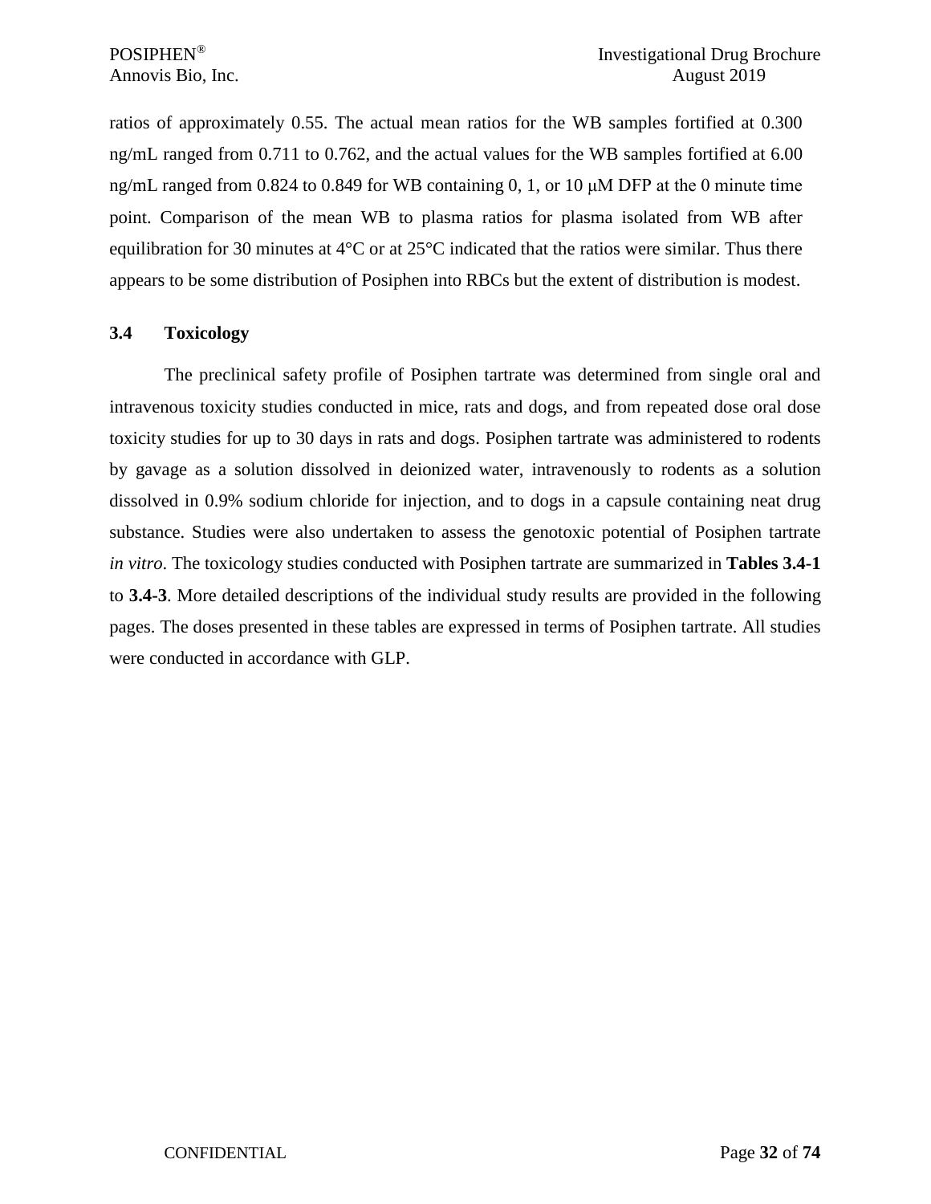ratios of approximately 0.55. The actual mean ratios for the WB samples fortified at 0.300 ng/mL ranged from 0.711 to 0.762, and the actual values for the WB samples fortified at 6.00 ng/mL ranged from 0.824 to 0.849 for WB containing 0, 1, or 10 μM DFP at the 0 minute time point. Comparison of the mean WB to plasma ratios for plasma isolated from WB after equilibration for 30 minutes at 4°C or at 25°C indicated that the ratios were similar. Thus there appears to be some distribution of Posiphen into RBCs but the extent of distribution is modest.

## 3.4 Toxicology

The preclinical safety profile of Posiphen tartrate was determined from single oral and intravenous toxicity studies conducted in mice, rats and dogs, and from repeated dose oral dose toxicity studies for up to 30 days in rats and dogs. Posiphen tartrate was administered to rodents by gavage as a solution dissolved in deionized water, intravenously to rodents as a solution dissolved in 0.9% sodium chloride for injection, and to dogs in a capsule containing neat drug substance. Studies were also undertaken to assess the genotoxic potential of Posiphen tartrate *in vitro*. The toxicology studies conducted with Posiphen tartrate are summarized in **Tables 3.4-1** to **3.4-3**. More detailed descriptions of the individual study results are provided in the following pages. The doses presented in these tables are expressed in terms of Posiphen tartrate. All studies were conducted in accordance with GLP.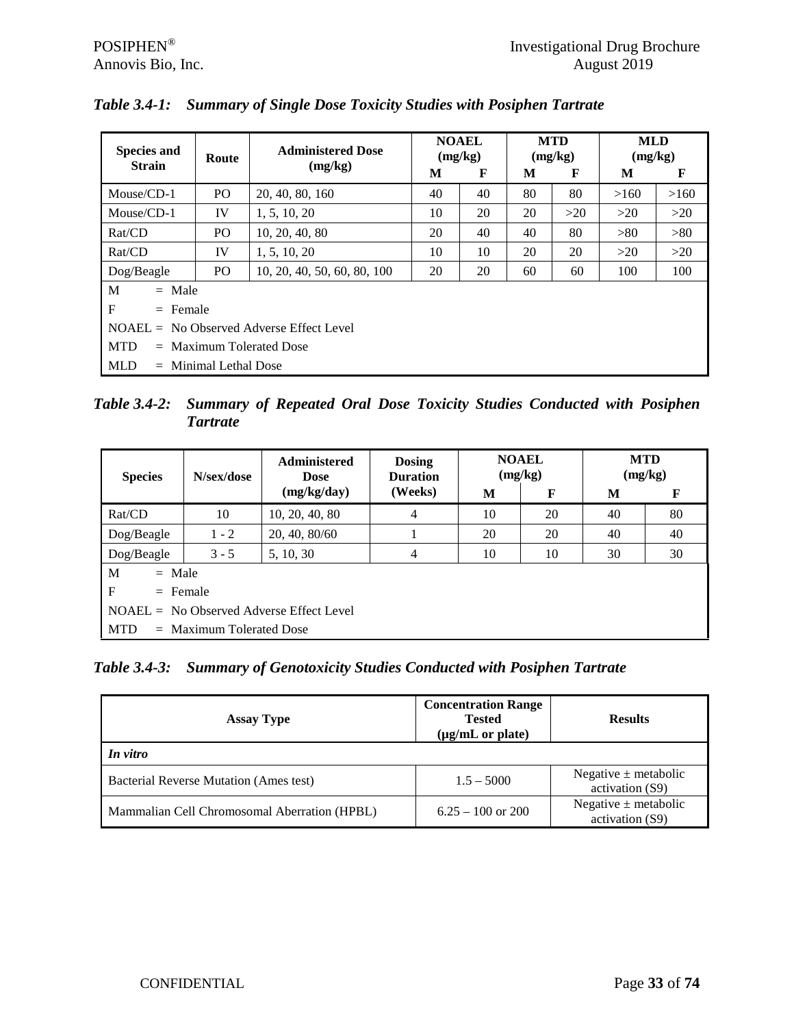*Table 3.4-1: Summary of Single Dose Toxicity Studies with Posiphen Tartrate*

| Species and Strain | Route | Administered Dose (mg/kg) | NOAEL (mg/kg) | | MTD (mg/kg) | | MLD (mg/kg) | |
|---|---|---|---|---|---|---|---|---|
| | | | M | F | M | F | M | F |
| Mouse/CD-1 | PO | 20, 40, 80, 160 | 40 | 40 | 80 | 80 | >160 | >160 |
| Mouse/CD-1 | IV | 1, 5, 10, 20 | 10 | 20 | 20 | >20 | >20 | >20 |
| Rat/CD | PO | 10, 20, 40, 80 | 20 | 40 | 40 | 80 | >80 | >80 |
| Rat/CD | IV | 1, 5, 10, 20 | 10 | 10 | 20 | 20 | >20 | >20 |
| Dog/Beagle | PO | 10, 20, 40, 50, 60, 80, 100 | 20 | 20 | 60 | 60 | 100 | 100 |

M = Male
F = Female
NOAEL = No Observed Adverse Effect Level
MTD = Maximum Tolerated Dose
MLD = Minimal Lethal Dose

*Table 3.4-2: Summary of Repeated Oral Dose Toxicity Studies Conducted with Posiphen Tartrate*

| Species | N/sex/dose | Administered Dose (mg/kg/day) | Dosing Duration (Weeks) | NOAEL (mg/kg) | | MTD (mg/kg) | |
|---|---|---|---|---|---|---|---|
| | | | | M | F | M | F |
| Rat/CD | 10 | 10, 20, 40, 80 | 4 | 10 | 20 | 40 | 80 |
| Dog/Beagle | 1 - 2 | 20, 40, 80/60 | 1 | 20 | 20 | 40 | 40 |
| Dog/Beagle | 3 - 5 | 5, 10, 30 | 4 | 10 | 10 | 30 | 30 |

M = Male
F = Female
NOAEL = No Observed Adverse Effect Level
MTD = Maximum Tolerated Dose

*Table 3.4-3: Summary of Genotoxicity Studies Conducted with Posiphen Tartrate*

| Assay Type | Concentration Range Tested (µg/mL or plate) | Results |
|---|---|---|
| ***In vitro*** | | |
| Bacterial Reverse Mutation (Ames test) | 1.5 – 5000 | Negative ± metabolic activation (S9) |
| Mammalian Cell Chromosomal Aberration (HPBL) | 6.25 – 100 or 200 | Negative ± metabolic activation (S9) |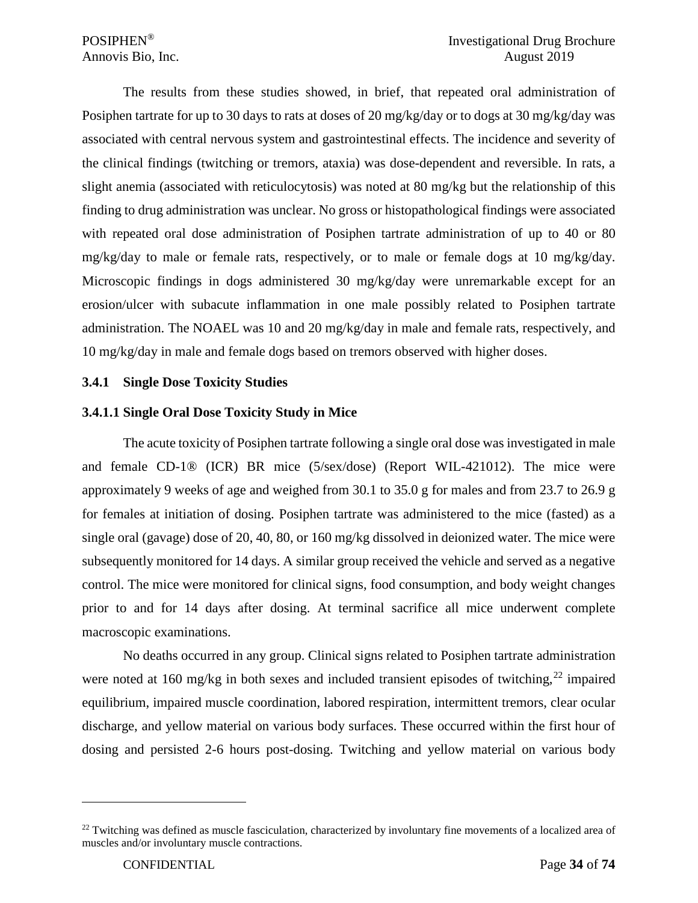The results from these studies showed, in brief, that repeated oral administration of Posiphen tartrate for up to 30 days to rats at doses of 20 mg/kg/day or to dogs at 30 mg/kg/day was associated with central nervous system and gastrointestinal effects. The incidence and severity of the clinical findings (twitching or tremors, ataxia) was dose-dependent and reversible. In rats, a slight anemia (associated with reticulocytosis) was noted at 80 mg/kg but the relationship of this finding to drug administration was unclear. No gross or histopathological findings were associated with repeated oral dose administration of Posiphen tartrate administration of up to 40 or 80 mg/kg/day to male or female rats, respectively, or to male or female dogs at 10 mg/kg/day. Microscopic findings in dogs administered 30 mg/kg/day were unremarkable except for an erosion/ulcer with subacute inflammation in one male possibly related to Posiphen tartrate administration. The NOAEL was 10 and 20 mg/kg/day in male and female rats, respectively, and 10 mg/kg/day in male and female dogs based on tremors observed with higher doses.

### 3.4.1 Single Dose Toxicity Studies

#### 3.4.1.1 Single Oral Dose Toxicity Study in Mice

The acute toxicity of Posiphen tartrate following a single oral dose was investigated in male and female CD-1® (ICR) BR mice (5/sex/dose) (Report WIL-421012). The mice were approximately 9 weeks of age and weighed from 30.1 to 35.0 g for males and from 23.7 to 26.9 g for females at initiation of dosing. Posiphen tartrate was administered to the mice (fasted) as a single oral (gavage) dose of 20, 40, 80, or 160 mg/kg dissolved in deionized water. The mice were subsequently monitored for 14 days. A similar group received the vehicle and served as a negative control. The mice were monitored for clinical signs, food consumption, and body weight changes prior to and for 14 days after dosing. At terminal sacrifice all mice underwent complete macroscopic examinations.

No deaths occurred in any group. Clinical signs related to Posiphen tartrate administration were noted at 160 mg/kg in both sexes and included transient episodes of twitching,[22] impaired equilibrium, impaired muscle coordination, labored respiration, intermittent tremors, clear ocular discharge, and yellow material on various body surfaces. These occurred within the first hour of dosing and persisted 2-6 hours post-dosing. Twitching and yellow material on various body

[22] Twitching was defined as muscle fasciculation, characterized by involuntary fine movements of a localized area of muscles and/or involuntary muscle contractions.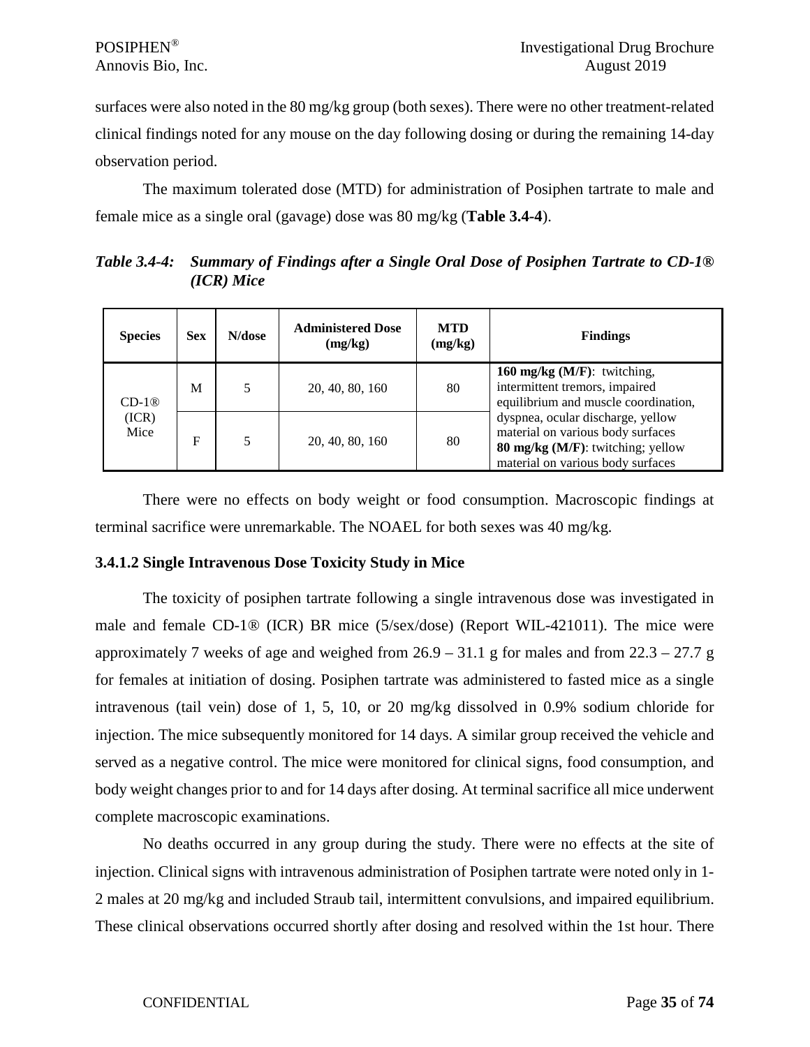surfaces were also noted in the 80 mg/kg group (both sexes). There were no other treatment-related clinical findings noted for any mouse on the day following dosing or during the remaining 14-day observation period.

The maximum tolerated dose (MTD) for administration of Posiphen tartrate to male and female mice as a single oral (gavage) dose was 80 mg/kg (**Table 3.4-4**).

***Table 3.4-4: Summary of Findings after a Single Oral Dose of Posiphen Tartrate to CD-1® (ICR) Mice***

| Species | Sex | N/dose | Administered Dose (mg/kg) | MTD (mg/kg) | Findings |
|---|---|---|---|---|---|
| CD-1® (ICR) Mice | M | 5 | 20, 40, 80, 160 | 80 | **160 mg/kg (M/F)**: twitching, intermittent tremors, impaired equilibrium and muscle coordination, dyspnea, ocular discharge, yellow material on various body surfaces **80 mg/kg (M/F)**: twitching; yellow material on various body surfaces |
| | F | 5 | 20, 40, 80, 160 | 80 | |

There were no effects on body weight or food consumption. Macroscopic findings at terminal sacrifice were unremarkable. The NOAEL for both sexes was 40 mg/kg.

### 3.4.1.2 Single Intravenous Dose Toxicity Study in Mice

The toxicity of posiphen tartrate following a single intravenous dose was investigated in male and female CD-1® (ICR) BR mice (5/sex/dose) (Report WIL-421011). The mice were approximately 7 weeks of age and weighed from 26.9 – 31.1 g for males and from 22.3 – 27.7 g for females at initiation of dosing. Posiphen tartrate was administered to fasted mice as a single intravenous (tail vein) dose of 1, 5, 10, or 20 mg/kg dissolved in 0.9% sodium chloride for injection. The mice subsequently monitored for 14 days. A similar group received the vehicle and served as a negative control. The mice were monitored for clinical signs, food consumption, and body weight changes prior to and for 14 days after dosing. At terminal sacrifice all mice underwent complete macroscopic examinations.

No deaths occurred in any group during the study. There were no effects at the site of injection. Clinical signs with intravenous administration of Posiphen tartrate were noted only in 1-2 males at 20 mg/kg and included Straub tail, intermittent convulsions, and impaired equilibrium. These clinical observations occurred shortly after dosing and resolved within the 1st hour. There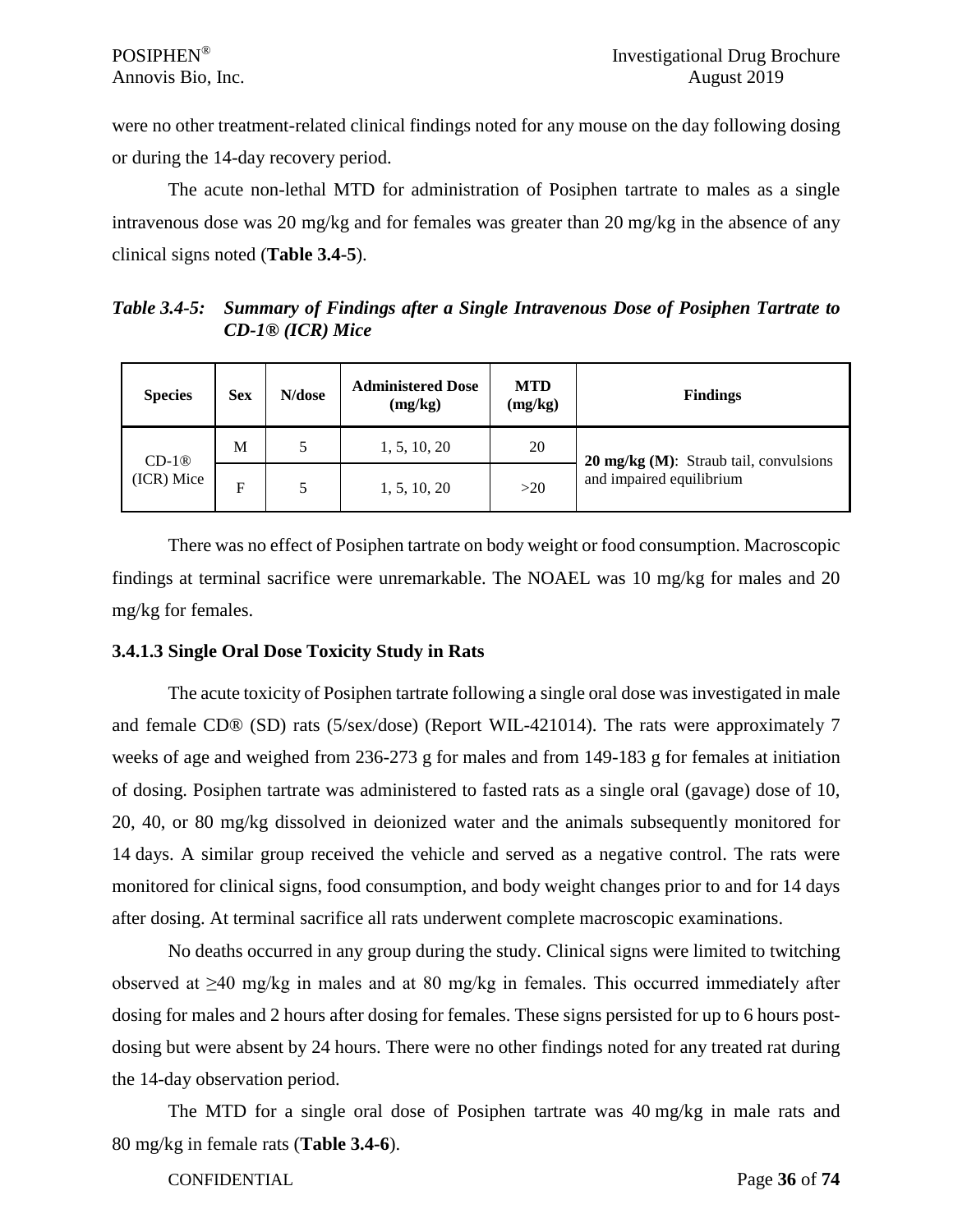were no other treatment-related clinical findings noted for any mouse on the day following dosing or during the 14-day recovery period.

The acute non-lethal MTD for administration of Posiphen tartrate to males as a single intravenous dose was 20 mg/kg and for females was greater than 20 mg/kg in the absence of any clinical signs noted (**Table 3.4-5**).

***Table 3.4-5: Summary of Findings after a Single Intravenous Dose of Posiphen Tartrate to CD-1® (ICR) Mice***

| Species | Sex | N/dose | Administered Dose (mg/kg) | MTD (mg/kg) | Findings |
|---|---|---|---|---|---|
| CD-1® (ICR) Mice | M | 5 | 1, 5, 10, 20 | 20 | **20 mg/kg (M)**: Straub tail, convulsions and impaired equilibrium |
| | F | 5 | 1, 5, 10, 20 | >20 | |

There was no effect of Posiphen tartrate on body weight or food consumption. Macroscopic findings at terminal sacrifice were unremarkable. The NOAEL was 10 mg/kg for males and 20 mg/kg for females.

### 3.4.1.3 Single Oral Dose Toxicity Study in Rats

The acute toxicity of Posiphen tartrate following a single oral dose was investigated in male and female CD® (SD) rats (5/sex/dose) (Report WIL-421014). The rats were approximately 7 weeks of age and weighed from 236-273 g for males and from 149-183 g for females at initiation of dosing. Posiphen tartrate was administered to fasted rats as a single oral (gavage) dose of 10, 20, 40, or 80 mg/kg dissolved in deionized water and the animals subsequently monitored for 14 days. A similar group received the vehicle and served as a negative control. The rats were monitored for clinical signs, food consumption, and body weight changes prior to and for 14 days after dosing. At terminal sacrifice all rats underwent complete macroscopic examinations.

No deaths occurred in any group during the study. Clinical signs were limited to twitching observed at ≥40 mg/kg in males and at 80 mg/kg in females. This occurred immediately after dosing for males and 2 hours after dosing for females. These signs persisted for up to 6 hours post-dosing but were absent by 24 hours. There were no other findings noted for any treated rat during the 14-day observation period.

The MTD for a single oral dose of Posiphen tartrate was 40 mg/kg in male rats and 80 mg/kg in female rats (**Table 3.4-6**).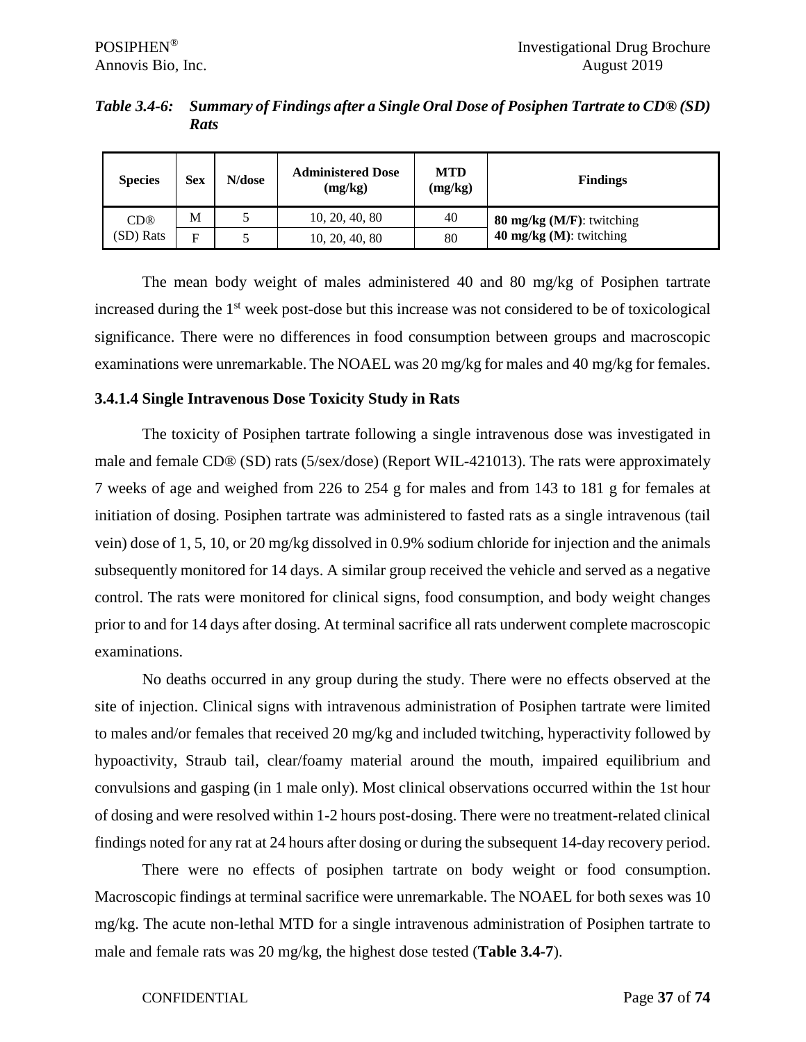*Table 3.4-6: Summary of Findings after a Single Oral Dose of Posiphen Tartrate to CD® (SD) Rats*

| Species | Sex | N/dose | Administered Dose (mg/kg) | MTD (mg/kg) | Findings |
|---|---|---|---|---|---|
| CD® (SD) Rats | M | 5 | 10, 20, 40, 80 | 40 | **80 mg/kg (M/F)**: twitching<br>**40 mg/kg (M)**: twitching |
| | F | 5 | 10, 20, 40, 80 | 80 | |

The mean body weight of males administered 40 and 80 mg/kg of Posiphen tartrate increased during the 1st week post-dose but this increase was not considered to be of toxicological significance. There were no differences in food consumption between groups and macroscopic examinations were unremarkable. The NOAEL was 20 mg/kg for males and 40 mg/kg for females.

### 3.4.1.4 Single Intravenous Dose Toxicity Study in Rats

The toxicity of Posiphen tartrate following a single intravenous dose was investigated in male and female CD® (SD) rats (5/sex/dose) (Report WIL-421013). The rats were approximately 7 weeks of age and weighed from 226 to 254 g for males and from 143 to 181 g for females at initiation of dosing. Posiphen tartrate was administered to fasted rats as a single intravenous (tail vein) dose of 1, 5, 10, or 20 mg/kg dissolved in 0.9% sodium chloride for injection and the animals subsequently monitored for 14 days. A similar group received the vehicle and served as a negative control. The rats were monitored for clinical signs, food consumption, and body weight changes prior to and for 14 days after dosing. At terminal sacrifice all rats underwent complete macroscopic examinations.

No deaths occurred in any group during the study. There were no effects observed at the site of injection. Clinical signs with intravenous administration of Posiphen tartrate were limited to males and/or females that received 20 mg/kg and included twitching, hyperactivity followed by hypoactivity, Straub tail, clear/foamy material around the mouth, impaired equilibrium and convulsions and gasping (in 1 male only). Most clinical observations occurred within the 1st hour of dosing and were resolved within 1-2 hours post-dosing. There were no treatment-related clinical findings noted for any rat at 24 hours after dosing or during the subsequent 14-day recovery period.

There were no effects of posiphen tartrate on body weight or food consumption. Macroscopic findings at terminal sacrifice were unremarkable. The NOAEL for both sexes was 10 mg/kg. The acute non-lethal MTD for a single intravenous administration of Posiphen tartrate to male and female rats was 20 mg/kg, the highest dose tested (**Table 3.4-7**).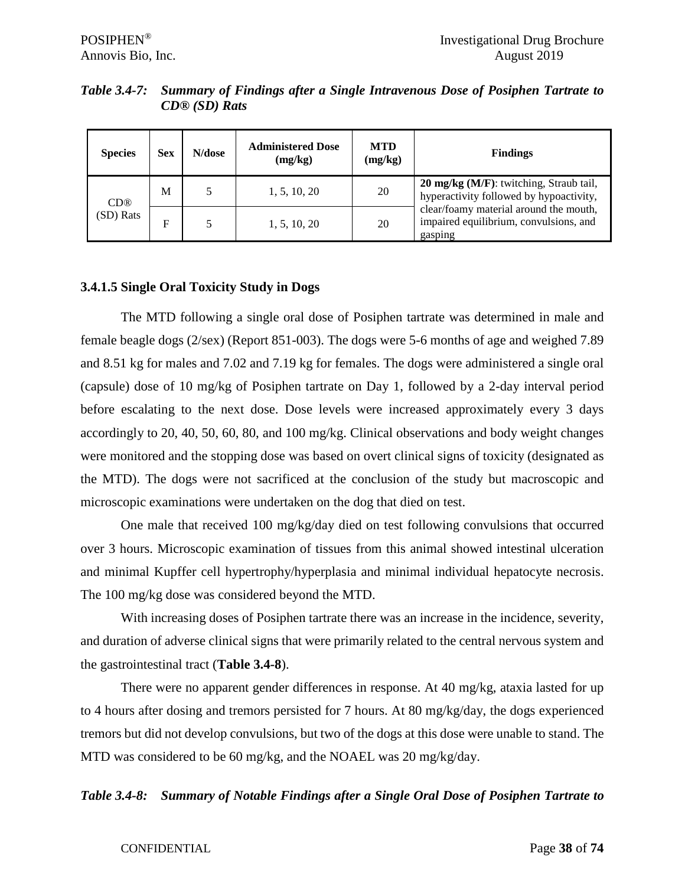*Table 3.4-7: Summary of Findings after a Single Intravenous Dose of Posiphen Tartrate to CD® (SD) Rats*

| Species | Sex | N/dose | Administered Dose (mg/kg) | MTD (mg/kg) | Findings |
|---|---|---|---|---|---|
| CD® (SD) Rats | M | 5 | 1, 5, 10, 20 | 20 | **20 mg/kg (M/F)**: twitching, Straub tail, hyperactivity followed by hypoactivity, clear/foamy material around the mouth, impaired equilibrium, convulsions, and gasping |
| | F | 5 | 1, 5, 10, 20 | 20 | |

### 3.4.1.5 Single Oral Toxicity Study in Dogs

The MTD following a single oral dose of Posiphen tartrate was determined in male and female beagle dogs (2/sex) (Report 851-003). The dogs were 5-6 months of age and weighed 7.89 and 8.51 kg for males and 7.02 and 7.19 kg for females. The dogs were administered a single oral (capsule) dose of 10 mg/kg of Posiphen tartrate on Day 1, followed by a 2-day interval period before escalating to the next dose. Dose levels were increased approximately every 3 days accordingly to 20, 40, 50, 60, 80, and 100 mg/kg. Clinical observations and body weight changes were monitored and the stopping dose was based on overt clinical signs of toxicity (designated as the MTD). The dogs were not sacrificed at the conclusion of the study but macroscopic and microscopic examinations were undertaken on the dog that died on test.

One male that received 100 mg/kg/day died on test following convulsions that occurred over 3 hours. Microscopic examination of tissues from this animal showed intestinal ulceration and minimal Kupffer cell hypertrophy/hyperplasia and minimal individual hepatocyte necrosis. The 100 mg/kg dose was considered beyond the MTD.

With increasing doses of Posiphen tartrate there was an increase in the incidence, severity, and duration of adverse clinical signs that were primarily related to the central nervous system and the gastrointestinal tract (**Table 3.4-8**).

There were no apparent gender differences in response. At 40 mg/kg, ataxia lasted for up to 4 hours after dosing and tremors persisted for 7 hours. At 80 mg/kg/day, the dogs experienced tremors but did not develop convulsions, but two of the dogs at this dose were unable to stand. The MTD was considered to be 60 mg/kg, and the NOAEL was 20 mg/kg/day.

*Table 3.4-8: Summary of Notable Findings after a Single Oral Dose of Posiphen Tartrate to*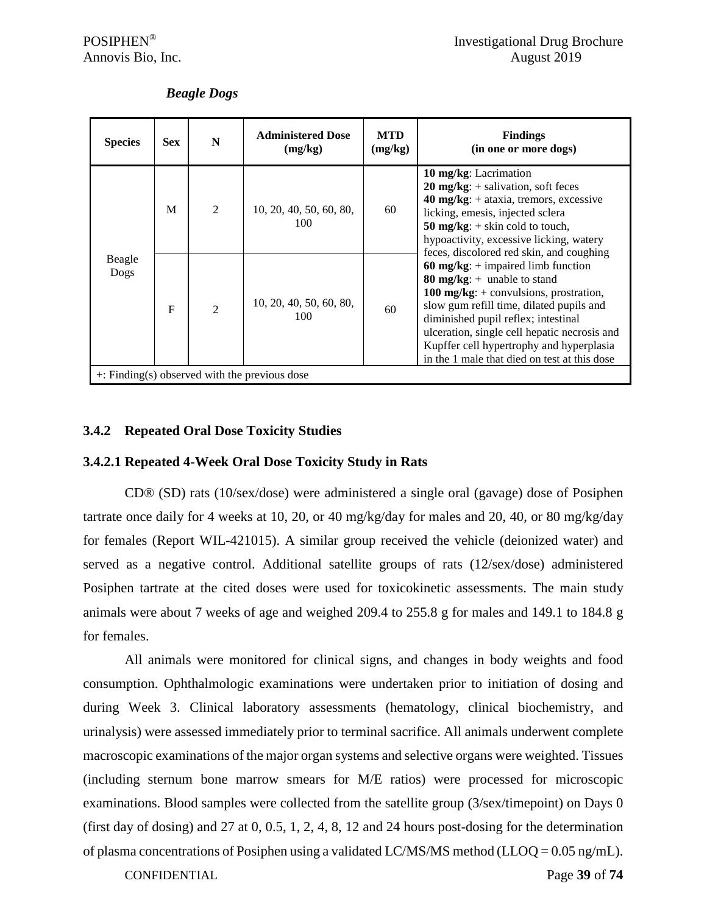*Beagle Dogs*

| Species | Sex | N | Administered Dose (mg/kg) | MTD (mg/kg) | Findings (in one or more dogs) |
|---|---|---|---|---|---|
| Beagle Dogs | M | 2 | 10, 20, 40, 50, 60, 80, 100 | 60 | **10 mg/kg**: Lacrimation<br>**20 mg/kg**: + salivation, soft feces<br>**40 mg/kg**: + ataxia, tremors, excessive licking, emesis, injected sclera<br>**50 mg/kg**: + skin cold to touch, hypoactivity, excessive licking, watery feces, discolored red skin, and coughing<br>**60 mg/kg**: + impaired limb function<br>**80 mg/kg**: + unable to stand<br>**100 mg/kg**: + convulsions, prostration, slow gum refill time, dilated pupils and diminished pupil reflex; intestinal ulceration, single cell hepatic necrosis and Kupffer cell hypertrophy and hyperplasia in the 1 male that died on test at this dose |
| | F | 2 | 10, 20, 40, 50, 60, 80, 100 | 60 | |
| +: Finding(s) observed with the previous dose | | | | | |

### 3.4.2 Repeated Oral Dose Toxicity Studies

#### 3.4.2.1 Repeated 4-Week Oral Dose Toxicity Study in Rats

CD® (SD) rats (10/sex/dose) were administered a single oral (gavage) dose of Posiphen tartrate once daily for 4 weeks at 10, 20, or 40 mg/kg/day for males and 20, 40, or 80 mg/kg/day for females (Report WIL-421015). A similar group received the vehicle (deionized water) and served as a negative control. Additional satellite groups of rats (12/sex/dose) administered Posiphen tartrate at the cited doses were used for toxicokinetic assessments. The main study animals were about 7 weeks of age and weighed 209.4 to 255.8 g for males and 149.1 to 184.8 g for females.

All animals were monitored for clinical signs, and changes in body weights and food consumption. Ophthalmologic examinations were undertaken prior to initiation of dosing and during Week 3. Clinical laboratory assessments (hematology, clinical biochemistry, and urinalysis) were assessed immediately prior to terminal sacrifice. All animals underwent complete macroscopic examinations of the major organ systems and selective organs were weighted. Tissues (including sternum bone marrow smears for M/E ratios) were processed for microscopic examinations. Blood samples were collected from the satellite group (3/sex/timepoint) on Days 0 (first day of dosing) and 27 at 0, 0.5, 1, 2, 4, 8, 12 and 24 hours post-dosing for the determination of plasma concentrations of Posiphen using a validated LC/MS/MS method (LLOQ = 0.05 ng/mL).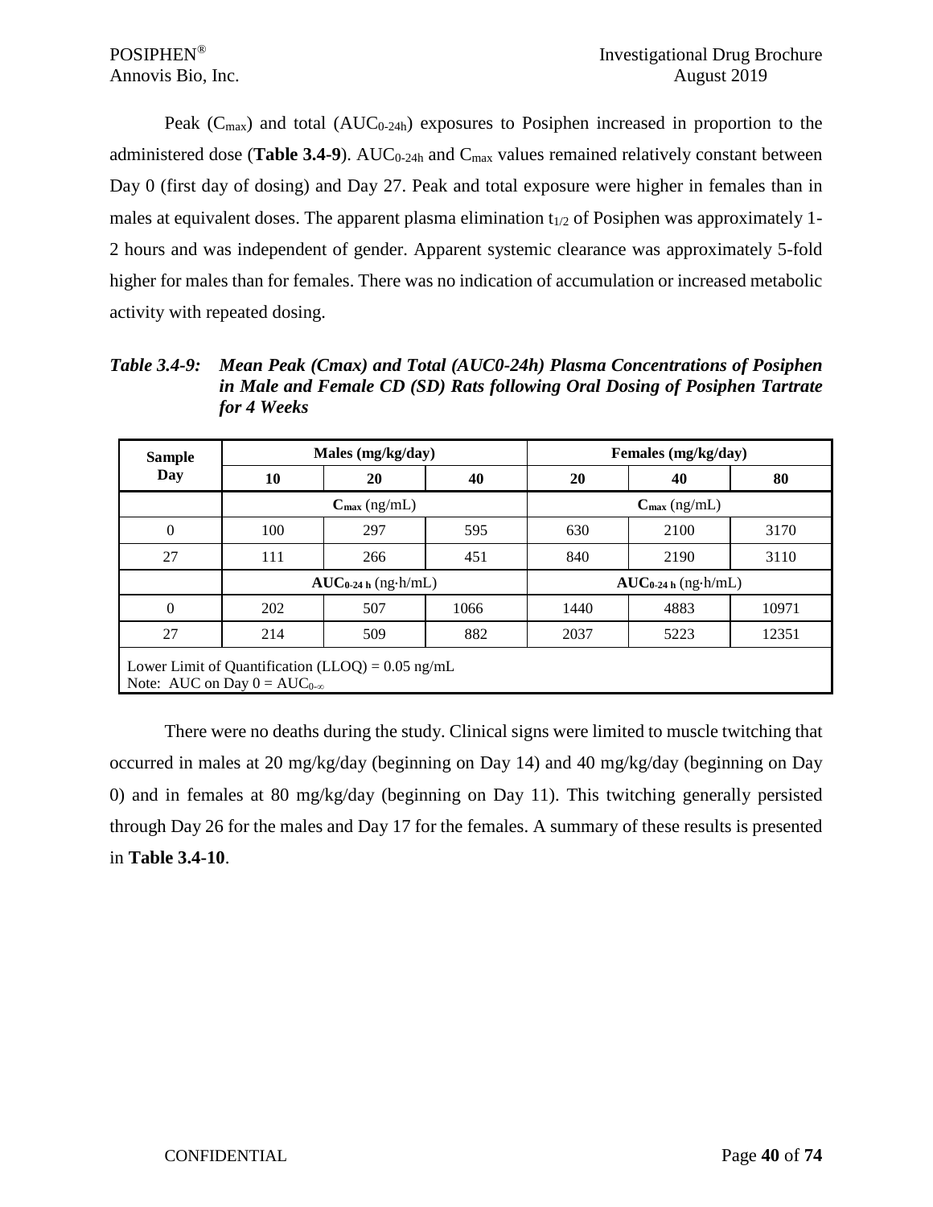Peak ($C_{max}$) and total ($AUC_{0\text{-}24h}$) exposures to Posiphen increased in proportion to the administered dose (**Table 3.4-9**). $AUC_{0\text{-}24h}$ and $C_{max}$ values remained relatively constant between Day 0 (first day of dosing) and Day 27. Peak and total exposure were higher in females than in males at equivalent doses. The apparent plasma elimination $t_{1/2}$ of Posiphen was approximately 1-2 hours and was independent of gender. Apparent systemic clearance was approximately 5-fold higher for males than for females. There was no indication of accumulation or increased metabolic activity with repeated dosing.

***Table 3.4-9: Mean Peak (Cmax) and Total (AUC0-24h) Plasma Concentrations of Posiphen in Male and Female CD (SD) Rats following Oral Dosing of Posiphen Tartrate for 4 Weeks***

| Sample Day | Males (mg/kg/day) | | | Females (mg/kg/day) | | |
|---|---|---|---|---|---|---|
| | 10 | 20 | 40 | 20 | 40 | 80 |
| | $C_{max}$ (ng/mL) | | | $C_{max}$ (ng/mL) | | |
| 0 | 100 | 297 | 595 | 630 | 2100 | 3170 |
| 27 | 111 | 266 | 451 | 840 | 2190 | 3110 |
| | $AUC_{0\text{-}24\,h}$ (ng·h/mL) | | | $AUC_{0\text{-}24\,h}$ (ng·h/mL) | | |
| 0 | 202 | 507 | 1066 | 1440 | 4883 | 10971 |
| 27 | 214 | 509 | 882 | 2037 | 5223 | 12351 |

Lower Limit of Quantification (LLOQ) = 0.05 ng/mL
Note: AUC on Day 0 = $AUC_{0\text{-}\infty}$

There were no deaths during the study. Clinical signs were limited to muscle twitching that occurred in males at 20 mg/kg/day (beginning on Day 14) and 40 mg/kg/day (beginning on Day 0) and in females at 80 mg/kg/day (beginning on Day 11). This twitching generally persisted through Day 26 for the males and Day 17 for the females. A summary of these results is presented in **Table 3.4-10**.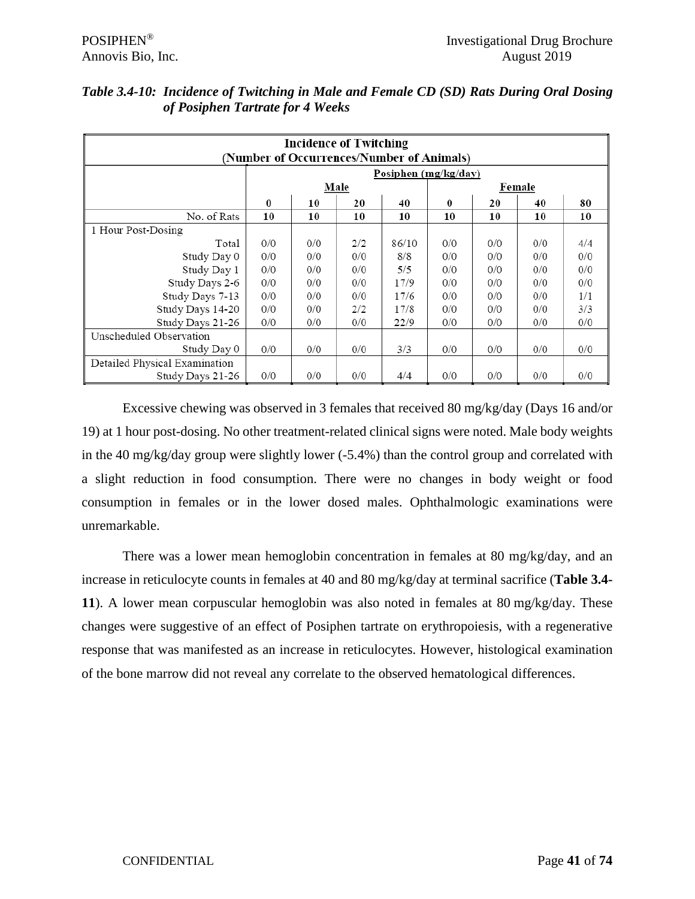*Table 3.4-10: Incidence of Twitching in Male and Female CD (SD) Rats During Oral Dosing of Posiphen Tartrate for 4 Weeks*

| Incidence of Twitching (Number of Occurrences/Number of Animals) | | | | | | | | |
|---|---|---|---|---|---|---|---|---|
| | Posiphen (mg/kg/day) | | | | | | | |
| | Male | | | | Female | | | |
| | 0 | 10 | 20 | 40 | 0 | 20 | 40 | 80 |
| No. of Rats | 10 | 10 | 10 | 10 | 10 | 10 | 10 | 10 |
| 1 Hour Post-Dosing | | | | | | | | |
| Total | 0/0 | 0/0 | 2/2 | 86/10 | 0/0 | 0/0 | 0/0 | 4/4 |
| Study Day 0 | 0/0 | 0/0 | 0/0 | 8/8 | 0/0 | 0/0 | 0/0 | 0/0 |
| Study Day 1 | 0/0 | 0/0 | 0/0 | 5/5 | 0/0 | 0/0 | 0/0 | 0/0 |
| Study Days 2-6 | 0/0 | 0/0 | 0/0 | 17/9 | 0/0 | 0/0 | 0/0 | 0/0 |
| Study Days 7-13 | 0/0 | 0/0 | 0/0 | 17/6 | 0/0 | 0/0 | 0/0 | 1/1 |
| Study Days 14-20 | 0/0 | 0/0 | 2/2 | 17/8 | 0/0 | 0/0 | 0/0 | 3/3 |
| Study Days 21-26 | 0/0 | 0/0 | 0/0 | 22/9 | 0/0 | 0/0 | 0/0 | 0/0 |
| Unscheduled Observation | | | | | | | | |
| Study Day 0 | 0/0 | 0/0 | 0/0 | 3/3 | 0/0 | 0/0 | 0/0 | 0/0 |
| Detailed Physical Examination | | | | | | | | |
| Study Days 21-26 | 0/0 | 0/0 | 0/0 | 4/4 | 0/0 | 0/0 | 0/0 | 0/0 |

Excessive chewing was observed in 3 females that received 80 mg/kg/day (Days 16 and/or 19) at 1 hour post-dosing. No other treatment-related clinical signs were noted. Male body weights in the 40 mg/kg/day group were slightly lower (-5.4%) than the control group and correlated with a slight reduction in food consumption. There were no changes in body weight or food consumption in females or in the lower dosed males. Ophthalmologic examinations were unremarkable.

There was a lower mean hemoglobin concentration in females at 80 mg/kg/day, and an increase in reticulocyte counts in females at 40 and 80 mg/kg/day at terminal sacrifice (**Table 3.4-11**). A lower mean corpuscular hemoglobin was also noted in females at 80 mg/kg/day. These changes were suggestive of an effect of Posiphen tartrate on erythropoiesis, with a regenerative response that was manifested as an increase in reticulocytes. However, histological examination of the bone marrow did not reveal any correlate to the observed hematological differences.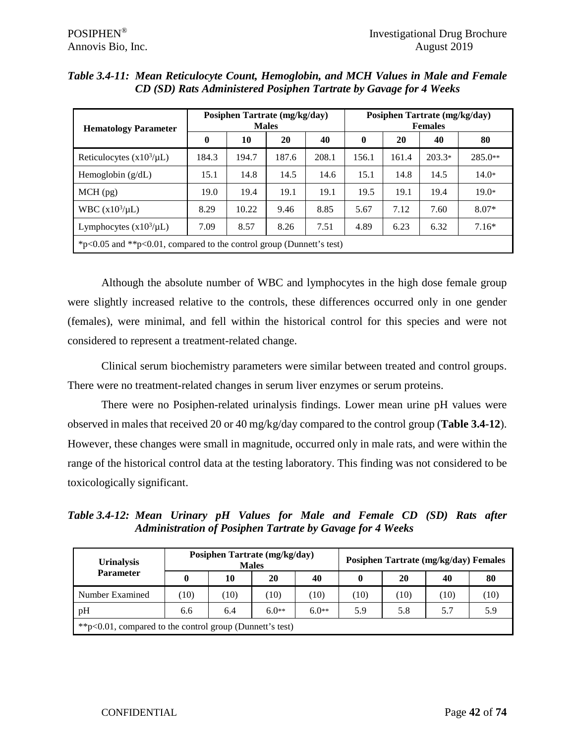*Table 3.4-11: Mean Reticulocyte Count, Hemoglobin, and MCH Values in Male and Female CD (SD) Rats Administered Posiphen Tartrate by Gavage for 4 Weeks*

| Hematology Parameter | Posiphen Tartrate (mg/kg/day) Males | | | | Posiphen Tartrate (mg/kg/day) Females | | | |
|---|---|---|---|---|---|---|---|---|
| | 0 | 10 | 20 | 40 | 0 | 20 | 40 | 80 |
| Reticulocytes ($x10^3/\mu L$) | 184.3 | 194.7 | 187.6 | 208.1 | 156.1 | 161.4 | 203.3* | 285.0** |
| Hemoglobin (g/dL) | 15.1 | 14.8 | 14.5 | 14.6 | 15.1 | 14.8 | 14.5 | 14.0* |
| MCH (pg) | 19.0 | 19.4 | 19.1 | 19.1 | 19.5 | 19.1 | 19.4 | 19.0* |
| WBC ($x10^3/\mu L$) | 8.29 | 10.22 | 9.46 | 8.85 | 5.67 | 7.12 | 7.60 | 8.07* |
| Lymphocytes ($x10^3/\mu L$) | 7.09 | 8.57 | 8.26 | 7.51 | 4.89 | 6.23 | 6.32 | 7.16* |

*p<0.05 and **p<0.01, compared to the control group (Dunnett's test)

Although the absolute number of WBC and lymphocytes in the high dose female group were slightly increased relative to the controls, these differences occurred only in one gender (females), were minimal, and fell within the historical control for this species and were not considered to represent a treatment-related change.

Clinical serum biochemistry parameters were similar between treated and control groups. There were no treatment-related changes in serum liver enzymes or serum proteins.

There were no Posiphen-related urinalysis findings. Lower mean urine pH values were observed in males that received 20 or 40 mg/kg/day compared to the control group (**Table 3.4-12**). However, these changes were small in magnitude, occurred only in male rats, and were within the range of the historical control data at the testing laboratory. This finding was not considered to be toxicologically significant.

*Table 3.4-12: Mean Urinary pH Values for Male and Female CD (SD) Rats after Administration of Posiphen Tartrate by Gavage for 4 Weeks*

| Urinalysis Parameter | Posiphen Tartrate (mg/kg/day) Males | | | | Posiphen Tartrate (mg/kg/day) Females | | | |
|---|---|---|---|---|---|---|---|---|
| | 0 | 10 | 20 | 40 | 0 | 20 | 40 | 80 |
| Number Examined | (10) | (10) | (10) | (10) | (10) | (10) | (10) | (10) |
| pH | 6.6 | 6.4 | 6.0** | 6.0** | 5.9 | 5.8 | 5.7 | 5.9 |

**p<0.01, compared to the control group (Dunnett's test)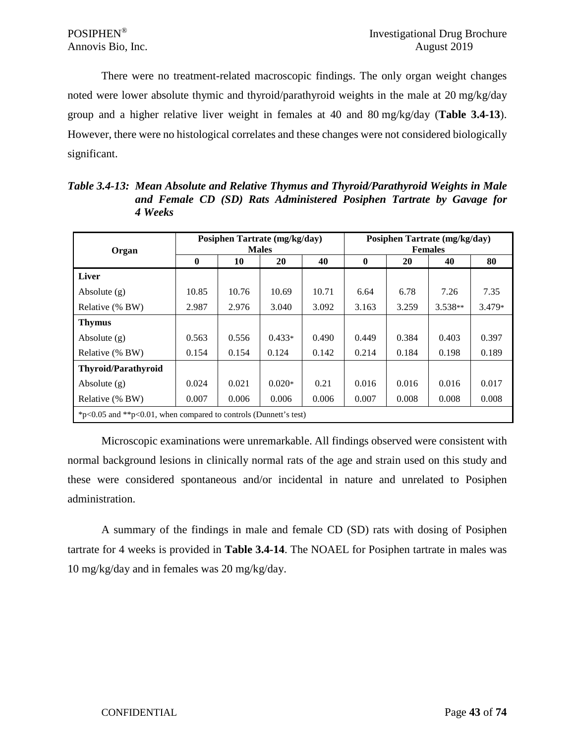There were no treatment-related macroscopic findings. The only organ weight changes noted were lower absolute thymic and thyroid/parathyroid weights in the male at 20 mg/kg/day group and a higher relative liver weight in females at 40 and 80 mg/kg/day (**Table 3.4-13**). However, there were no histological correlates and these changes were not considered biologically significant.

***Table 3.4-13: Mean Absolute and Relative Thymus and Thyroid/Parathyroid Weights in Male and Female CD (SD) Rats Administered Posiphen Tartrate by Gavage for 4 Weeks***

| Organ | Posiphen Tartrate (mg/kg/day) Males | | | | Posiphen Tartrate (mg/kg/day) Females | | | |
|---|---|---|---|---|---|---|---|---|
| | **0** | **10** | **20** | **40** | **0** | **20** | **40** | **80** |
| **Liver** | | | | | | | | |
| Absolute (g) | 10.85 | 10.76 | 10.69 | 10.71 | 6.64 | 6.78 | 7.26 | 7.35 |
| Relative (% BW) | 2.987 | 2.976 | 3.040 | 3.092 | 3.163 | 3.259 | 3.538** | 3.479* |
| **Thymus** | | | | | | | | |
| Absolute (g) | 0.563 | 0.556 | 0.433* | 0.490 | 0.449 | 0.384 | 0.403 | 0.397 |
| Relative (% BW) | 0.154 | 0.154 | 0.124 | 0.142 | 0.214 | 0.184 | 0.198 | 0.189 |
| **Thyroid/Parathyroid** | | | | | | | | |
| Absolute (g) | 0.024 | 0.021 | 0.020* | 0.21 | 0.016 | 0.016 | 0.016 | 0.017 |
| Relative (% BW) | 0.007 | 0.006 | 0.006 | 0.006 | 0.007 | 0.008 | 0.008 | 0.008 |

*p<0.05 and **p<0.01, when compared to controls (Dunnett's test)

Microscopic examinations were unremarkable. All findings observed were consistent with normal background lesions in clinically normal rats of the age and strain used on this study and these were considered spontaneous and/or incidental in nature and unrelated to Posiphen administration.

A summary of the findings in male and female CD (SD) rats with dosing of Posiphen tartrate for 4 weeks is provided in **Table 3.4-14**. The NOAEL for Posiphen tartrate in males was 10 mg/kg/day and in females was 20 mg/kg/day.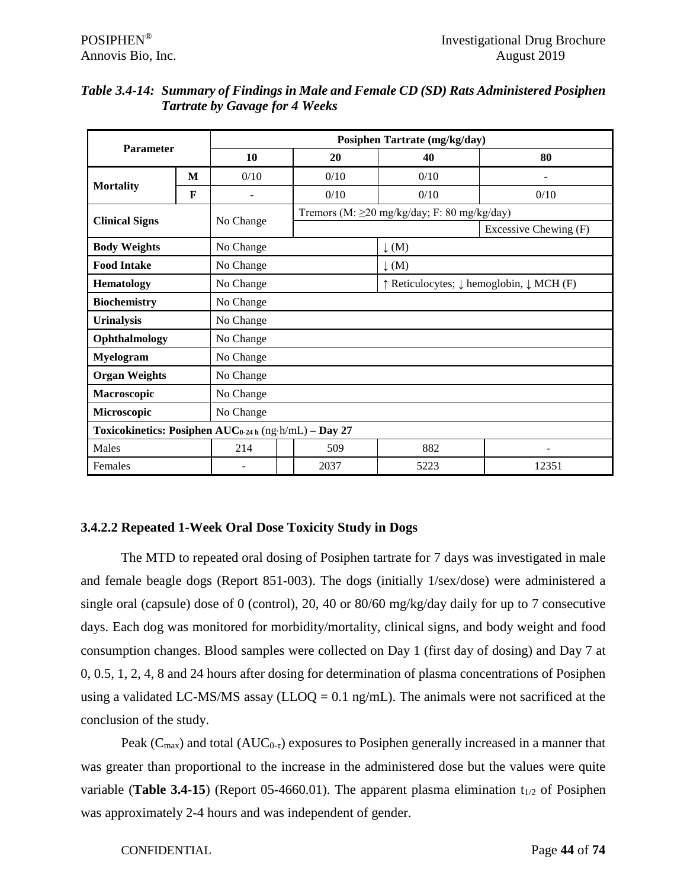*Table 3.4-14: Summary of Findings in Male and Female CD (SD) Rats Administered Posiphen Tartrate by Gavage for 4 Weeks*

| Parameter | | Posiphen Tartrate (mg/kg/day) | | | |
|---|---|---|---|---|---|
| | | 10 | 20 | 40 | 80 |
| Mortality | M | 0/10 | 0/10 | 0/10 | - |
| | F | - | 0/10 | 0/10 | 0/10 |
| Clinical Signs | | No Change | Tremors (M: ≥20 mg/kg/day; F: 80 mg/kg/day) | | |
| | | | | | Excessive Chewing (F) |
| Body Weights | | No Change | | ↓ (M) | |
| Food Intake | | No Change | | ↓ (M) | |
| Hematology | | No Change | | ↑ Reticulocytes; ↓ hemoglobin, ↓ MCH (F) | |
| Biochemistry | | No Change | | | |
| Urinalysis | | No Change | | | |
| Ophthalmology | | No Change | | | |
| Myelogram | | No Change | | | |
| Organ Weights | | No Change | | | |
| Macroscopic | | No Change | | | |
| Microscopic | | No Change | | | |
| **Toxicokinetics: Posiphen $AUC_{0\text{-}24\,h}$ (ng·h/mL) – Day 27** | | | | | |
| Males | | 214 | 509 | 882 | - |
| Females | | - | 2037 | 5223 | 12351 |

### 3.4.2.2 Repeated 1-Week Oral Dose Toxicity Study in Dogs

The MTD to repeated oral dosing of Posiphen tartrate for 7 days was investigated in male and female beagle dogs (Report 851-003). The dogs (initially 1/sex/dose) were administered a single oral (capsule) dose of 0 (control), 20, 40 or 80/60 mg/kg/day daily for up to 7 consecutive days. Each dog was monitored for morbidity/mortality, clinical signs, and body weight and food consumption changes. Blood samples were collected on Day 1 (first day of dosing) and Day 7 at 0, 0.5, 1, 2, 4, 8 and 24 hours after dosing for determination of plasma concentrations of Posiphen using a validated LC-MS/MS assay (LLOQ = 0.1 ng/mL). The animals were not sacrificed at the conclusion of the study.

Peak ($C_{max}$) and total ($AUC_{0\text{-}\tau}$) exposures to Posiphen generally increased in a manner that was greater than proportional to the increase in the administered dose but the values were quite variable (**Table 3.4-15**) (Report 05-4660.01). The apparent plasma elimination $t_{1/2}$ of Posiphen was approximately 2-4 hours and was independent of gender.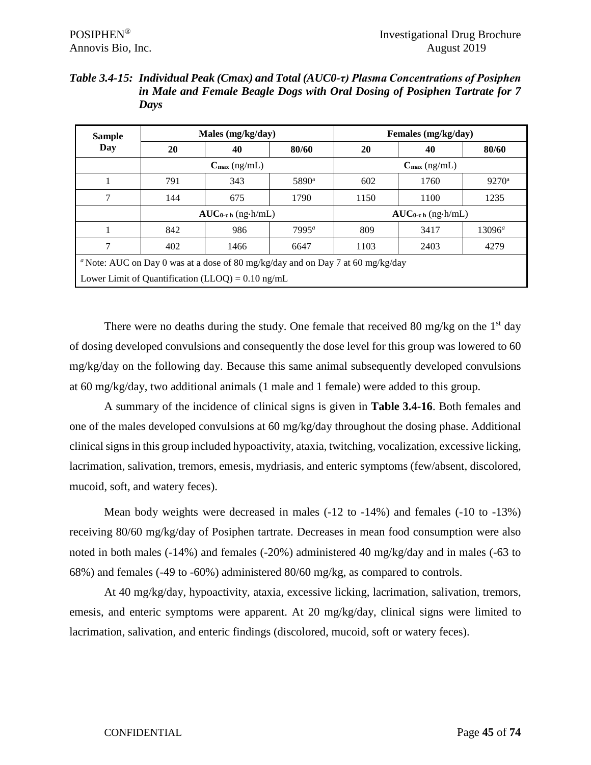***Table 3.4-15: Individual Peak (Cmax) and Total (AUC0-τ) Plasma Concentrations of Posiphen in Male and Female Beagle Dogs with Oral Dosing of Posiphen Tartrate for 7 Days***

| Sample Day | Males (mg/kg/day) | | | Females (mg/kg/day) | | |
|---|---|---|---|---|---|---|
| | **20** | **40** | **80/60** | **20** | **40** | **80/60** |
| | $C_{max}$ (ng/mL) | | | $C_{max}$ (ng/mL) | | |
| 1 | 791 | 343 | 5890[a] | 602 | 1760 | 9270[a] |
| 7 | 144 | 675 | 1790 | 1150 | 1100 | 1235 |
| | $AUC_{0\text{-}\tau\ h}$ (ng·h/mL) | | | $AUC_{0\text{-}\tau\ h}$ (ng·h/mL) | | |
| 1 | 842 | 986 | 7995[a] | 809 | 3417 | 13096[a] |
| 7 | 402 | 1466 | 6647 | 1103 | 2403 | 4279 |

[a] Note: AUC on Day 0 was at a dose of 80 mg/kg/day and on Day 7 at 60 mg/kg/day

Lower Limit of Quantification (LLOQ) = 0.10 ng/mL

There were no deaths during the study. One female that received 80 mg/kg on the 1st day of dosing developed convulsions and consequently the dose level for this group was lowered to 60 mg/kg/day on the following day. Because this same animal subsequently developed convulsions at 60 mg/kg/day, two additional animals (1 male and 1 female) were added to this group.

A summary of the incidence of clinical signs is given in **Table 3.4-16**. Both females and one of the males developed convulsions at 60 mg/kg/day throughout the dosing phase. Additional clinical signs in this group included hypoactivity, ataxia, twitching, vocalization, excessive licking, lacrimation, salivation, tremors, emesis, mydriasis, and enteric symptoms (few/absent, discolored, mucoid, soft, and watery feces).

Mean body weights were decreased in males (-12 to -14%) and females (-10 to -13%) receiving 80/60 mg/kg/day of Posiphen tartrate. Decreases in mean food consumption were also noted in both males (-14%) and females (-20%) administered 40 mg/kg/day and in males (-63 to 68%) and females (-49 to -60%) administered 80/60 mg/kg, as compared to controls.

At 40 mg/kg/day, hypoactivity, ataxia, excessive licking, lacrimation, salivation, tremors, emesis, and enteric symptoms were apparent. At 20 mg/kg/day, clinical signs were limited to lacrimation, salivation, and enteric findings (discolored, mucoid, soft or watery feces).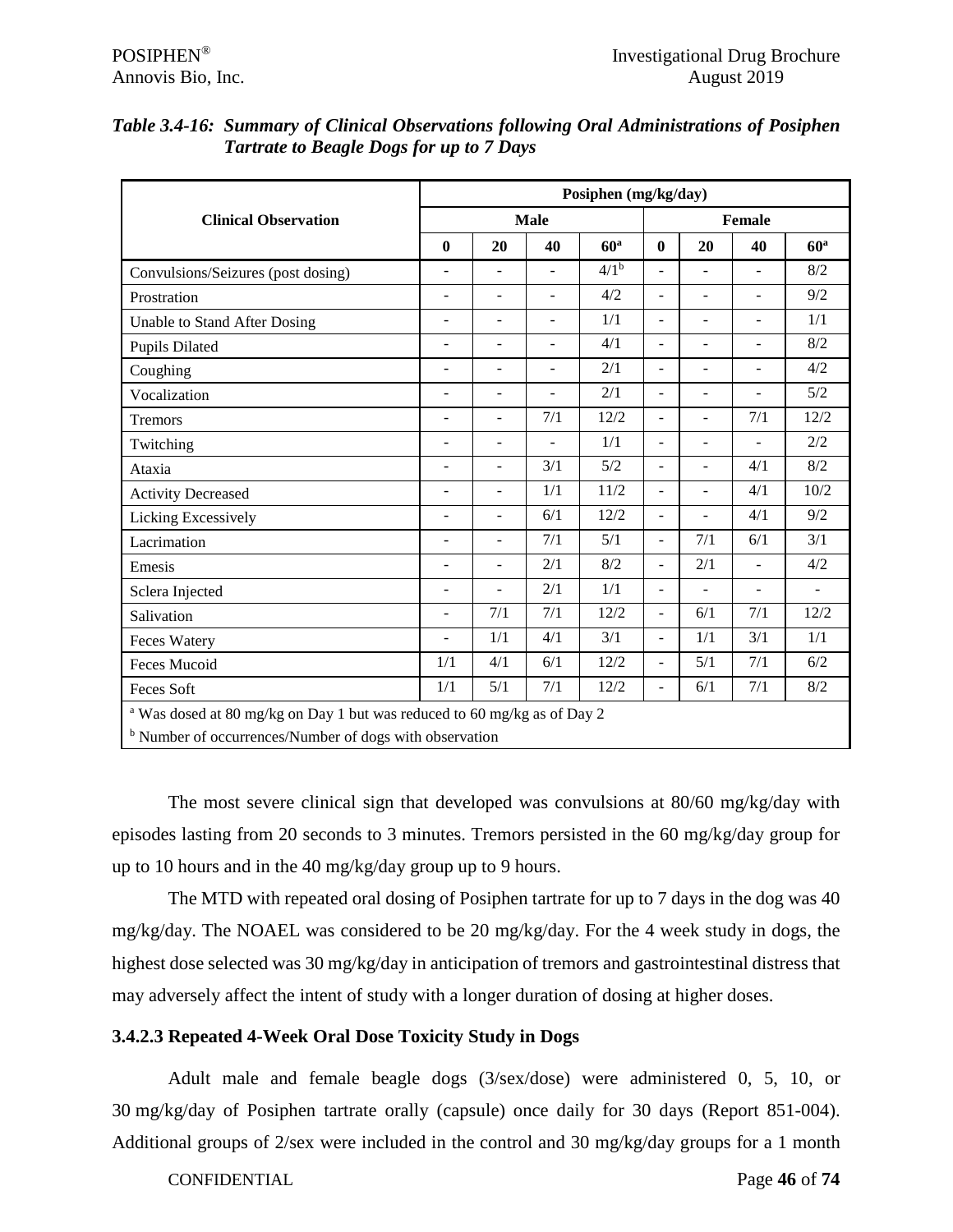*Table 3.4-16: Summary of Clinical Observations following Oral Administrations of Posiphen Tartrate to Beagle Dogs for up to 7 Days*

| Clinical Observation | Posiphen (mg/kg/day) | | | | | | | |
|---|---|---|---|---|---|---|---|---|
| | Male | | | | Female | | | |
| | 0 | 20 | 40 | 60[a] | 0 | 20 | 40 | 60[a] |
| Convulsions/Seizures (post dosing) | - | - | - | 4/1[b] | - | - | - | 8/2 |
| Prostration | - | - | - | 4/2 | - | - | - | 9/2 |
| Unable to Stand After Dosing | - | - | - | 1/1 | - | - | - | 1/1 |
| Pupils Dilated | - | - | - | 4/1 | - | - | - | 8/2 |
| Coughing | - | - | - | 2/1 | - | - | - | 4/2 |
| Vocalization | - | - | - | 2/1 | - | - | - | 5/2 |
| Tremors | - | - | 7/1 | 12/2 | - | - | 7/1 | 12/2 |
| Twitching | - | - | - | 1/1 | - | - | - | 2/2 |
| Ataxia | - | - | 3/1 | 5/2 | - | - | 4/1 | 8/2 |
| Activity Decreased | - | - | 1/1 | 11/2 | - | - | 4/1 | 10/2 |
| Licking Excessively | - | - | 6/1 | 12/2 | - | - | 4/1 | 9/2 |
| Lacrimation | - | - | 7/1 | 5/1 | - | 7/1 | 6/1 | 3/1 |
| Emesis | - | - | 2/1 | 8/2 | - | 2/1 | - | 4/2 |
| Sclera Injected | - | - | 2/1 | 1/1 | - | - | - | - |
| Salivation | - | 7/1 | 7/1 | 12/2 | - | 6/1 | 7/1 | 12/2 |
| Feces Watery | - | 1/1 | 4/1 | 3/1 | - | 1/1 | 3/1 | 1/1 |
| Feces Mucoid | 1/1 | 4/1 | 6/1 | 12/2 | - | 5/1 | 7/1 | 6/2 |
| Feces Soft | 1/1 | 5/1 | 7/1 | 12/2 | - | 6/1 | 7/1 | 8/2 |

[a] Was dosed at 80 mg/kg on Day 1 but was reduced to 60 mg/kg as of Day 2
[b] Number of occurrences/Number of dogs with observation

The most severe clinical sign that developed was convulsions at 80/60 mg/kg/day with episodes lasting from 20 seconds to 3 minutes. Tremors persisted in the 60 mg/kg/day group for up to 10 hours and in the 40 mg/kg/day group up to 9 hours.

The MTD with repeated oral dosing of Posiphen tartrate for up to 7 days in the dog was 40 mg/kg/day. The NOAEL was considered to be 20 mg/kg/day. For the 4 week study in dogs, the highest dose selected was 30 mg/kg/day in anticipation of tremors and gastrointestinal distress that may adversely affect the intent of study with a longer duration of dosing at higher doses.

### 3.4.2.3 Repeated 4-Week Oral Dose Toxicity Study in Dogs

Adult male and female beagle dogs (3/sex/dose) were administered 0, 5, 10, or 30 mg/kg/day of Posiphen tartrate orally (capsule) once daily for 30 days (Report 851-004). Additional groups of 2/sex were included in the control and 30 mg/kg/day groups for a 1 month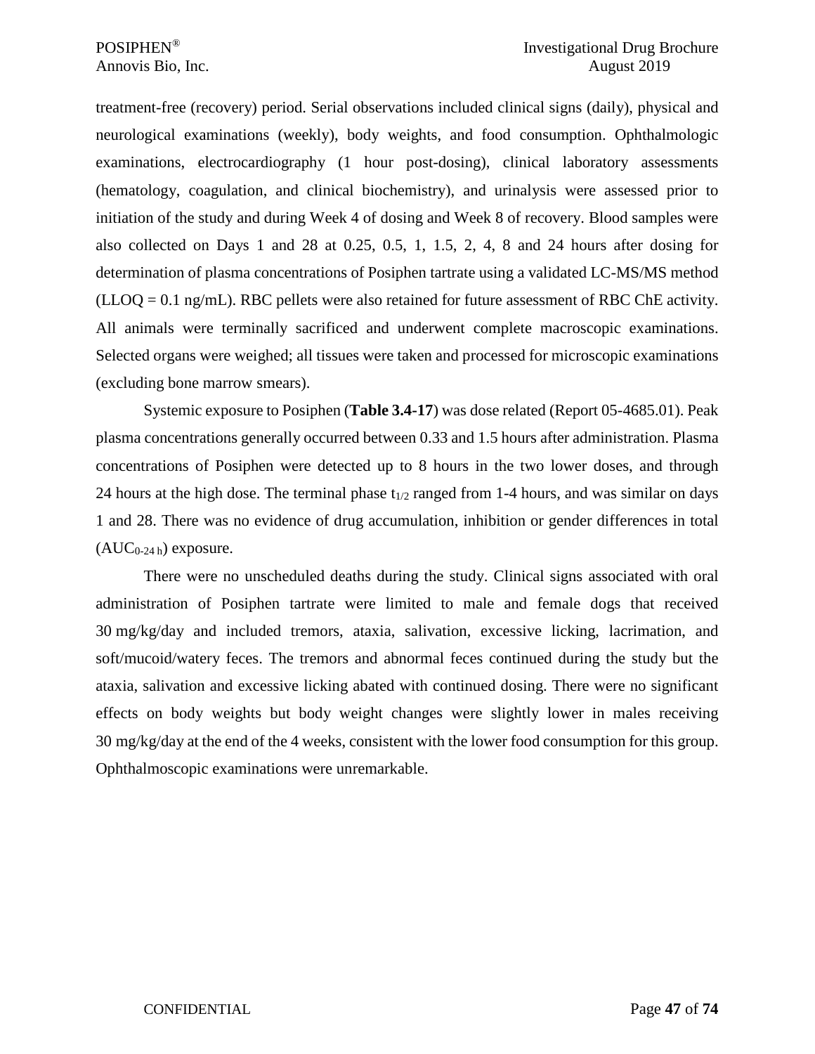treatment-free (recovery) period. Serial observations included clinical signs (daily), physical and neurological examinations (weekly), body weights, and food consumption. Ophthalmologic examinations, electrocardiography (1 hour post-dosing), clinical laboratory assessments (hematology, coagulation, and clinical biochemistry), and urinalysis were assessed prior to initiation of the study and during Week 4 of dosing and Week 8 of recovery. Blood samples were also collected on Days 1 and 28 at 0.25, 0.5, 1, 1.5, 2, 4, 8 and 24 hours after dosing for determination of plasma concentrations of Posiphen tartrate using a validated LC-MS/MS method (LLOQ = 0.1 ng/mL). RBC pellets were also retained for future assessment of RBC ChE activity. All animals were terminally sacrificed and underwent complete macroscopic examinations. Selected organs were weighed; all tissues were taken and processed for microscopic examinations (excluding bone marrow smears).

Systemic exposure to Posiphen (**Table 3.4-17**) was dose related (Report 05-4685.01). Peak plasma concentrations generally occurred between 0.33 and 1.5 hours after administration. Plasma concentrations of Posiphen were detected up to 8 hours in the two lower doses, and through 24 hours at the high dose. The terminal phase $t_{1/2}$ ranged from 1-4 hours, and was similar on days 1 and 28. There was no evidence of drug accumulation, inhibition or gender differences in total ($AUC_{0\text{-}24\,h}$) exposure.

There were no unscheduled deaths during the study. Clinical signs associated with oral administration of Posiphen tartrate were limited to male and female dogs that received 30 mg/kg/day and included tremors, ataxia, salivation, excessive licking, lacrimation, and soft/mucoid/watery feces. The tremors and abnormal feces continued during the study but the ataxia, salivation and excessive licking abated with continued dosing. There were no significant effects on body weights but body weight changes were slightly lower in males receiving 30 mg/kg/day at the end of the 4 weeks, consistent with the lower food consumption for this group. Ophthalmoscopic examinations were unremarkable.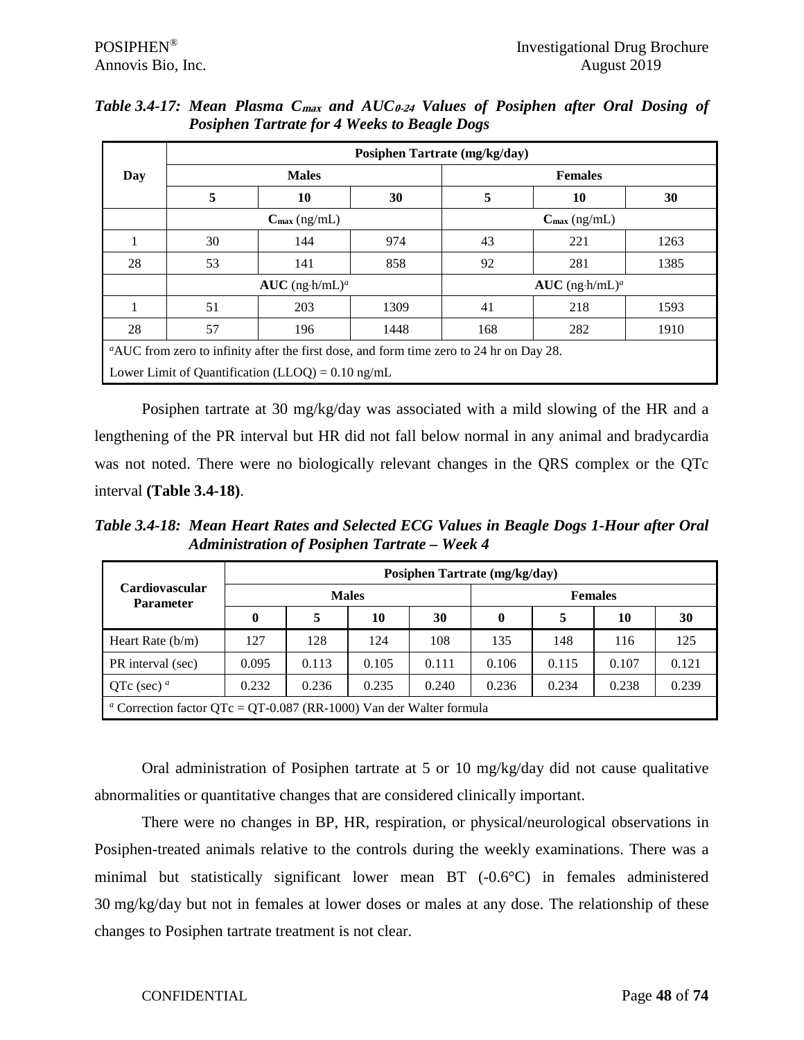*Table 3.4-17: Mean Plasma $C_{max}$ and $AUC_{0-24}$ Values of Posiphen after Oral Dosing of Posiphen Tartrate for 4 Weeks to Beagle Dogs*

| Day | Posiphen Tartrate (mg/kg/day) | | | | | |
|---|---|---|---|---|---|---|
| | **Males** | | | **Females** | | |
| | **5** | **10** | **30** | **5** | **10** | **30** |
| | $C_{max}$ (ng/mL) | | | $C_{max}$ (ng/mL) | | |
| 1 | 30 | 144 | 974 | 43 | 221 | 1263 |
| 28 | 53 | 141 | 858 | 92 | 281 | 1385 |
| | **AUC** (ng·h/mL)[a] | | | **AUC** (ng·h/mL)[a] | | |
| 1 | 51 | 203 | 1309 | 41 | 218 | 1593 |
| 28 | 57 | 196 | 1448 | 168 | 282 | 1910 |

[a]AUC from zero to infinity after the first dose, and form time zero to 24 hr on Day 28.

Lower Limit of Quantification (LLOQ) = 0.10 ng/mL

Posiphen tartrate at 30 mg/kg/day was associated with a mild slowing of the HR and a lengthening of the PR interval but HR did not fall below normal in any animal and bradycardia was not noted. There were no biologically relevant changes in the QRS complex or the QTc interval **(Table 3.4-18)**.

*Table 3.4-18: Mean Heart Rates and Selected ECG Values in Beagle Dogs 1-Hour after Oral Administration of Posiphen Tartrate – Week 4*

| Cardiovascular Parameter | Posiphen Tartrate (mg/kg/day) | | | | | | | |
|---|---|---|---|---|---|---|---|---|
| | **Males** | | | | **Females** | | | |
| | **0** | **5** | **10** | **30** | **0** | **5** | **10** | **30** |
| Heart Rate (b/m) | 127 | 128 | 124 | 108 | 135 | 148 | 116 | 125 |
| PR interval (sec) | 0.095 | 0.113 | 0.105 | 0.111 | 0.106 | 0.115 | 0.107 | 0.121 |
| QTc (sec) [a] | 0.232 | 0.236 | 0.235 | 0.240 | 0.236 | 0.234 | 0.238 | 0.239 |

[a] Correction factor QTc = QT-0.087 (RR-1000) Van der Walter formula

Oral administration of Posiphen tartrate at 5 or 10 mg/kg/day did not cause qualitative abnormalities or quantitative changes that are considered clinically important.

There were no changes in BP, HR, respiration, or physical/neurological observations in Posiphen-treated animals relative to the controls during the weekly examinations. There was a minimal but statistically significant lower mean BT (-0.6°C) in females administered 30 mg/kg/day but not in females at lower doses or males at any dose. The relationship of these changes to Posiphen tartrate treatment is not clear.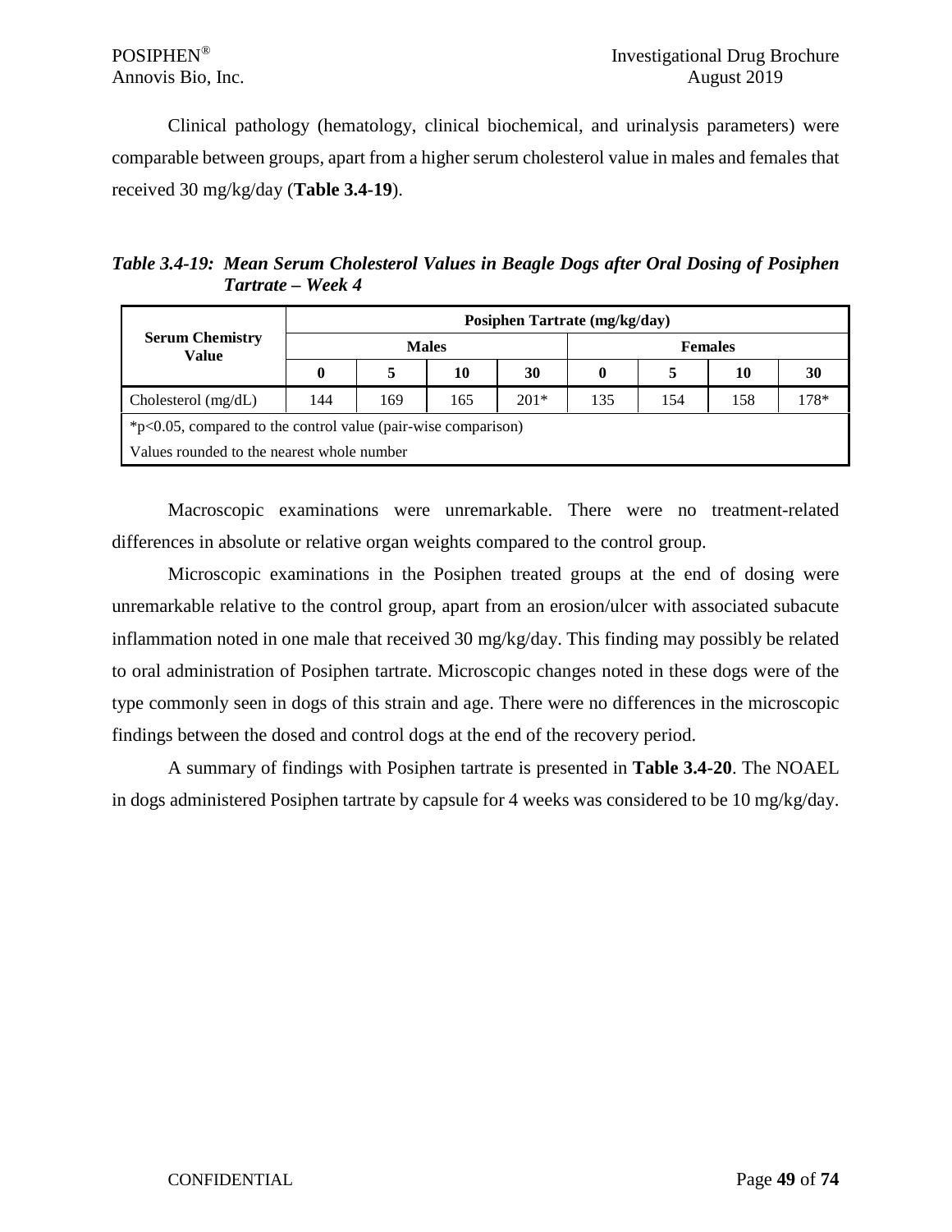Clinical pathology (hematology, clinical biochemical, and urinalysis parameters) were comparable between groups, apart from a higher serum cholesterol value in males and females that received 30 mg/kg/day (**Table 3.4-19**).

***Table 3.4-19: Mean Serum Cholesterol Values in Beagle Dogs after Oral Dosing of Posiphen Tartrate – Week 4***

| Serum Chemistry Value | Posiphen Tartrate (mg/kg/day) | | | | | | | |
|---|---|---|---|---|---|---|---|---|
| | Males | | | | Females | | | |
| | 0 | 5 | 10 | 30 | 0 | 5 | 10 | 30 |
| Cholesterol (mg/dL) | 144 | 169 | 165 | 201* | 135 | 154 | 158 | 178* |
| *p<0.05, compared to the control value (pair-wise comparison) | | | | | | | | |
| Values rounded to the nearest whole number | | | | | | | | |

Macroscopic examinations were unremarkable. There were no treatment-related differences in absolute or relative organ weights compared to the control group.

Microscopic examinations in the Posiphen treated groups at the end of dosing were unremarkable relative to the control group, apart from an erosion/ulcer with associated subacute inflammation noted in one male that received 30 mg/kg/day. This finding may possibly be related to oral administration of Posiphen tartrate. Microscopic changes noted in these dogs were of the type commonly seen in dogs of this strain and age. There were no differences in the microscopic findings between the dosed and control dogs at the end of the recovery period.

A summary of findings with Posiphen tartrate is presented in **Table 3.4-20**. The NOAEL in dogs administered Posiphen tartrate by capsule for 4 weeks was considered to be 10 mg/kg/day.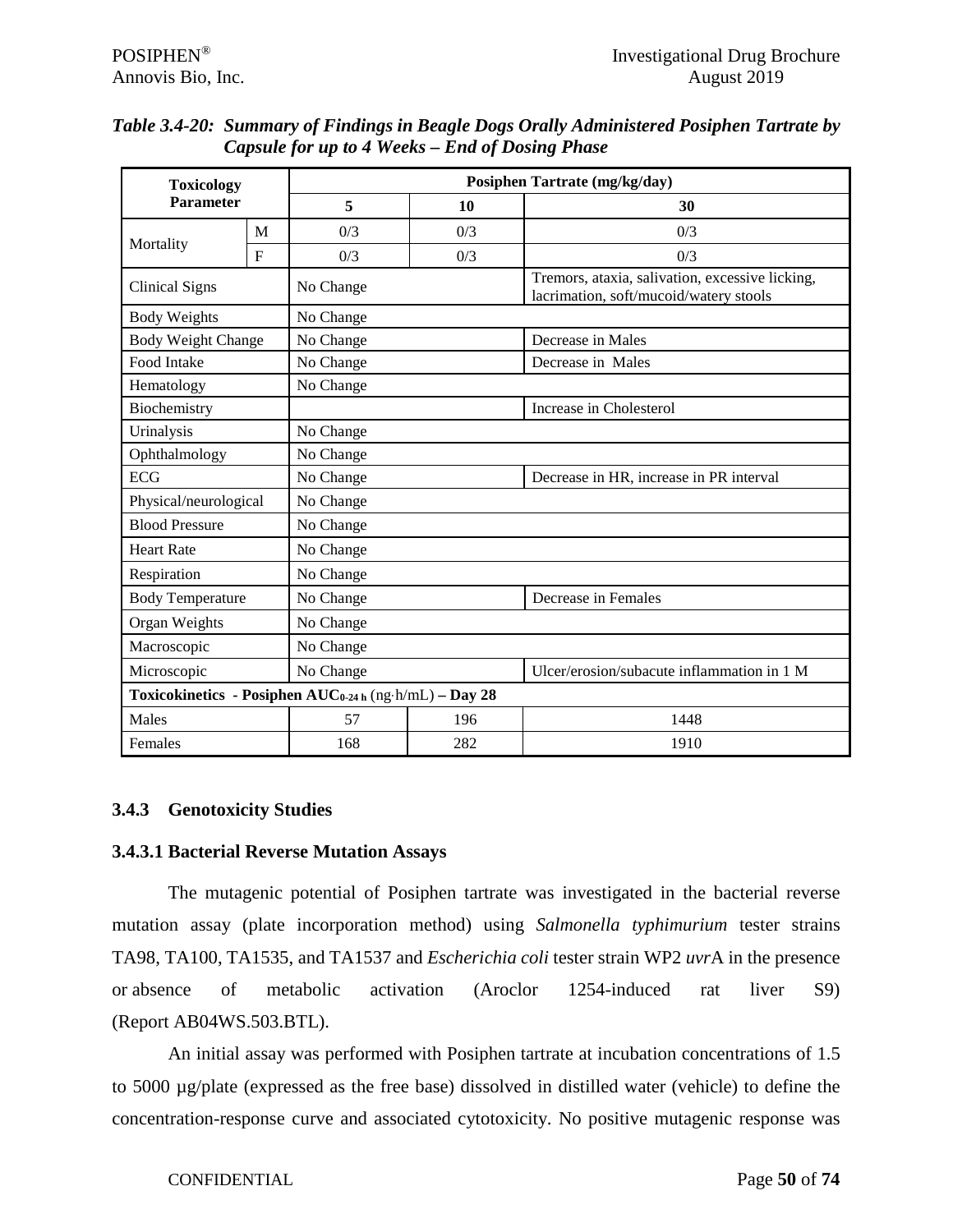*Table 3.4-20: Summary of Findings in Beagle Dogs Orally Administered Posiphen Tartrate by Capsule for up to 4 Weeks – End of Dosing Phase*

| Toxicology Parameter | | Posiphen Tartrate (mg/kg/day) | | |
|---|---|---|---|---|
| | | **5** | **10** | **30** |
| Mortality | M | 0/3 | 0/3 | 0/3 |
| | F | 0/3 | 0/3 | 0/3 |
| Clinical Signs | | No Change | | Tremors, ataxia, salivation, excessive licking, lacrimation, soft/mucoid/watery stools |
| Body Weights | | No Change | | |
| Body Weight Change | | No Change | | Decrease in Males |
| Food Intake | | No Change | | Decrease in Males |
| Hematology | | No Change | | |
| Biochemistry | | | | Increase in Cholesterol |
| Urinalysis | | No Change | | |
| Ophthalmology | | No Change | | |
| ECG | | No Change | | Decrease in HR, increase in PR interval |
| Physical/neurological | | No Change | | |
| Blood Pressure | | No Change | | |
| Heart Rate | | No Change | | |
| Respiration | | No Change | | |
| Body Temperature | | No Change | | Decrease in Females |
| Organ Weights | | No Change | | |
| Macroscopic | | No Change | | |
| Microscopic | | No Change | | Ulcer/erosion/subacute inflammation in 1 M |
| **Toxicokinetics - Posiphen $AUC_{0\text{-}24\,h}$ (ng·h/mL) – Day 28** | | | | |
| Males | | 57 | 196 | 1448 |
| Females | | 168 | 282 | 1910 |

### 3.4.3 Genotoxicity Studies

#### 3.4.3.1 Bacterial Reverse Mutation Assays

The mutagenic potential of Posiphen tartrate was investigated in the bacterial reverse mutation assay (plate incorporation method) using *Salmonella typhimurium* tester strains TA98, TA100, TA1535, and TA1537 and *Escherichia coli* tester strain WP2 *uvr*A in the presence or absence of metabolic activation (Aroclor 1254-induced rat liver S9) (Report AB04WS.503.BTL).

An initial assay was performed with Posiphen tartrate at incubation concentrations of 1.5 to 5000 µg/plate (expressed as the free base) dissolved in distilled water (vehicle) to define the concentration-response curve and associated cytotoxicity. No positive mutagenic response was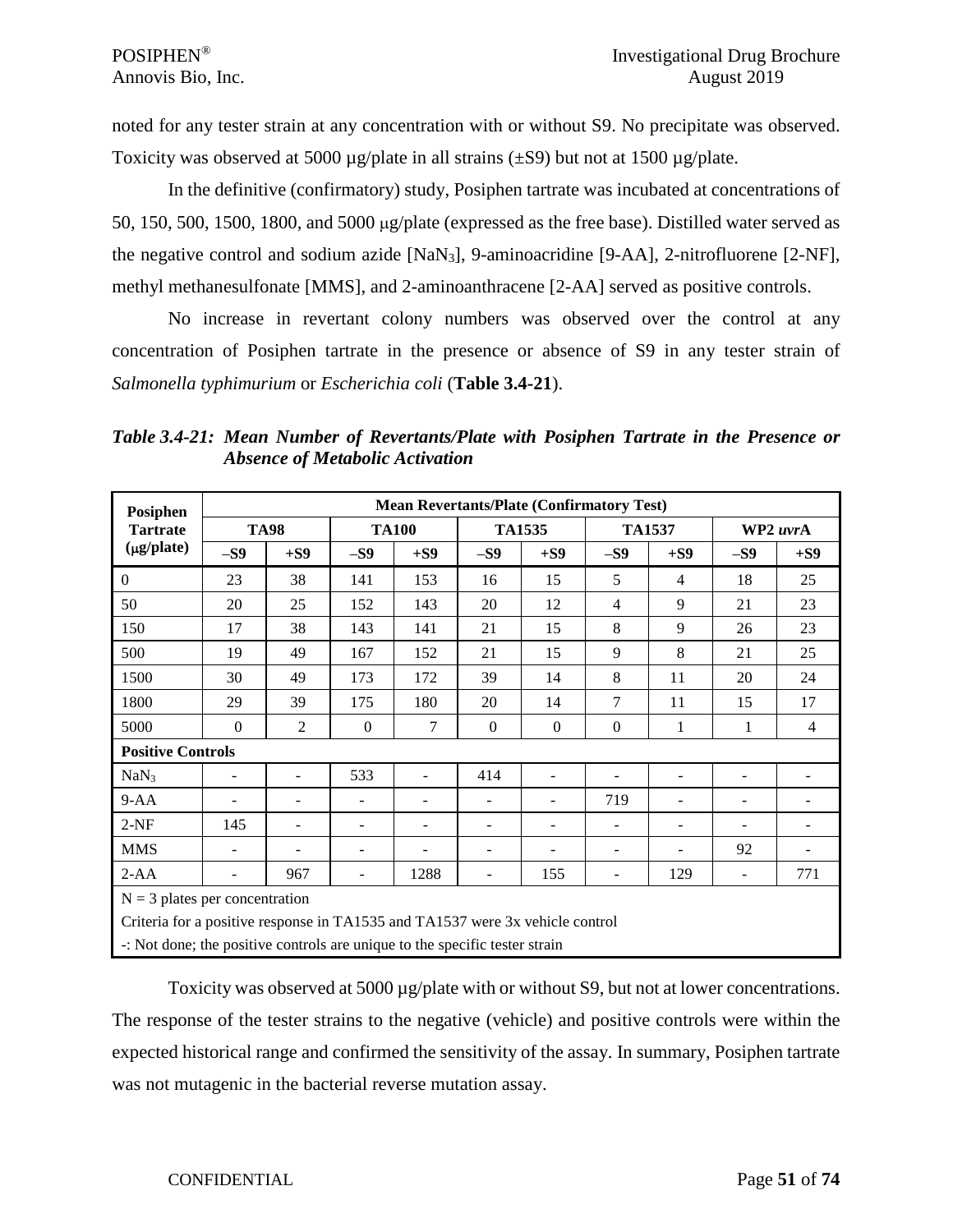noted for any tester strain at any concentration with or without S9. No precipitate was observed. Toxicity was observed at 5000 µg/plate in all strains (±S9) but not at 1500 µg/plate.

In the definitive (confirmatory) study, Posiphen tartrate was incubated at concentrations of 50, 150, 500, 1500, 1800, and 5000 µg/plate (expressed as the free base). Distilled water served as the negative control and sodium azide [$NaN_3$], 9-aminoacridine [9-AA], 2-nitrofluorene [2-NF], methyl methanesulfonate [MMS], and 2-aminoanthracene [2-AA] served as positive controls.

No increase in revertant colony numbers was observed over the control at any concentration of Posiphen tartrate in the presence or absence of S9 in any tester strain of *Salmonella typhimurium* or *Escherichia coli* (**Table 3.4-21**).

***Table 3.4-21: Mean Number of Revertants/Plate with Posiphen Tartrate in the Presence or Absence of Metabolic Activation***

| Posiphen Tartrate (µg/plate) | Mean Revertants/Plate (Confirmatory Test) | | | | | | | | | |
|---|---|---|---|---|---|---|---|---|---|---|
| | TA98 | | TA100 | | TA1535 | | TA1537 | | WP2 *uvr*A | |
| | –S9 | +S9 | –S9 | +S9 | –S9 | +S9 | –S9 | +S9 | –S9 | +S9 |
| 0 | 23 | 38 | 141 | 153 | 16 | 15 | 5 | 4 | 18 | 25 |
| 50 | 20 | 25 | 152 | 143 | 20 | 12 | 4 | 9 | 21 | 23 |
| 150 | 17 | 38 | 143 | 141 | 21 | 15 | 8 | 9 | 26 | 23 |
| 500 | 19 | 49 | 167 | 152 | 21 | 15 | 9 | 8 | 21 | 25 |
| 1500 | 30 | 49 | 173 | 172 | 39 | 14 | 8 | 11 | 20 | 24 |
| 1800 | 29 | 39 | 175 | 180 | 20 | 14 | 7 | 11 | 15 | 17 |
| 5000 | 0 | 2 | 0 | 7 | 0 | 0 | 0 | 1 | 1 | 4 |
| **Positive Controls** | | | | | | | | | | |
| $NaN_3$ | - | - | 533 | - | 414 | - | - | - | - | - |
| 9-AA | - | - | - | - | - | - | 719 | - | - | - |
| 2-NF | 145 | - | - | - | - | - | - | - | - | - |
| MMS | - | - | - | - | - | - | - | - | 92 | - |
| 2-AA | - | 967 | - | 1288 | - | 155 | - | 129 | - | 771 |

N = 3 plates per concentration
Criteria for a positive response in TA1535 and TA1537 were 3x vehicle control
-: Not done; the positive controls are unique to the specific tester strain

Toxicity was observed at 5000 µg/plate with or without S9, but not at lower concentrations. The response of the tester strains to the negative (vehicle) and positive controls were within the expected historical range and confirmed the sensitivity of the assay. In summary, Posiphen tartrate was not mutagenic in the bacterial reverse mutation assay.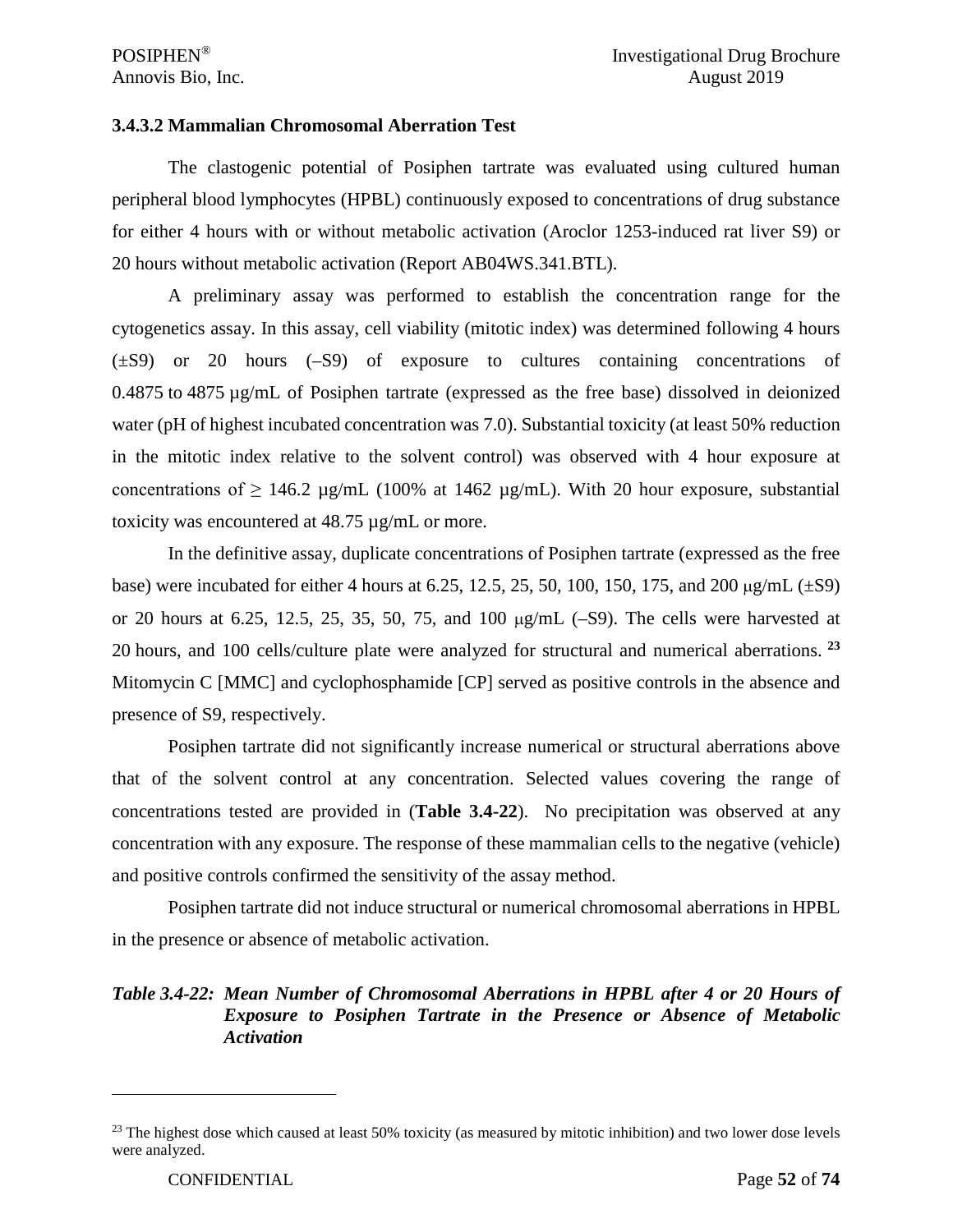### 3.4.3.2 Mammalian Chromosomal Aberration Test

The clastogenic potential of Posiphen tartrate was evaluated using cultured human peripheral blood lymphocytes (HPBL) continuously exposed to concentrations of drug substance for either 4 hours with or without metabolic activation (Aroclor 1253-induced rat liver S9) or 20 hours without metabolic activation (Report AB04WS.341.BTL).

A preliminary assay was performed to establish the concentration range for the cytogenetics assay. In this assay, cell viability (mitotic index) was determined following 4 hours (±S9) or 20 hours (–S9) of exposure to cultures containing concentrations of 0.4875 to 4875 µg/mL of Posiphen tartrate (expressed as the free base) dissolved in deionized water (pH of highest incubated concentration was 7.0). Substantial toxicity (at least 50% reduction in the mitotic index relative to the solvent control) was observed with 4 hour exposure at concentrations of ≥ 146.2 µg/mL (100% at 1462 µg/mL). With 20 hour exposure, substantial toxicity was encountered at 48.75 µg/mL or more.

In the definitive assay, duplicate concentrations of Posiphen tartrate (expressed as the free base) were incubated for either 4 hours at 6.25, 12.5, 25, 50, 100, 150, 175, and 200 µg/mL (±S9) or 20 hours at 6.25, 12.5, 25, 35, 50, 75, and 100 µg/mL (–S9). The cells were harvested at 20 hours, and 100 cells/culture plate were analyzed for structural and numerical aberrations.[23] Mitomycin C [MMC] and cyclophosphamide [CP] served as positive controls in the absence and presence of S9, respectively.

Posiphen tartrate did not significantly increase numerical or structural aberrations above that of the solvent control at any concentration. Selected values covering the range of concentrations tested are provided in (**Table 3.4-22**). No precipitation was observed at any concentration with any exposure. The response of these mammalian cells to the negative (vehicle) and positive controls confirmed the sensitivity of the assay method.

Posiphen tartrate did not induce structural or numerical chromosomal aberrations in HPBL in the presence or absence of metabolic activation.

***Table 3.4-22: Mean Number of Chromosomal Aberrations in HPBL after 4 or 20 Hours of Exposure to Posiphen Tartrate in the Presence or Absence of Metabolic Activation***

---

[23] The highest dose which caused at least 50% toxicity (as measured by mitotic inhibition) and two lower dose levels were analyzed.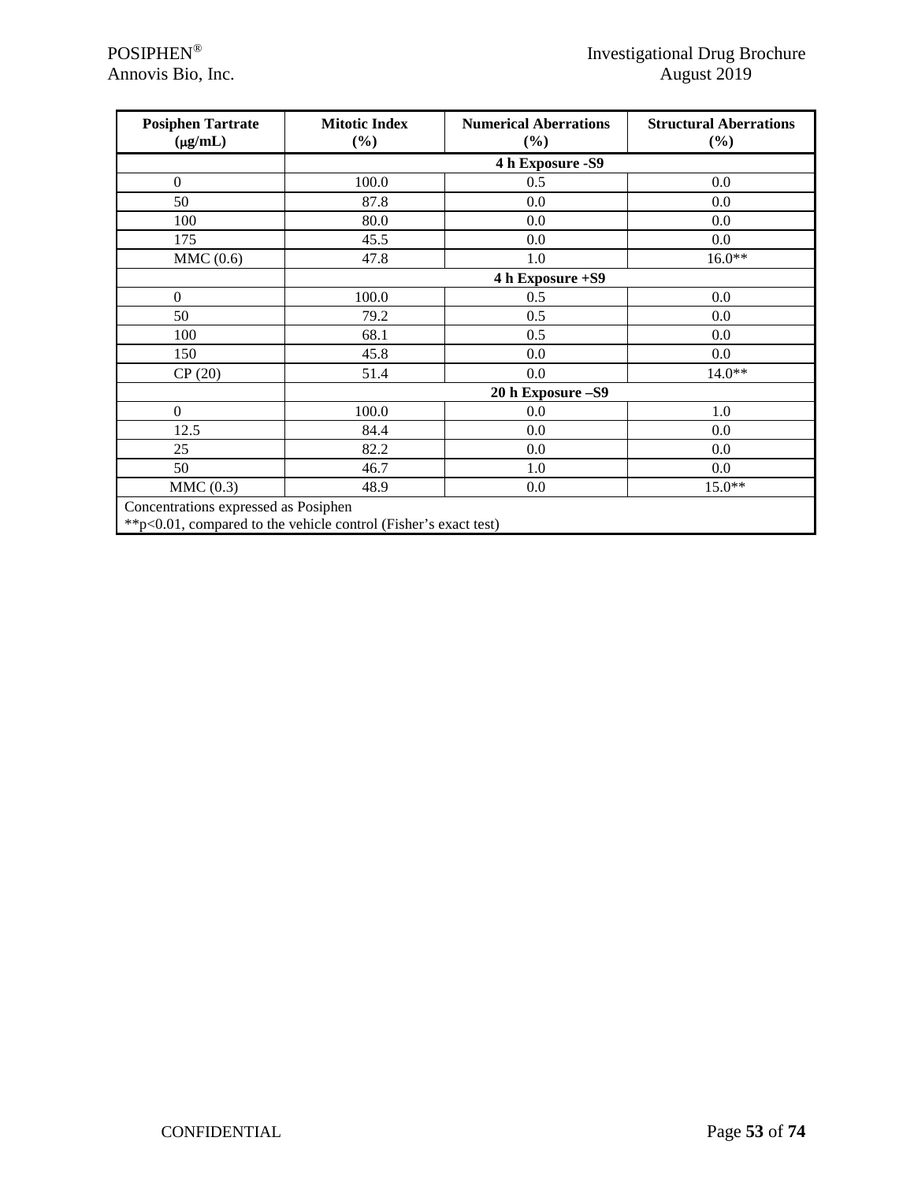| Posiphen Tartrate (μg/mL) | Mitotic Index (%) | Numerical Aberrations (%) | Structural Aberrations (%) |
|---|---|---|---|
| | **4 h Exposure -S9** | | |
| 0 | 100.0 | 0.5 | 0.0 |
| 50 | 87.8 | 0.0 | 0.0 |
| 100 | 80.0 | 0.0 | 0.0 |
| 175 | 45.5 | 0.0 | 0.0 |
| MMC (0.6) | 47.8 | 1.0 | 16.0** |
| | **4 h Exposure +S9** | | |
| 0 | 100.0 | 0.5 | 0.0 |
| 50 | 79.2 | 0.5 | 0.0 |
| 100 | 68.1 | 0.5 | 0.0 |
| 150 | 45.8 | 0.0 | 0.0 |
| CP (20) | 51.4 | 0.0 | 14.0** |
| | **20 h Exposure –S9** | | |
| 0 | 100.0 | 0.0 | 1.0 |
| 12.5 | 84.4 | 0.0 | 0.0 |
| 25 | 82.2 | 0.0 | 0.0 |
| 50 | 46.7 | 1.0 | 0.0 |
| MMC (0.3) | 48.9 | 0.0 | 15.0** |

Concentrations expressed as Posiphen
**p<0.01, compared to the vehicle control (Fisher's exact test)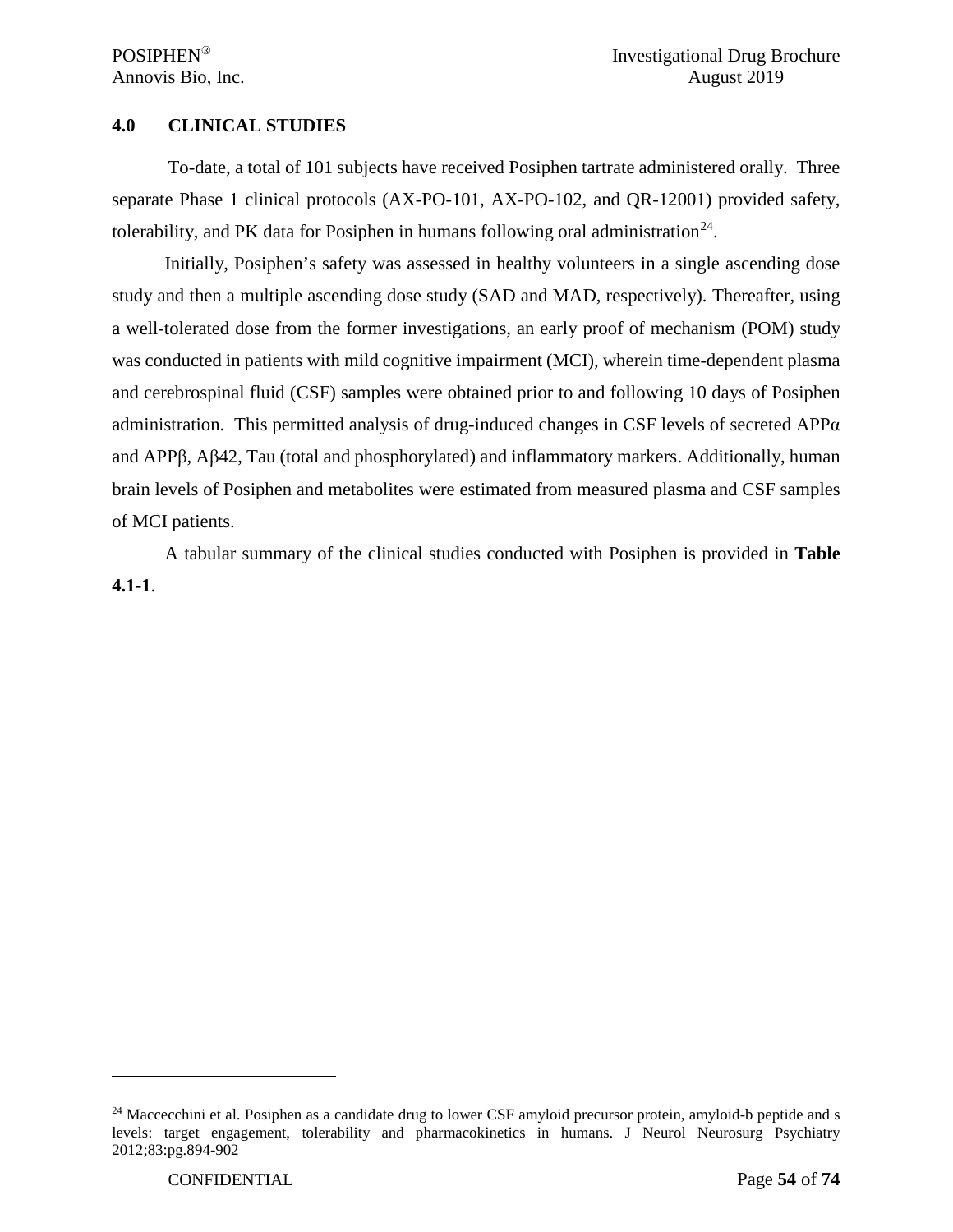## 4.0 CLINICAL STUDIES

To-date, a total of 101 subjects have received Posiphen tartrate administered orally. Three separate Phase 1 clinical protocols (AX-PO-101, AX-PO-102, and QR-12001) provided safety, tolerability, and PK data for Posiphen in humans following oral administration[24].

Initially, Posiphen's safety was assessed in healthy volunteers in a single ascending dose study and then a multiple ascending dose study (SAD and MAD, respectively). Thereafter, using a well-tolerated dose from the former investigations, an early proof of mechanism (POM) study was conducted in patients with mild cognitive impairment (MCI), wherein time-dependent plasma and cerebrospinal fluid (CSF) samples were obtained prior to and following 10 days of Posiphen administration. This permitted analysis of drug-induced changes in CSF levels of secreted APPα and APPβ, Aβ42, Tau (total and phosphorylated) and inflammatory markers. Additionally, human brain levels of Posiphen and metabolites were estimated from measured plasma and CSF samples of MCI patients.

A tabular summary of the clinical studies conducted with Posiphen is provided in **Table 4.1-1**.

---

[24] Maccecchini et al. Posiphen as a candidate drug to lower CSF amyloid precursor protein, amyloid-b peptide and s levels: target engagement, tolerability and pharmacokinetics in humans. J Neurol Neurosurg Psychiatry 2012;83:pg.894-902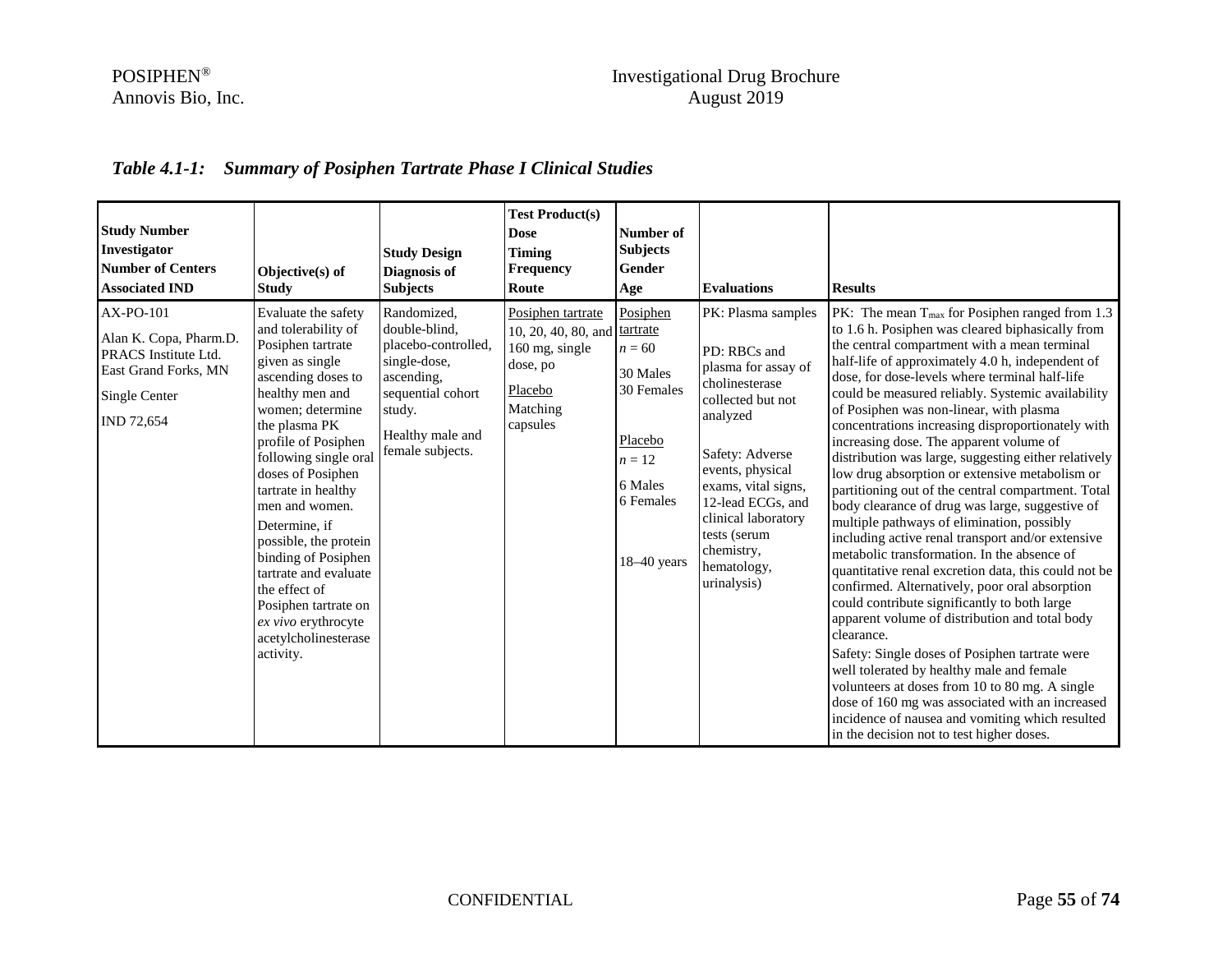*Table 4.1-1: Summary of Posiphen Tartrate Phase I Clinical Studies*

| **Study Number**<br>**Investigator**<br>**Number of Centers**<br>**Associated IND** | **Objective(s) of Study** | **Study Design**<br>**Diagnosis of Subjects** | **Test Product(s)**<br>**Dose**<br>**Timing**<br>**Frequency**<br>**Route** | **Number of Subjects**<br>**Gender**<br>**Age** | **Evaluations** | **Results** |
|---|---|---|---|---|---|---|
| AX-PO-101<br><br>Alan K. Copa, Pharm.D.<br>PRACS Institute Ltd.<br>East Grand Forks, MN<br><br>Single Center<br><br>IND 72,654 | Evaluate the safety and tolerability of Posiphen tartrate given as single ascending doses to healthy men and women; determine the plasma PK profile of Posiphen following single oral doses of Posiphen tartrate in healthy men and women.<br><br>Determine, if possible, the protein binding of Posiphen tartrate and evaluate the effect of Posiphen tartrate on *ex vivo* erythrocyte acetylcholinesterase activity. | Randomized, double-blind, placebo-controlled, single-dose, ascending, sequential cohort study.<br><br>Healthy male and female subjects. | Posiphen tartrate<br>10, 20, 40, 80, and 160 mg, single dose, po<br><br>Placebo<br>Matching capsules | Posiphen tartrate<br>$n = 60$<br><br>30 Males<br>30 Females<br><br>Placebo<br>$n = 12$<br><br>6 Males<br>6 Females<br><br>18–40 years | PK: Plasma samples<br><br>PD: RBCs and plasma for assay of cholinesterase collected but not analyzed<br><br>Safety: Adverse events, physical exams, vital signs, 12-lead ECGs, and clinical laboratory tests (serum chemistry, hematology, urinalysis) | PK: The mean $T_{max}$ for Posiphen ranged from 1.3 to 1.6 h. Posiphen was cleared biphasically from the central compartment with a mean terminal half-life of approximately 4.0 h, independent of dose, for dose-levels where terminal half-life could be measured reliably. Systemic availability of Posiphen was non-linear, with plasma concentrations increasing disproportionately with increasing dose. The apparent volume of distribution was large, suggesting either relatively low drug absorption or extensive metabolism or partitioning out of the central compartment. Total body clearance of drug was large, suggestive of multiple pathways of elimination, possibly including active renal transport and/or extensive metabolic transformation. In the absence of quantitative renal excretion data, this could not be confirmed. Alternatively, poor oral absorption could contribute significantly to both large apparent volume of distribution and total body clearance.<br><br>Safety: Single doses of Posiphen tartrate were well tolerated by healthy male and female volunteers at doses from 10 to 80 mg. A single dose of 160 mg was associated with an increased incidence of nausea and vomiting which resulted in the decision not to test higher doses. |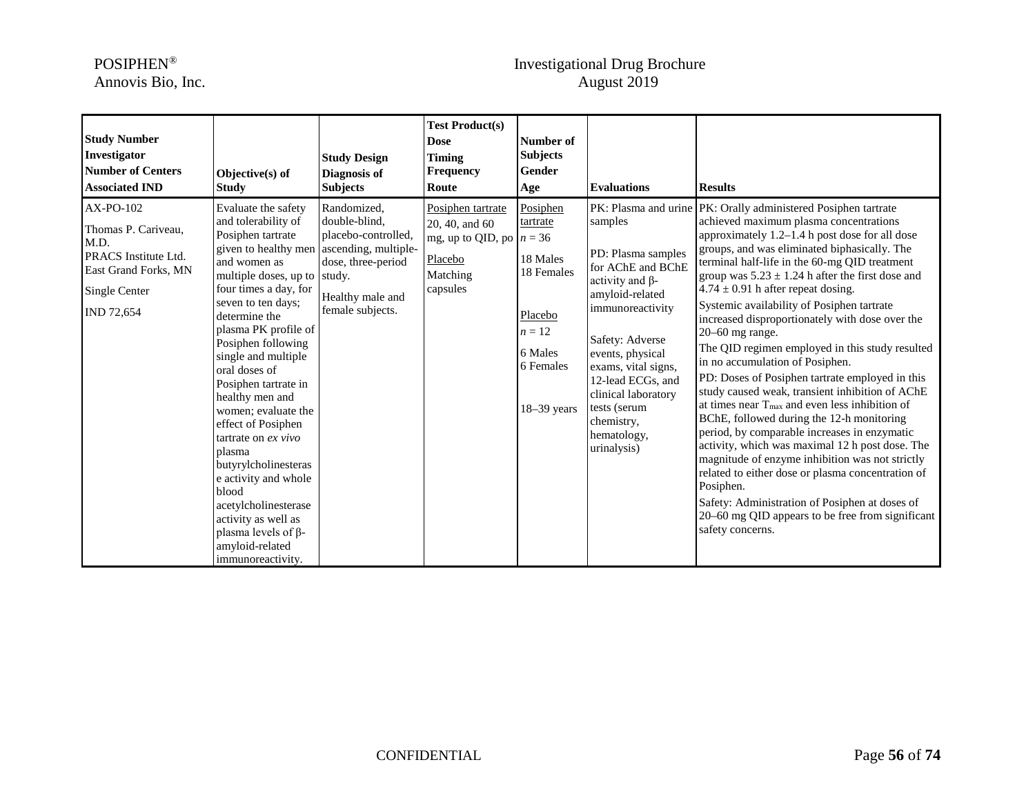| Study Number<br>Investigator<br>Number of Centers<br>Associated IND | Objective(s) of Study | Study Design<br>Diagnosis of Subjects | Test Product(s)<br>Dose<br>Timing<br>Frequency<br>Route | Number of Subjects<br>Gender<br>Age | Evaluations | Results |
|---|---|---|---|---|---|---|
| AX-PO-102<br><br>Thomas P. Cariveau, M.D.<br>PRACS Institute Ltd.<br>East Grand Forks, MN<br><br>Single Center<br><br>IND 72,654 | Evaluate the safety and tolerability of Posiphen tartrate given to healthy men and women as multiple doses, up to four times a day, for seven to ten days; determine the plasma PK profile of Posiphen following single and multiple oral doses of Posiphen tartrate in healthy men and women; evaluate the effect of Posiphen tartrate on *ex vivo* plasma butyrylcholinesterase activity and whole blood acetylcholinesterase activity as well as plasma levels of β-amyloid-related immunoreactivity. | Randomized, double-blind, placebo-controlled, ascending, multiple-dose, three-period study.<br><br>Healthy male and female subjects. | Posiphen tartrate<br>20, 40, and 60 mg, up to QID, po<br><br>Placebo<br>Matching capsules | Posiphen tartrate<br>$n = 36$<br>18 Males<br>18 Females<br><br>Placebo<br>$n = 12$<br>6 Males<br>6 Females<br><br>18–39 years | PK: Plasma and urine samples<br><br>PD: Plasma samples for AChE and BChE activity and β-amyloid-related immunoreactivity<br><br>Safety: Adverse events, physical exams, vital signs, 12-lead ECGs, and clinical laboratory tests (serum chemistry, hematology, urinalysis) | PK: Orally administered Posiphen tartrate achieved maximum plasma concentrations approximately 1.2–1.4 h post dose for all dose groups, and was eliminated biphasically. The terminal half-life in the 60-mg QID treatment group was $5.23 \pm 1.24$ h after the first dose and $4.74 \pm 0.91$ h after repeat dosing.<br>Systemic availability of Posiphen tartrate increased disproportionately with dose over the 20–60 mg range.<br>The QID regimen employed in this study resulted in no accumulation of Posiphen.<br>PD: Doses of Posiphen tartrate employed in this study caused weak, transient inhibition of AChE at times near $T_{max}$ and even less inhibition of BChE, followed during the 12-h monitoring period, by comparable increases in enzymatic activity, which was maximal 12 h post dose. The magnitude of enzyme inhibition was not strictly related to either dose or plasma concentration of Posiphen.<br>Safety: Administration of Posiphen at doses of 20–60 mg QID appears to be free from significant safety concerns. |

CONFIDENTIAL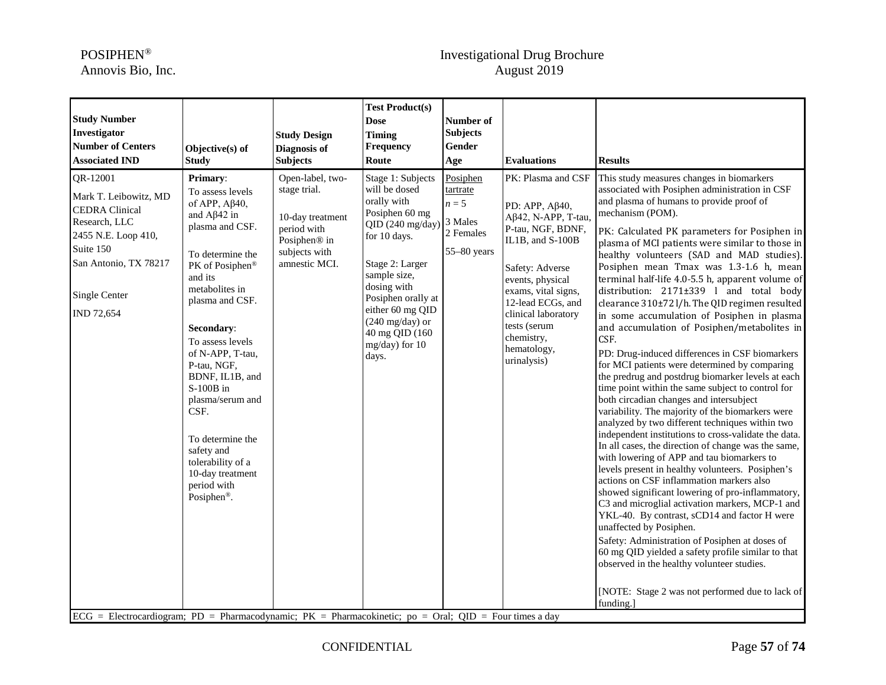| Study Number<br>Investigator<br>Number of Centers<br>Associated IND | Objective(s) of Study | Study Design<br>Diagnosis of Subjects | Test Product(s)<br>Dose<br>Timing<br>Frequency<br>Route | Number of Subjects<br>Gender<br>Age | Evaluations | Results |
|---|---|---|---|---|---|---|
| QR-12001<br><br>Mark T. Leibowitz, MD<br>CEDRA Clinical Research, LLC<br>2455 N.E. Loop 410, Suite 150<br>San Antonio, TX 78217<br><br>Single Center<br><br>IND 72,654 | **Primary**:<br>To assess levels of APP, Aβ40, and Aβ42 in plasma and CSF.<br><br>To determine the PK of Posiphen® and its metabolites in plasma and CSF.<br><br>**Secondary**:<br>To assess levels of N-APP, T-tau, P-tau, NGF, BDNF, IL1B, and S-100B in plasma/serum and CSF.<br><br>To determine the safety and tolerability of a 10-day treatment period with Posiphen®. | Open-label, two-stage trial.<br><br>10-day treatment period with Posiphen® in subjects with amnestic MCI. | Stage 1: Subjects will be dosed orally with Posiphen 60 mg QID (240 mg/day) for 10 days.<br><br>Stage 2: Larger sample size, dosing with Posiphen orally at either 60 mg QID (240 mg/day) or 40 mg QID (160 mg/day) for 10 days. | Posiphen tartrate<br>*n* = 5<br><br>3 Males<br>2 Females<br><br>55–80 years | PK: Plasma and CSF<br><br>PD: APP, Aβ40, Aβ42, N-APP, T-tau, P-tau, NGF, BDNF, IL1B, and S-100B<br><br>Safety: Adverse events, physical exams, vital signs, 12-lead ECGs, and clinical laboratory tests (serum chemistry, hematology, urinalysis) | This study measures changes in biomarkers associated with Posiphen administration in CSF and plasma of humans to provide proof of mechanism (POM).<br><br>PK: Calculated PK parameters for Posiphen in plasma of MCI patients were similar to those in healthy volunteers (SAD and MAD studies). Posiphen mean Tmax was 1.3-1.6 h, mean terminal half-life 4.0-5.5 h, apparent volume of distribution: 2171±339 l and total body clearance 310±72 l/h. The QID regimen resulted in some accumulation of Posiphen in plasma and accumulation of Posiphen/metabolites in CSF.<br><br>PD: Drug-induced differences in CSF biomarkers for MCI patients were determined by comparing the predrug and postdrug biomarker levels at each time point within the same subject to control for both circadian changes and intersubject variability. The majority of the biomarkers were analyzed by two different techniques within two independent institutions to cross-validate the data. In all cases, the direction of change was the same, with lowering of APP and tau biomarkers to levels present in healthy volunteers. Posiphen's actions on CSF inflammation markers also showed significant lowering of pro-inflammatory, C3 and microglial activation markers, MCP-1 and YKL-40. By contrast, sCD14 and factor H were unaffected by Posiphen.<br><br>Safety: Administration of Posiphen at doses of 60 mg QID yielded a safety profile similar to that observed in the healthy volunteer studies.<br><br>[NOTE: Stage 2 was not performed due to lack of funding.] |

ECG = Electrocardiogram; PD = Pharmacodynamic; PK = Pharmacokinetic; po = Oral; QID = Four times a day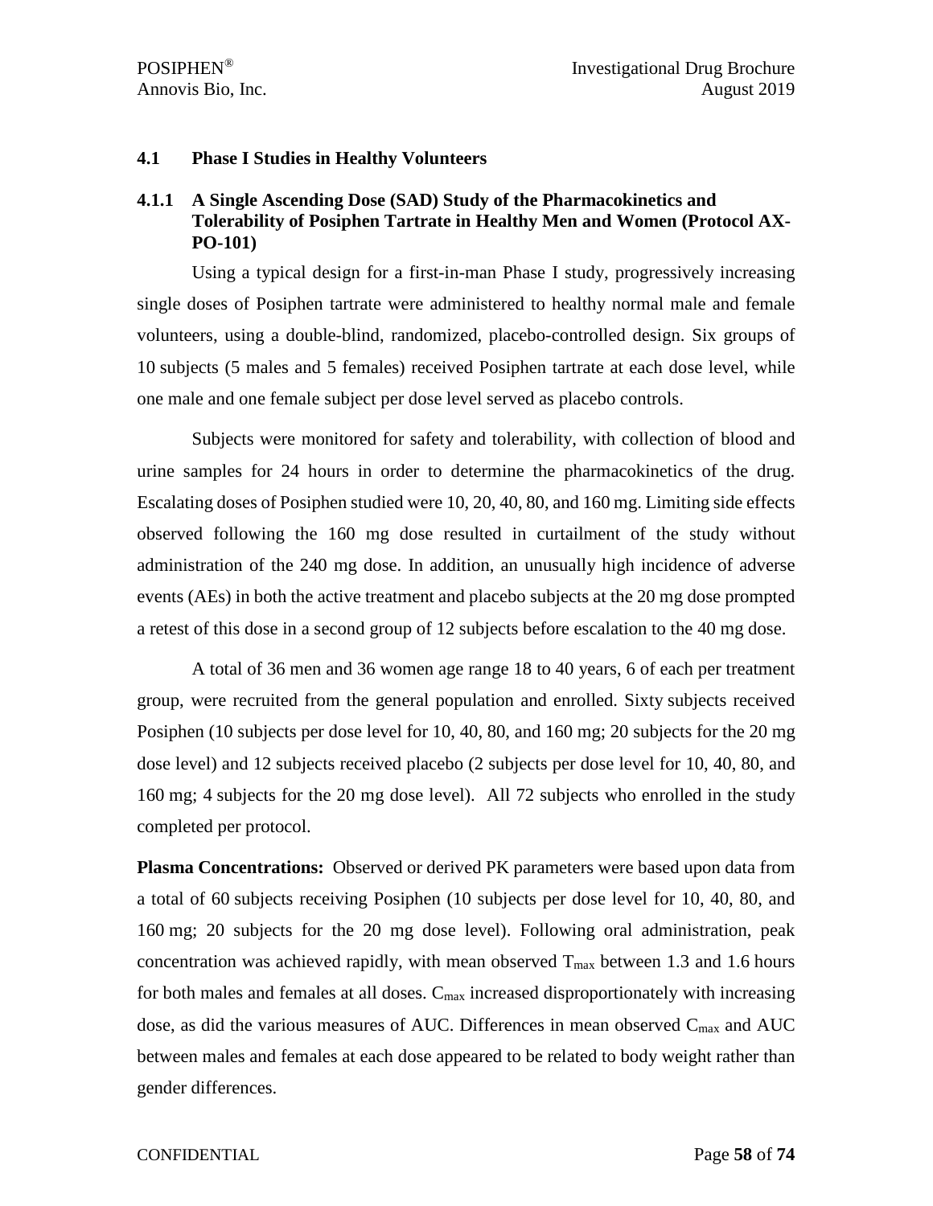## 4.1 Phase I Studies in Healthy Volunteers

### 4.1.1 A Single Ascending Dose (SAD) Study of the Pharmacokinetics and Tolerability of Posiphen Tartrate in Healthy Men and Women (Protocol AX-PO-101)

Using a typical design for a first-in-man Phase I study, progressively increasing single doses of Posiphen tartrate were administered to healthy normal male and female volunteers, using a double-blind, randomized, placebo-controlled design. Six groups of 10 subjects (5 males and 5 females) received Posiphen tartrate at each dose level, while one male and one female subject per dose level served as placebo controls.

Subjects were monitored for safety and tolerability, with collection of blood and urine samples for 24 hours in order to determine the pharmacokinetics of the drug. Escalating doses of Posiphen studied were 10, 20, 40, 80, and 160 mg. Limiting side effects observed following the 160 mg dose resulted in curtailment of the study without administration of the 240 mg dose. In addition, an unusually high incidence of adverse events (AEs) in both the active treatment and placebo subjects at the 20 mg dose prompted a retest of this dose in a second group of 12 subjects before escalation to the 40 mg dose.

A total of 36 men and 36 women age range 18 to 40 years, 6 of each per treatment group, were recruited from the general population and enrolled. Sixty subjects received Posiphen (10 subjects per dose level for 10, 40, 80, and 160 mg; 20 subjects for the 20 mg dose level) and 12 subjects received placebo (2 subjects per dose level for 10, 40, 80, and 160 mg; 4 subjects for the 20 mg dose level). All 72 subjects who enrolled in the study completed per protocol.

**Plasma Concentrations:** Observed or derived PK parameters were based upon data from a total of 60 subjects receiving Posiphen (10 subjects per dose level for 10, 40, 80, and 160 mg; 20 subjects for the 20 mg dose level). Following oral administration, peak concentration was achieved rapidly, with mean observed $T_{max}$ between 1.3 and 1.6 hours for both males and females at all doses. $C_{max}$ increased disproportionately with increasing dose, as did the various measures of AUC. Differences in mean observed $C_{max}$ and AUC between males and females at each dose appeared to be related to body weight rather than gender differences.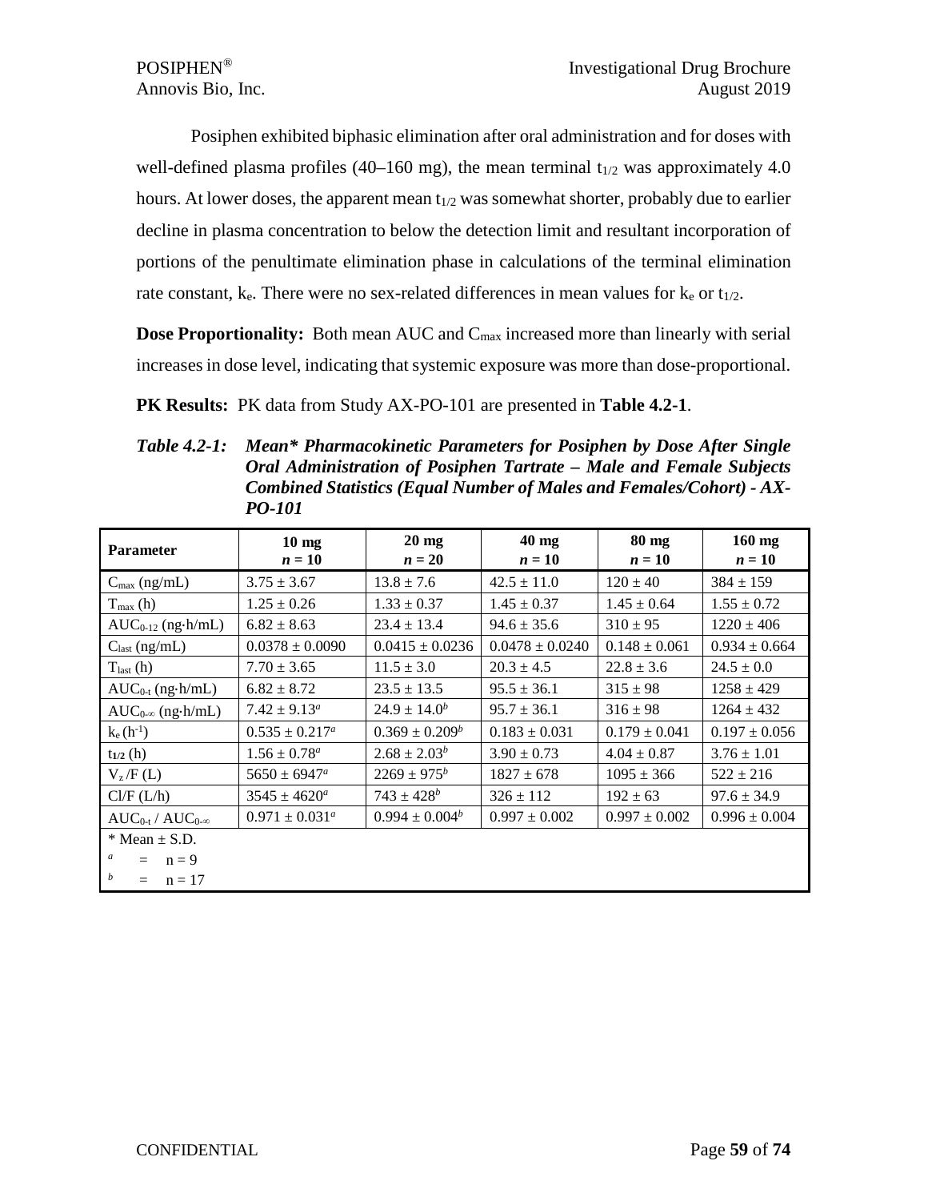Posiphen exhibited biphasic elimination after oral administration and for doses with well-defined plasma profiles (40–160 mg), the mean terminal $t_{1/2}$ was approximately 4.0 hours. At lower doses, the apparent mean $t_{1/2}$ was somewhat shorter, probably due to earlier decline in plasma concentration to below the detection limit and resultant incorporation of portions of the penultimate elimination phase in calculations of the terminal elimination rate constant, $k_e$. There were no sex-related differences in mean values for $k_e$ or $t_{1/2}$.

**Dose Proportionality:** Both mean AUC and $C_{max}$ increased more than linearly with serial increases in dose level, indicating that systemic exposure was more than dose-proportional.

**PK Results:** PK data from Study AX-PO-101 are presented in **Table 4.2-1**.

***Table 4.2-1: Mean\* Pharmacokinetic Parameters for Posiphen by Dose After Single Oral Administration of Posiphen Tartrate – Male and Female Subjects Combined Statistics (Equal Number of Males and Females/Cohort) - AX-PO-101***

| Parameter | 10 mg *n* = 10 | 20 mg *n* = 20 | 40 mg *n* = 10 | 80 mg *n* = 10 | 160 mg *n* = 10 |
|---|---|---|---|---|---|
| $C_{max}$ (ng/mL) | 3.75 ± 3.67 | 13.8 ± 7.6 | 42.5 ± 11.0 | 120 ± 40 | 384 ± 159 |
| $T_{max}$ (h) | 1.25 ± 0.26 | 1.33 ± 0.37 | 1.45 ± 0.37 | 1.45 ± 0.64 | 1.55 ± 0.72 |
| $AUC_{0-12}$ (ng·h/mL) | 6.82 ± 8.63 | 23.4 ± 13.4 | 94.6 ± 35.6 | 310 ± 95 | 1220 ± 406 |
| $C_{last}$ (ng/mL) | 0.0378 ± 0.0090 | 0.0415 ± 0.0236 | 0.0478 ± 0.0240 | 0.148 ± 0.061 | 0.934 ± 0.664 |
| $T_{last}$ (h) | 7.70 ± 3.65 | 11.5 ± 3.0 | 20.3 ± 4.5 | 22.8 ± 3.6 | 24.5 ± 0.0 |
| $AUC_{0-t}$ (ng·h/mL) | 6.82 ± 8.72 | 23.5 ± 13.5 | 95.5 ± 36.1 | 315 ± 98 | 1258 ± 429 |
| $AUC_{0-\infty}$ (ng·h/mL) | 7.42 ± 9.13[a] | 24.9 ± 14.0[b] | 95.7 ± 36.1 | 316 ± 98 | 1264 ± 432 |
| $k_e$ ($h^{-1}$) | 0.535 ± 0.217[a] | 0.369 ± 0.209[b] | 0.183 ± 0.031 | 0.179 ± 0.041 | 0.197 ± 0.056 |
| $t_{1/2}$ (h) | 1.56 ± 0.78[a] | 2.68 ± 2.03[b] | 3.90 ± 0.73 | 4.04 ± 0.87 | 3.76 ± 1.01 |
| $V_z$/F (L) | 5650 ± 6947[a] | 2269 ± 975[b] | 1827 ± 678 | 1095 ± 366 | 522 ± 216 |
| Cl/F (L/h) | 3545 ± 4620[a] | 743 ± 428[b] | 326 ± 112 | 192 ± 63 | 97.6 ± 34.9 |
| $AUC_{0-t}$ / $AUC_{0-\infty}$ | 0.971 ± 0.031[a] | 0.994 ± 0.004[b] | 0.997 ± 0.002 | 0.997 ± 0.002 | 0.996 ± 0.004 |

\* Mean ± S.D.
[a] = n = 9
[b] = n = 17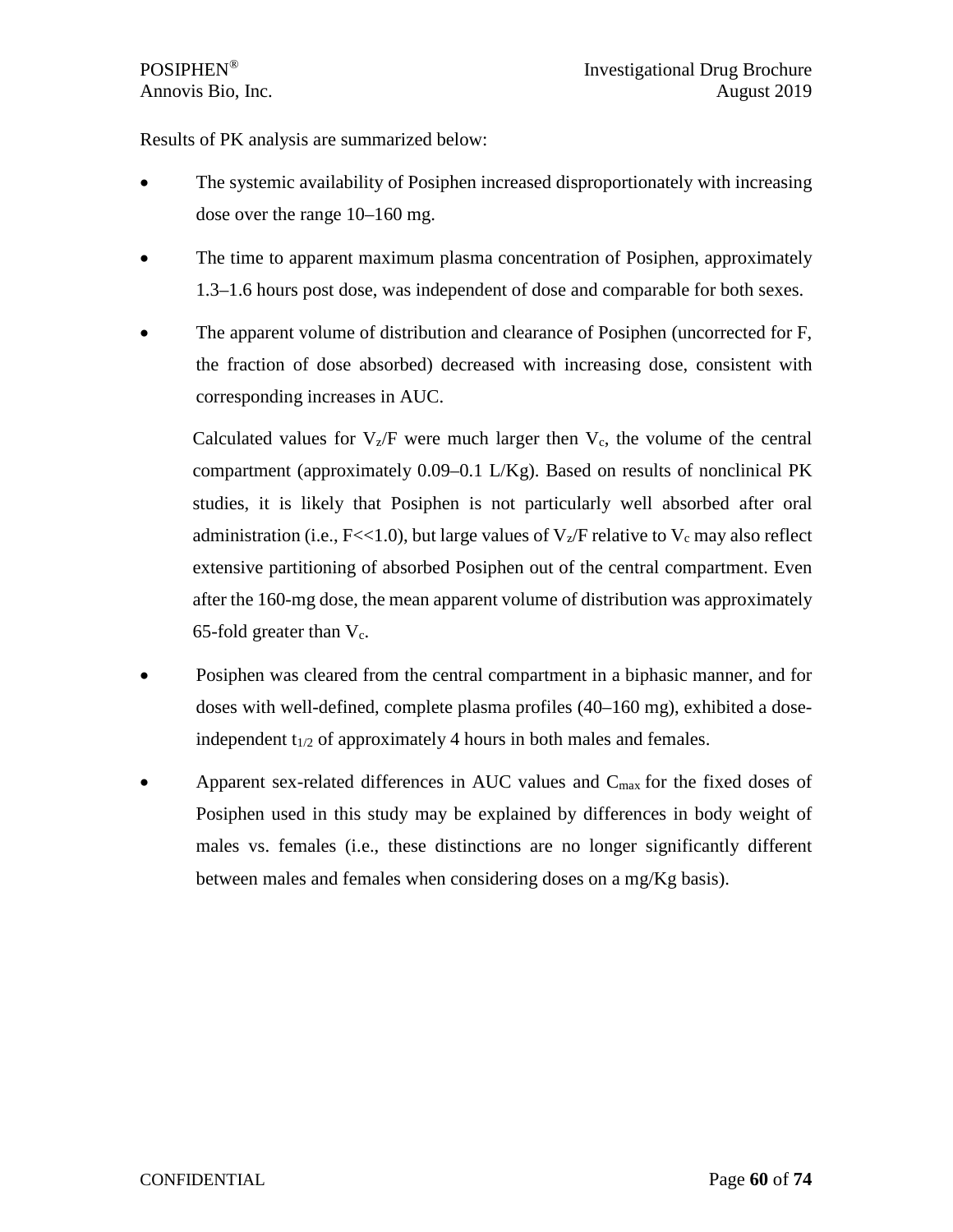Results of PK analysis are summarized below:

- The systemic availability of Posiphen increased disproportionately with increasing dose over the range 10–160 mg.
- The time to apparent maximum plasma concentration of Posiphen, approximately 1.3–1.6 hours post dose, was independent of dose and comparable for both sexes.
- The apparent volume of distribution and clearance of Posiphen (uncorrected for F, the fraction of dose absorbed) decreased with increasing dose, consistent with corresponding increases in AUC.

  Calculated values for $V_z/F$ were much larger then $V_c$, the volume of the central compartment (approximately 0.09–0.1 L/Kg). Based on results of nonclinical PK studies, it is likely that Posiphen is not particularly well absorbed after oral administration (i.e., $F<<1.0$), but large values of $V_z/F$ relative to $V_c$ may also reflect extensive partitioning of absorbed Posiphen out of the central compartment. Even after the 160-mg dose, the mean apparent volume of distribution was approximately 65-fold greater than $V_c$.

- Posiphen was cleared from the central compartment in a biphasic manner, and for doses with well-defined, complete plasma profiles (40–160 mg), exhibited a dose-independent $t_{1/2}$ of approximately 4 hours in both males and females.
- Apparent sex-related differences in AUC values and $C_{max}$ for the fixed doses of Posiphen used in this study may be explained by differences in body weight of males vs. females (i.e., these distinctions are no longer significantly different between males and females when considering doses on a mg/Kg basis).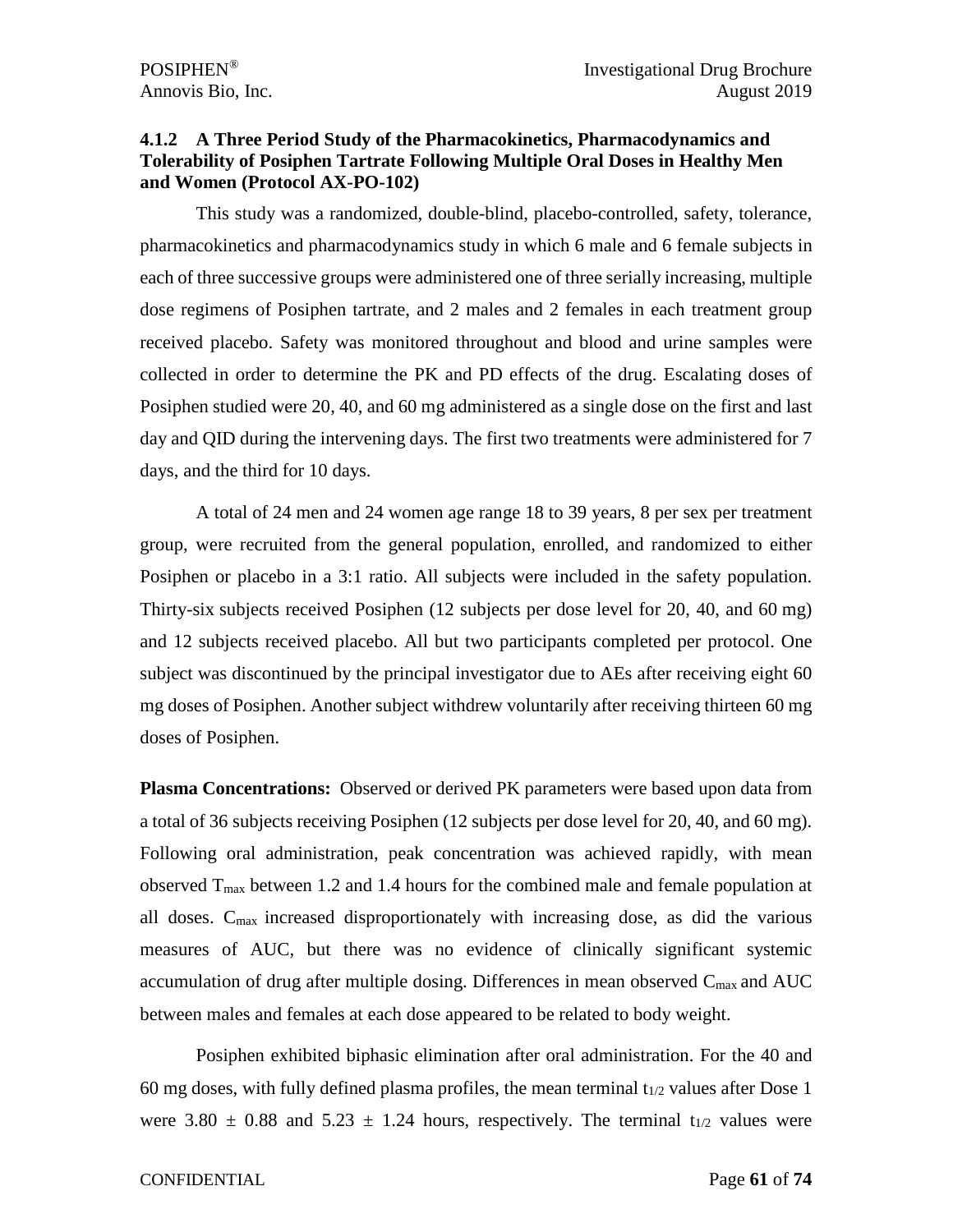### 4.1.2 A Three Period Study of the Pharmacokinetics, Pharmacodynamics and Tolerability of Posiphen Tartrate Following Multiple Oral Doses in Healthy Men and Women (Protocol AX-PO-102)

This study was a randomized, double-blind, placebo-controlled, safety, tolerance, pharmacokinetics and pharmacodynamics study in which 6 male and 6 female subjects in each of three successive groups were administered one of three serially increasing, multiple dose regimens of Posiphen tartrate, and 2 males and 2 females in each treatment group received placebo. Safety was monitored throughout and blood and urine samples were collected in order to determine the PK and PD effects of the drug. Escalating doses of Posiphen studied were 20, 40, and 60 mg administered as a single dose on the first and last day and QID during the intervening days. The first two treatments were administered for 7 days, and the third for 10 days.

A total of 24 men and 24 women age range 18 to 39 years, 8 per sex per treatment group, were recruited from the general population, enrolled, and randomized to either Posiphen or placebo in a 3:1 ratio. All subjects were included in the safety population. Thirty-six subjects received Posiphen (12 subjects per dose level for 20, 40, and 60 mg) and 12 subjects received placebo. All but two participants completed per protocol. One subject was discontinued by the principal investigator due to AEs after receiving eight 60 mg doses of Posiphen. Another subject withdrew voluntarily after receiving thirteen 60 mg doses of Posiphen.

**Plasma Concentrations:** Observed or derived PK parameters were based upon data from a total of 36 subjects receiving Posiphen (12 subjects per dose level for 20, 40, and 60 mg). Following oral administration, peak concentration was achieved rapidly, with mean observed $T_{max}$ between 1.2 and 1.4 hours for the combined male and female population at all doses. $C_{max}$ increased disproportionately with increasing dose, as did the various measures of AUC, but there was no evidence of clinically significant systemic accumulation of drug after multiple dosing. Differences in mean observed $C_{max}$ and AUC between males and females at each dose appeared to be related to body weight.

Posiphen exhibited biphasic elimination after oral administration. For the 40 and 60 mg doses, with fully defined plasma profiles, the mean terminal $t_{1/2}$ values after Dose 1 were $3.80 \pm 0.88$ and $5.23 \pm 1.24$ hours, respectively. The terminal $t_{1/2}$ values were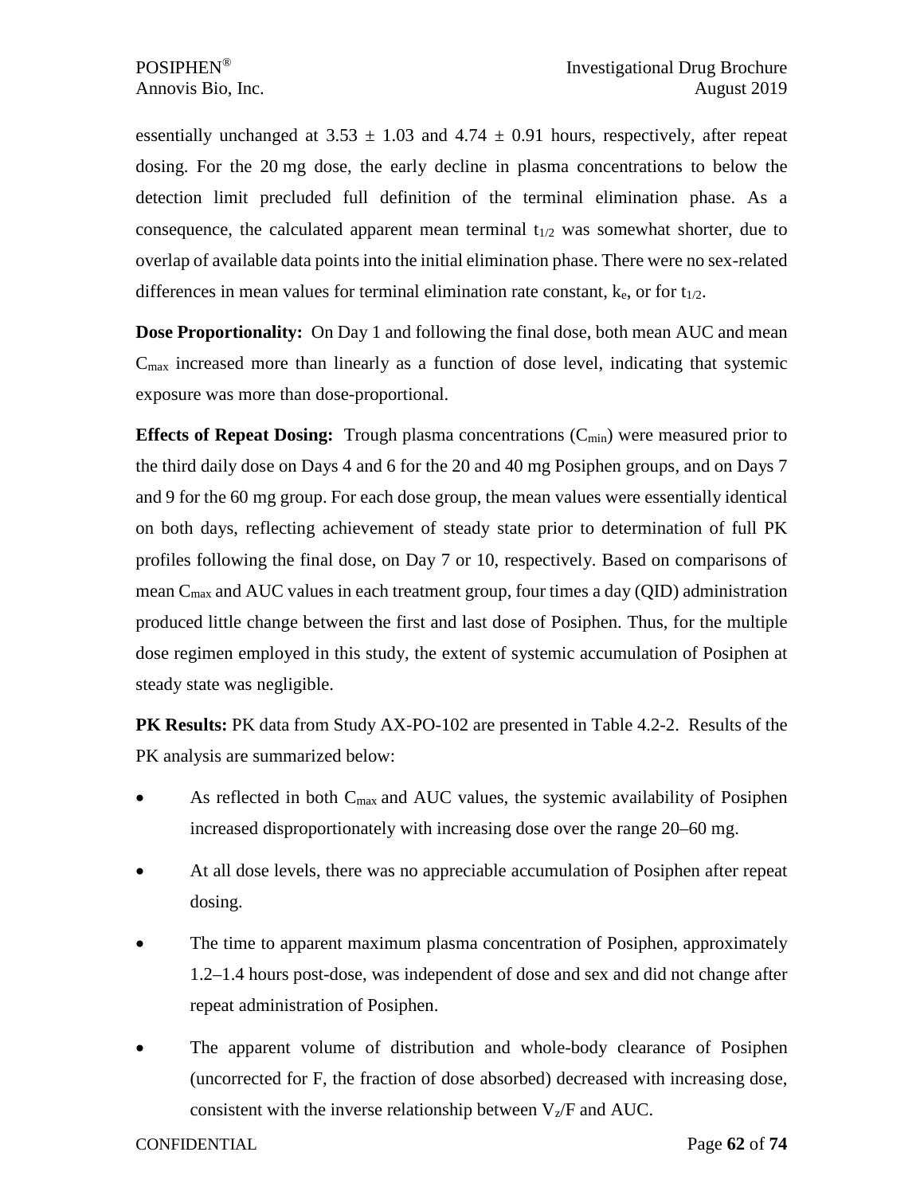essentially unchanged at $3.53 \pm 1.03$ and $4.74 \pm 0.91$ hours, respectively, after repeat dosing. For the 20 mg dose, the early decline in plasma concentrations to below the detection limit precluded full definition of the terminal elimination phase. As a consequence, the calculated apparent mean terminal $t_{1/2}$ was somewhat shorter, due to overlap of available data points into the initial elimination phase. There were no sex-related differences in mean values for terminal elimination rate constant, $k_e$, or for $t_{1/2}$.

**Dose Proportionality:** On Day 1 and following the final dose, both mean AUC and mean $C_{max}$ increased more than linearly as a function of dose level, indicating that systemic exposure was more than dose-proportional.

**Effects of Repeat Dosing:** Trough plasma concentrations ($C_{min}$) were measured prior to the third daily dose on Days 4 and 6 for the 20 and 40 mg Posiphen groups, and on Days 7 and 9 for the 60 mg group. For each dose group, the mean values were essentially identical on both days, reflecting achievement of steady state prior to determination of full PK profiles following the final dose, on Day 7 or 10, respectively. Based on comparisons of mean $C_{max}$ and AUC values in each treatment group, four times a day (QID) administration produced little change between the first and last dose of Posiphen. Thus, for the multiple dose regimen employed in this study, the extent of systemic accumulation of Posiphen at steady state was negligible.

**PK Results:** PK data from Study AX-PO-102 are presented in Table 4.2-2. Results of the PK analysis are summarized below:

- As reflected in both $C_{max}$ and AUC values, the systemic availability of Posiphen increased disproportionately with increasing dose over the range 20–60 mg.
- At all dose levels, there was no appreciable accumulation of Posiphen after repeat dosing.
- The time to apparent maximum plasma concentration of Posiphen, approximately 1.2–1.4 hours post-dose, was independent of dose and sex and did not change after repeat administration of Posiphen.
- The apparent volume of distribution and whole-body clearance of Posiphen (uncorrected for F, the fraction of dose absorbed) decreased with increasing dose, consistent with the inverse relationship between $V_z/F$ and AUC.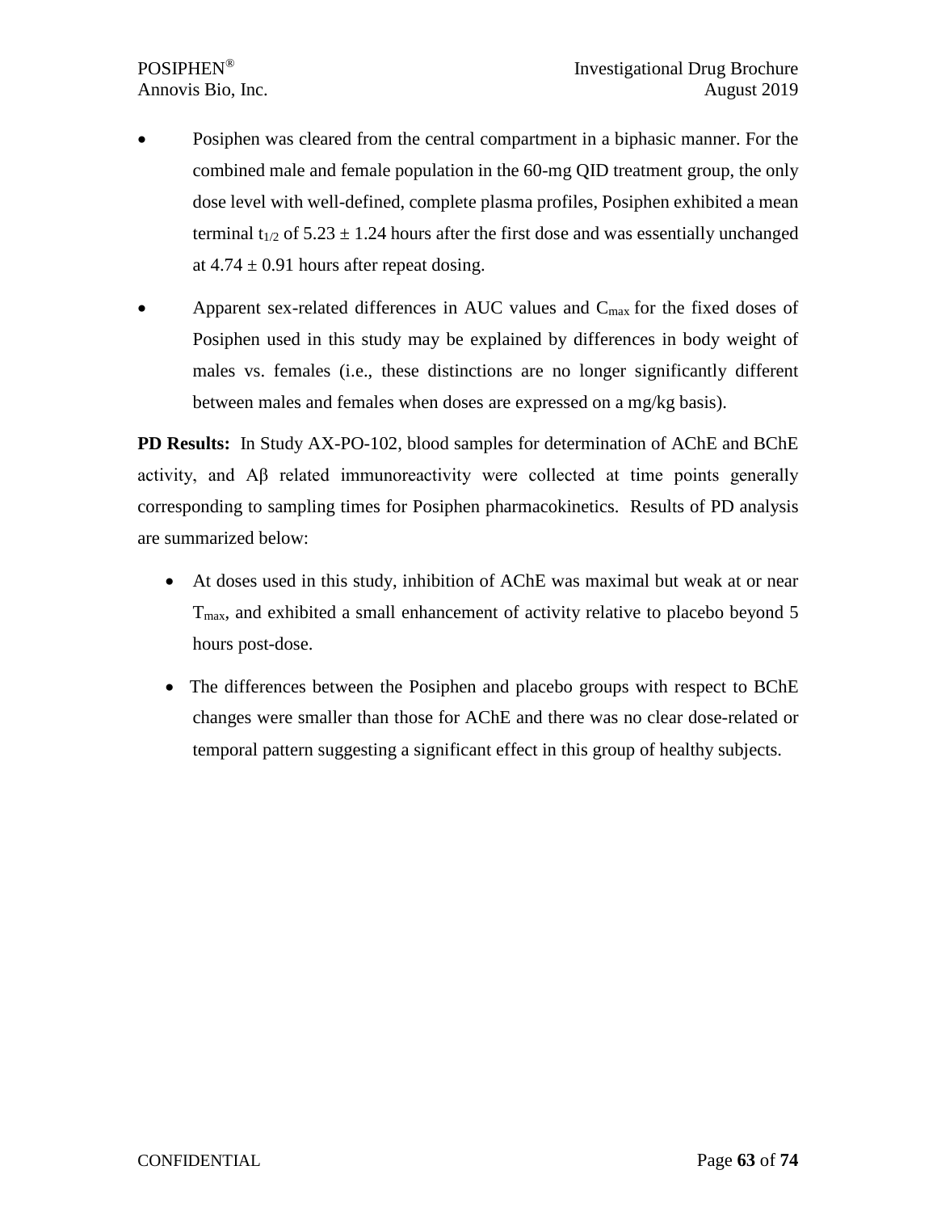- Posiphen was cleared from the central compartment in a biphasic manner. For the combined male and female population in the 60-mg QID treatment group, the only dose level with well-defined, complete plasma profiles, Posiphen exhibited a mean terminal $t_{1/2}$ of $5.23 \pm 1.24$ hours after the first dose and was essentially unchanged at $4.74 \pm 0.91$ hours after repeat dosing.
- Apparent sex-related differences in AUC values and $C_{max}$ for the fixed doses of Posiphen used in this study may be explained by differences in body weight of males vs. females (i.e., these distinctions are no longer significantly different between males and females when doses are expressed on a mg/kg basis).

**PD Results:** In Study AX-PO-102, blood samples for determination of AChE and BChE activity, and Aβ related immunoreactivity were collected at time points generally corresponding to sampling times for Posiphen pharmacokinetics. Results of PD analysis are summarized below:

- At doses used in this study, inhibition of AChE was maximal but weak at or near $T_{max}$, and exhibited a small enhancement of activity relative to placebo beyond 5 hours post-dose.
- The differences between the Posiphen and placebo groups with respect to BChE changes were smaller than those for AChE and there was no clear dose-related or temporal pattern suggesting a significant effect in this group of healthy subjects.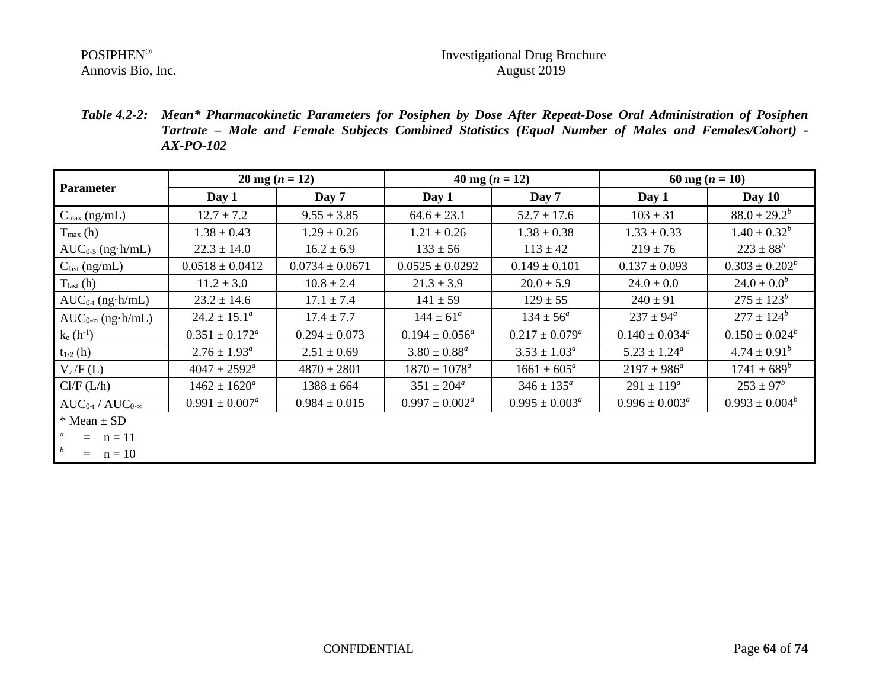*Table 4.2-2: Mean* Pharmacokinetic Parameters for Posiphen by Dose After Repeat-Dose Oral Administration of Posiphen Tartrate – Male and Female Subjects Combined Statistics (Equal Number of Males and Females/Cohort) - AX-PO-102*

| Parameter | 20 mg ($n$ = 12) | | 40 mg ($n$ = 12) | | 60 mg ($n$ = 10) | |
|---|---|---|---|---|---|---|
| | Day 1 | Day 7 | Day 1 | Day 7 | Day 1 | Day 10 |
| $C_{max}$ (ng/mL) | 12.7 ± 7.2 | 9.55 ± 3.85 | 64.6 ± 23.1 | 52.7 ± 17.6 | 103 ± 31 | 88.0 ± 29.2[b] |
| $T_{max}$ (h) | 1.38 ± 0.43 | 1.29 ± 0.26 | 1.21 ± 0.26 | 1.38 ± 0.38 | 1.33 ± 0.33 | 1.40 ± 0.32[b] |
| $AUC_{0\text{-}5}$ (ng·h/mL) | 22.3 ± 14.0 | 16.2 ± 6.9 | 133 ± 56 | 113 ± 42 | 219 ± 76 | 223 ± 88[b] |
| $C_{last}$ (ng/mL) | 0.0518 ± 0.0412 | 0.0734 ± 0.0671 | 0.0525 ± 0.0292 | 0.149 ± 0.101 | 0.137 ± 0.093 | 0.303 ± 0.202[b] |
| $T_{last}$ (h) | 11.2 ± 3.0 | 10.8 ± 2.4 | 21.3 ± 3.9 | 20.0 ± 5.9 | 24.0 ± 0.0 | 24.0 ± 0.0[b] |
| $AUC_{0\text{-}t}$ (ng·h/mL) | 23.2 ± 14.6 | 17.1 ± 7.4 | 141 ± 59 | 129 ± 55 | 240 ± 91 | 275 ± 123[b] |
| $AUC_{0\text{-}\infty}$ (ng·h/mL) | 24.2 ± 15.1[a] | 17.4 ± 7.7 | 144 ± 61[a] | 134 ± 56[a] | 237 ± 94[a] | 277 ± 124[b] |
| $k_e$ ($h^{-1}$) | 0.351 ± 0.172[a] | 0.294 ± 0.073 | 0.194 ± 0.056[a] | 0.217 ± 0.079[a] | 0.140 ± 0.034[a] | 0.150 ± 0.024[b] |
| $t_{1/2}$ (h) | 2.76 ± 1.93[a] | 2.51 ± 0.69 | 3.80 ± 0.88[a] | 3.53 ± 1.03[a] | 5.23 ± 1.24[a] | 4.74 ± 0.91[b] |
| $V_z$/F (L) | 4047 ± 2592[a] | 4870 ± 2801 | 1870 ± 1078[a] | 1661 ± 605[a] | 2197 ± 986[a] | 1741 ± 689[b] |
| Cl/F (L/h) | 1462 ± 1620[a] | 1388 ± 664 | 351 ± 204[a] | 346 ± 135[a] | 291 ± 119[a] | 253 ± 97[b] |
| $AUC_{0\text{-}t}$ / $AUC_{0\text{-}\infty}$ | 0.991 ± 0.007[a] | 0.984 ± 0.015 | 0.997 ± 0.002[a] | 0.995 ± 0.003[a] | 0.996 ± 0.003[a] | 0.993 ± 0.004[b] |

\* Mean ± SD

[a] = n = 11

[b] = n = 10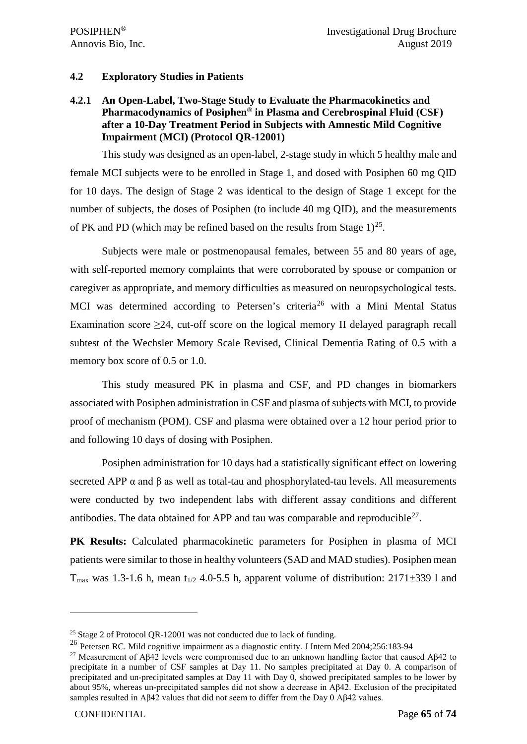## 4.2 Exploratory Studies in Patients

### 4.2.1 An Open-Label, Two-Stage Study to Evaluate the Pharmacokinetics and Pharmacodynamics of Posiphen® in Plasma and Cerebrospinal Fluid (CSF) after a 10-Day Treatment Period in Subjects with Amnestic Mild Cognitive Impairment (MCI) (Protocol QR-12001)

This study was designed as an open-label, 2-stage study in which 5 healthy male and female MCI subjects were to be enrolled in Stage 1, and dosed with Posiphen 60 mg QID for 10 days. The design of Stage 2 was identical to the design of Stage 1 except for the number of subjects, the doses of Posiphen (to include 40 mg QID), and the measurements of PK and PD (which may be refined based on the results from Stage 1)[25].

Subjects were male or postmenopausal females, between 55 and 80 years of age, with self-reported memory complaints that were corroborated by spouse or companion or caregiver as appropriate, and memory difficulties as measured on neuropsychological tests. MCI was determined according to Petersen's criteria[26] with a Mini Mental Status Examination score $\geq$24, cut-off score on the logical memory II delayed paragraph recall subtest of the Wechsler Memory Scale Revised, Clinical Dementia Rating of 0.5 with a memory box score of 0.5 or 1.0.

This study measured PK in plasma and CSF, and PD changes in biomarkers associated with Posiphen administration in CSF and plasma of subjects with MCI, to provide proof of mechanism (POM). CSF and plasma were obtained over a 12 hour period prior to and following 10 days of dosing with Posiphen.

Posiphen administration for 10 days had a statistically significant effect on lowering secreted APP $\alpha$ and $\beta$ as well as total-tau and phosphorylated-tau levels. All measurements were conducted by two independent labs with different assay conditions and different antibodies. The data obtained for APP and tau was comparable and reproducible[27].

**PK Results:** Calculated pharmacokinetic parameters for Posiphen in plasma of MCI patients were similar to those in healthy volunteers (SAD and MAD studies). Posiphen mean $T_{max}$ was 1.3-1.6 h, mean $t_{1/2}$ 4.0-5.5 h, apparent volume of distribution: 2171±339 l and

---

[25] Stage 2 of Protocol QR-12001 was not conducted due to lack of funding.

[26] Petersen RC. Mild cognitive impairment as a diagnostic entity. J Intern Med 2004;256:183-94

[27] Measurement of Aβ42 levels were compromised due to an unknown handling factor that caused Aβ42 to precipitate in a number of CSF samples at Day 11. No samples precipitated at Day 0. A comparison of precipitated and un-precipitated samples at Day 11 with Day 0, showed precipitated samples to be lower by about 95%, whereas un-precipitated samples did not show a decrease in Aβ42. Exclusion of the precipitated samples resulted in Aβ42 values that did not seem to differ from the Day 0 Aβ42 values.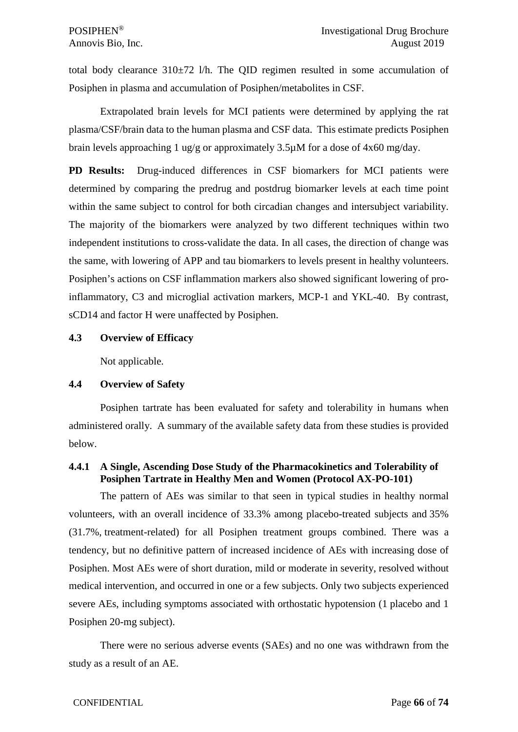total body clearance 310±72 l/h. The QID regimen resulted in some accumulation of Posiphen in plasma and accumulation of Posiphen/metabolites in CSF.

Extrapolated brain levels for MCI patients were determined by applying the rat plasma/CSF/brain data to the human plasma and CSF data. This estimate predicts Posiphen brain levels approaching 1 ug/g or approximately 3.5µM for a dose of 4x60 mg/day.

**PD Results:** Drug-induced differences in CSF biomarkers for MCI patients were determined by comparing the predrug and postdrug biomarker levels at each time point within the same subject to control for both circadian changes and intersubject variability. The majority of the biomarkers were analyzed by two different techniques within two independent institutions to cross-validate the data. In all cases, the direction of change was the same, with lowering of APP and tau biomarkers to levels present in healthy volunteers. Posiphen's actions on CSF inflammation markers also showed significant lowering of pro-inflammatory, C3 and microglial activation markers, MCP-1 and YKL-40. By contrast, sCD14 and factor H were unaffected by Posiphen.

### 4.3 Overview of Efficacy

Not applicable.

### 4.4 Overview of Safety

Posiphen tartrate has been evaluated for safety and tolerability in humans when administered orally. A summary of the available safety data from these studies is provided below.

#### 4.4.1 A Single, Ascending Dose Study of the Pharmacokinetics and Tolerability of Posiphen Tartrate in Healthy Men and Women (Protocol AX-PO-101)

The pattern of AEs was similar to that seen in typical studies in healthy normal volunteers, with an overall incidence of 33.3% among placebo-treated subjects and 35% (31.7%, treatment-related) for all Posiphen treatment groups combined. There was a tendency, but no definitive pattern of increased incidence of AEs with increasing dose of Posiphen. Most AEs were of short duration, mild or moderate in severity, resolved without medical intervention, and occurred in one or a few subjects. Only two subjects experienced severe AEs, including symptoms associated with orthostatic hypotension (1 placebo and 1 Posiphen 20-mg subject).

There were no serious adverse events (SAEs) and no one was withdrawn from the study as a result of an AE.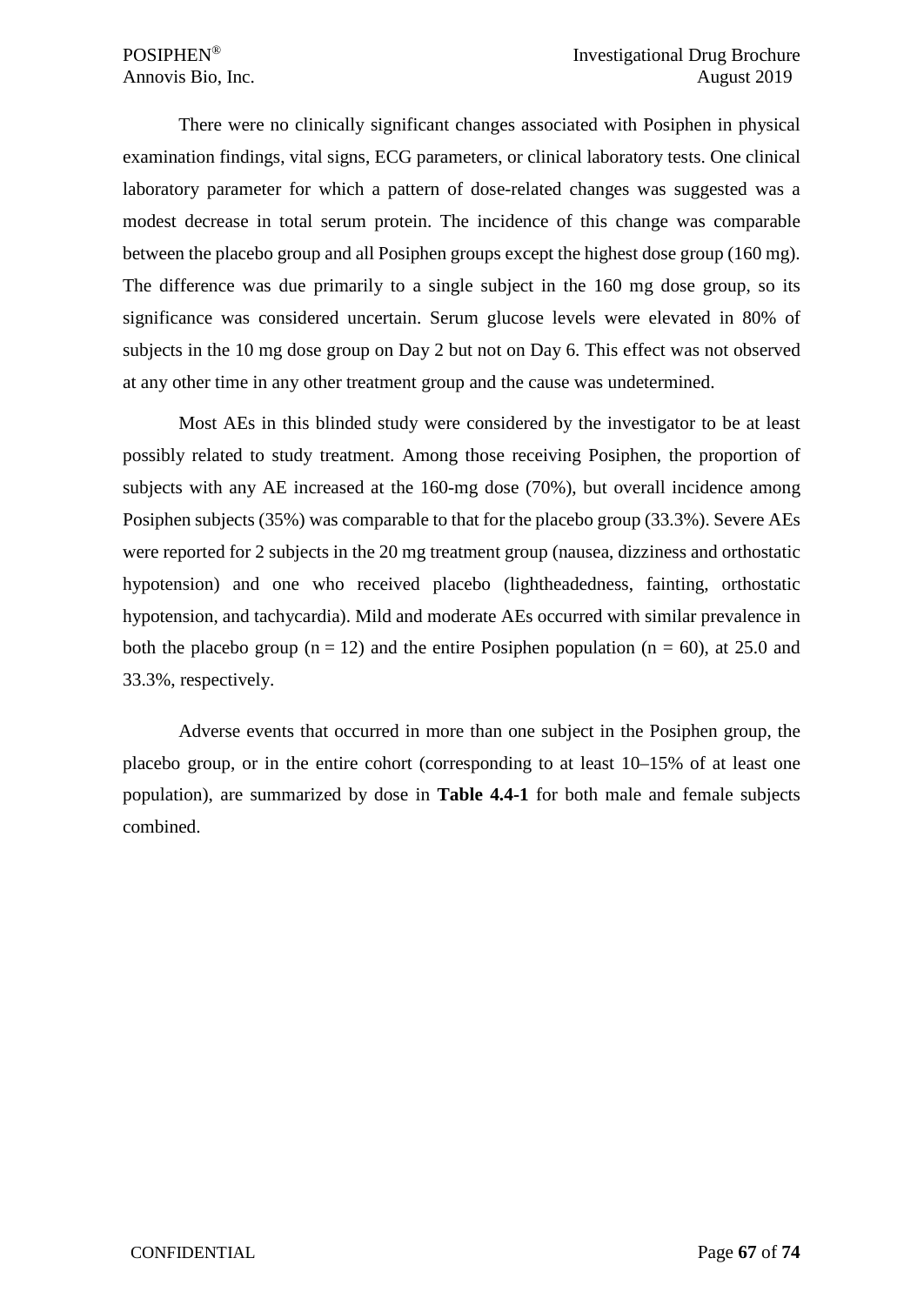There were no clinically significant changes associated with Posiphen in physical examination findings, vital signs, ECG parameters, or clinical laboratory tests. One clinical laboratory parameter for which a pattern of dose-related changes was suggested was a modest decrease in total serum protein. The incidence of this change was comparable between the placebo group and all Posiphen groups except the highest dose group (160 mg). The difference was due primarily to a single subject in the 160 mg dose group, so its significance was considered uncertain. Serum glucose levels were elevated in 80% of subjects in the 10 mg dose group on Day 2 but not on Day 6. This effect was not observed at any other time in any other treatment group and the cause was undetermined.

Most AEs in this blinded study were considered by the investigator to be at least possibly related to study treatment. Among those receiving Posiphen, the proportion of subjects with any AE increased at the 160-mg dose (70%), but overall incidence among Posiphen subjects (35%) was comparable to that for the placebo group (33.3%). Severe AEs were reported for 2 subjects in the 20 mg treatment group (nausea, dizziness and orthostatic hypotension) and one who received placebo (lightheadedness, fainting, orthostatic hypotension, and tachycardia). Mild and moderate AEs occurred with similar prevalence in both the placebo group ($n = 12$) and the entire Posiphen population ($n = 60$), at 25.0 and 33.3%, respectively.

Adverse events that occurred in more than one subject in the Posiphen group, the placebo group, or in the entire cohort (corresponding to at least 10–15% of at least one population), are summarized by dose in **Table 4.4-1** for both male and female subjects combined.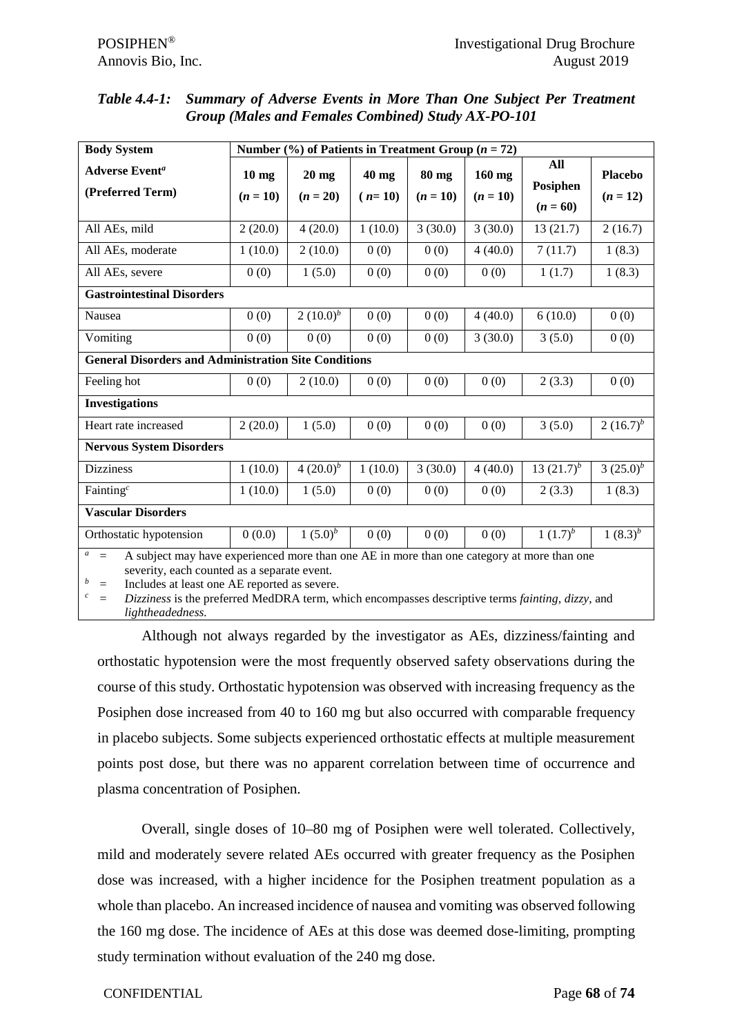*Table 4.4-1: Summary of Adverse Events in More Than One Subject Per Treatment Group (Males and Females Combined) Study AX-PO-101*

| Body System<br>Adverse Event[a]<br>(Preferred Term) | Number (%) of Patients in Treatment Group ($n$ = 72) | | | | | | |
|---|---|---|---|---|---|---|---|
| | 10 mg<br>($n$ = 10) | 20 mg<br>($n$ = 20) | 40 mg<br>($n$= 10) | 80 mg<br>($n$ = 10) | 160 mg<br>($n$ = 10) | All Posiphen<br>($n$ = 60) | Placebo<br>($n$ = 12) |
| All AEs, mild | 2 (20.0) | 4 (20.0) | 1 (10.0) | 3 (30.0) | 3 (30.0) | 13 (21.7) | 2 (16.7) |
| All AEs, moderate | 1 (10.0) | 2 (10.0) | 0 (0) | 0 (0) | 4 (40.0) | 7 (11.7) | 1 (8.3) |
| All AEs, severe | 0 (0) | 1 (5.0) | 0 (0) | 0 (0) | 0 (0) | 1 (1.7) | 1 (8.3) |
| **Gastrointestinal Disorders** | | | | | | | |
| Nausea | 0 (0) | 2 (10.0)[b] | 0 (0) | 0 (0) | 4 (40.0) | 6 (10.0) | 0 (0) |
| Vomiting | 0 (0) | 0 (0) | 0 (0) | 0 (0) | 3 (30.0) | 3 (5.0) | 0 (0) |
| **General Disorders and Administration Site Conditions** | | | | | | | |
| Feeling hot | 0 (0) | 2 (10.0) | 0 (0) | 0 (0) | 0 (0) | 2 (3.3) | 0 (0) |
| **Investigations** | | | | | | | |
| Heart rate increased | 2 (20.0) | 1 (5.0) | 0 (0) | 0 (0) | 0 (0) | 3 (5.0) | 2 (16.7)[b] |
| **Nervous System Disorders** | | | | | | | |
| Dizziness | 1 (10.0) | 4 (20.0)[b] | 1 (10.0) | 3 (30.0) | 4 (40.0) | 13 (21.7)[b] | 3 (25.0)[b] |
| Fainting[c] | 1 (10.0) | 1 (5.0) | 0 (0) | 0 (0) | 0 (0) | 2 (3.3) | 1 (8.3) |
| **Vascular Disorders** | | | | | | | |
| Orthostatic hypotension | 0 (0.0) | 1 (5.0)[b] | 0 (0) | 0 (0) | 0 (0) | 1 (1.7)[b] | 1 (8.3)[b] |

[a] = A subject may have experienced more than one AE in more than one category at more than one severity, each counted as a separate event.
[b] = Includes at least one AE reported as severe.
[c] = *Dizziness* is the preferred MedDRA term, which encompasses descriptive terms *fainting*, *dizzy*, and *lightheadedness.*

Although not always regarded by the investigator as AEs, dizziness/fainting and orthostatic hypotension were the most frequently observed safety observations during the course of this study. Orthostatic hypotension was observed with increasing frequency as the Posiphen dose increased from 40 to 160 mg but also occurred with comparable frequency in placebo subjects. Some subjects experienced orthostatic effects at multiple measurement points post dose, but there was no apparent correlation between time of occurrence and plasma concentration of Posiphen.

Overall, single doses of 10–80 mg of Posiphen were well tolerated. Collectively, mild and moderately severe related AEs occurred with greater frequency as the Posiphen dose was increased, with a higher incidence for the Posiphen treatment population as a whole than placebo. An increased incidence of nausea and vomiting was observed following the 160 mg dose. The incidence of AEs at this dose was deemed dose-limiting, prompting study termination without evaluation of the 240 mg dose.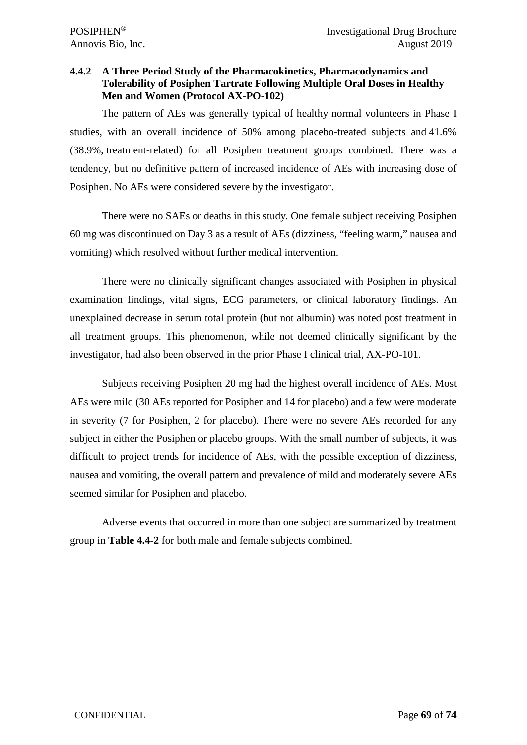### 4.4.2 A Three Period Study of the Pharmacokinetics, Pharmacodynamics and Tolerability of Posiphen Tartrate Following Multiple Oral Doses in Healthy Men and Women (Protocol AX-PO-102)

The pattern of AEs was generally typical of healthy normal volunteers in Phase I studies, with an overall incidence of 50% among placebo-treated subjects and 41.6% (38.9%, treatment-related) for all Posiphen treatment groups combined. There was a tendency, but no definitive pattern of increased incidence of AEs with increasing dose of Posiphen. No AEs were considered severe by the investigator.

There were no SAEs or deaths in this study. One female subject receiving Posiphen 60 mg was discontinued on Day 3 as a result of AEs (dizziness, "feeling warm," nausea and vomiting) which resolved without further medical intervention.

There were no clinically significant changes associated with Posiphen in physical examination findings, vital signs, ECG parameters, or clinical laboratory findings. An unexplained decrease in serum total protein (but not albumin) was noted post treatment in all treatment groups. This phenomenon, while not deemed clinically significant by the investigator, had also been observed in the prior Phase I clinical trial, AX-PO-101.

Subjects receiving Posiphen 20 mg had the highest overall incidence of AEs. Most AEs were mild (30 AEs reported for Posiphen and 14 for placebo) and a few were moderate in severity (7 for Posiphen, 2 for placebo). There were no severe AEs recorded for any subject in either the Posiphen or placebo groups. With the small number of subjects, it was difficult to project trends for incidence of AEs, with the possible exception of dizziness, nausea and vomiting, the overall pattern and prevalence of mild and moderately severe AEs seemed similar for Posiphen and placebo.

Adverse events that occurred in more than one subject are summarized by treatment group in **Table 4.4-2** for both male and female subjects combined.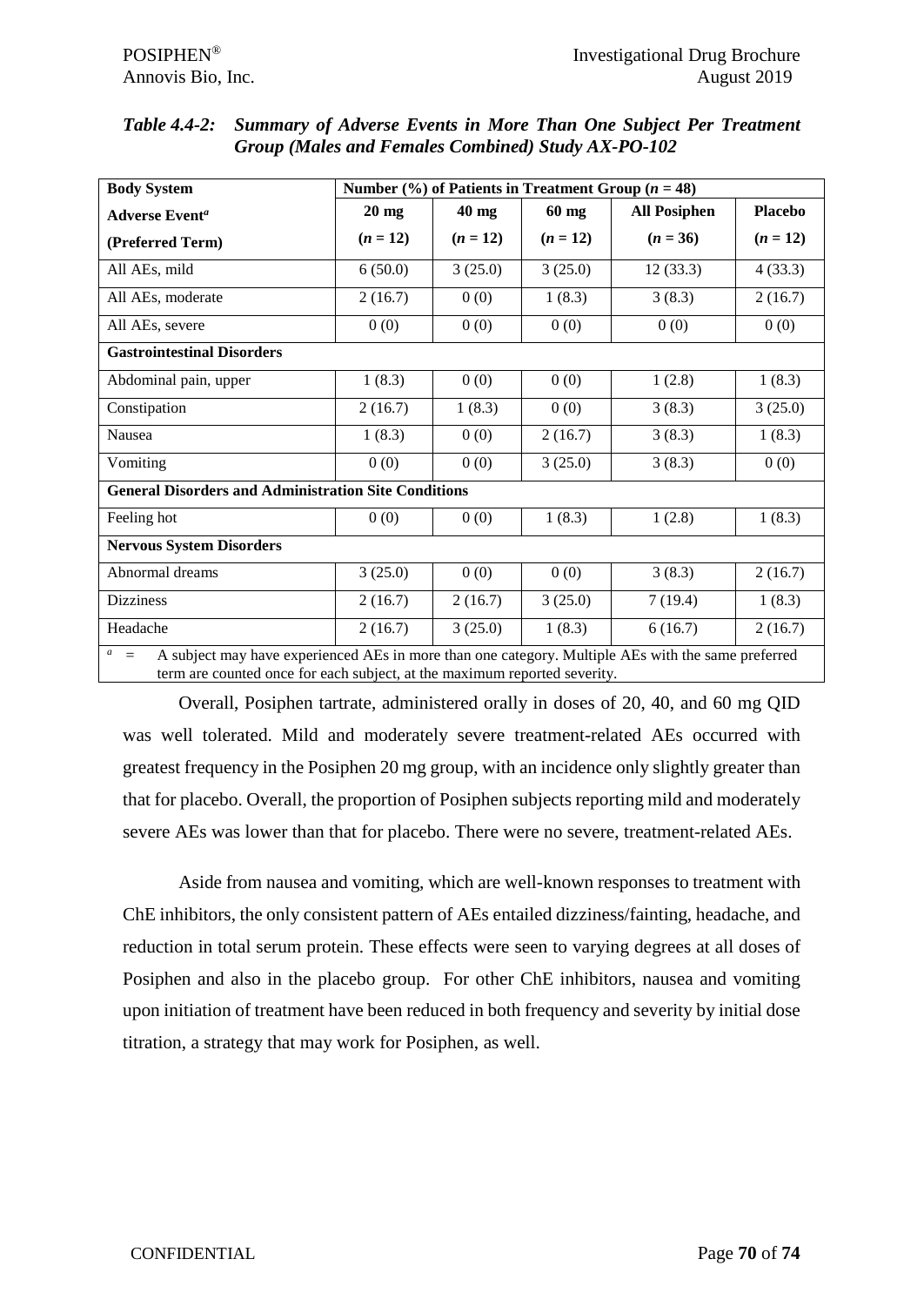*Table 4.4-2: Summary of Adverse Events in More Than One Subject Per Treatment Group (Males and Females Combined) Study AX-PO-102*

| Body System | Number (%) of Patients in Treatment Group ($n$ = 48) | | | | |
|---|---|---|---|---|---|
| **Adverse Event[a] (Preferred Term)** | **20 mg ($n$ = 12)** | **40 mg ($n$ = 12)** | **60 mg ($n$ = 12)** | **All Posiphen ($n$ = 36)** | **Placebo ($n$ = 12)** |
| All AEs, mild | 6 (50.0) | 3 (25.0) | 3 (25.0) | 12 (33.3) | 4 (33.3) |
| All AEs, moderate | 2 (16.7) | 0 (0) | 1 (8.3) | 3 (8.3) | 2 (16.7) |
| All AEs, severe | 0 (0) | 0 (0) | 0 (0) | 0 (0) | 0 (0) |
| **Gastrointestinal Disorders** | | | | | |
| Abdominal pain, upper | 1 (8.3) | 0 (0) | 0 (0) | 1 (2.8) | 1 (8.3) |
| Constipation | 2 (16.7) | 1 (8.3) | 0 (0) | 3 (8.3) | 3 (25.0) |
| Nausea | 1 (8.3) | 0 (0) | 2 (16.7) | 3 (8.3) | 1 (8.3) |
| Vomiting | 0 (0) | 0 (0) | 3 (25.0) | 3 (8.3) | 0 (0) |
| **General Disorders and Administration Site Conditions** | | | | | |
| Feeling hot | 0 (0) | 0 (0) | 1 (8.3) | 1 (2.8) | 1 (8.3) |
| **Nervous System Disorders** | | | | | |
| Abnormal dreams | 3 (25.0) | 0 (0) | 0 (0) | 3 (8.3) | 2 (16.7) |
| Dizziness | 2 (16.7) | 2 (16.7) | 3 (25.0) | 7 (19.4) | 1 (8.3) |
| Headache | 2 (16.7) | 3 (25.0) | 1 (8.3) | 6 (16.7) | 2 (16.7) |

[a] = A subject may have experienced AEs in more than one category. Multiple AEs with the same preferred term are counted once for each subject, at the maximum reported severity.

Overall, Posiphen tartrate, administered orally in doses of 20, 40, and 60 mg QID was well tolerated. Mild and moderately severe treatment-related AEs occurred with greatest frequency in the Posiphen 20 mg group, with an incidence only slightly greater than that for placebo. Overall, the proportion of Posiphen subjects reporting mild and moderately severe AEs was lower than that for placebo. There were no severe, treatment-related AEs.

Aside from nausea and vomiting, which are well-known responses to treatment with ChE inhibitors, the only consistent pattern of AEs entailed dizziness/fainting, headache, and reduction in total serum protein. These effects were seen to varying degrees at all doses of Posiphen and also in the placebo group. For other ChE inhibitors, nausea and vomiting upon initiation of treatment have been reduced in both frequency and severity by initial dose titration, a strategy that may work for Posiphen, as well.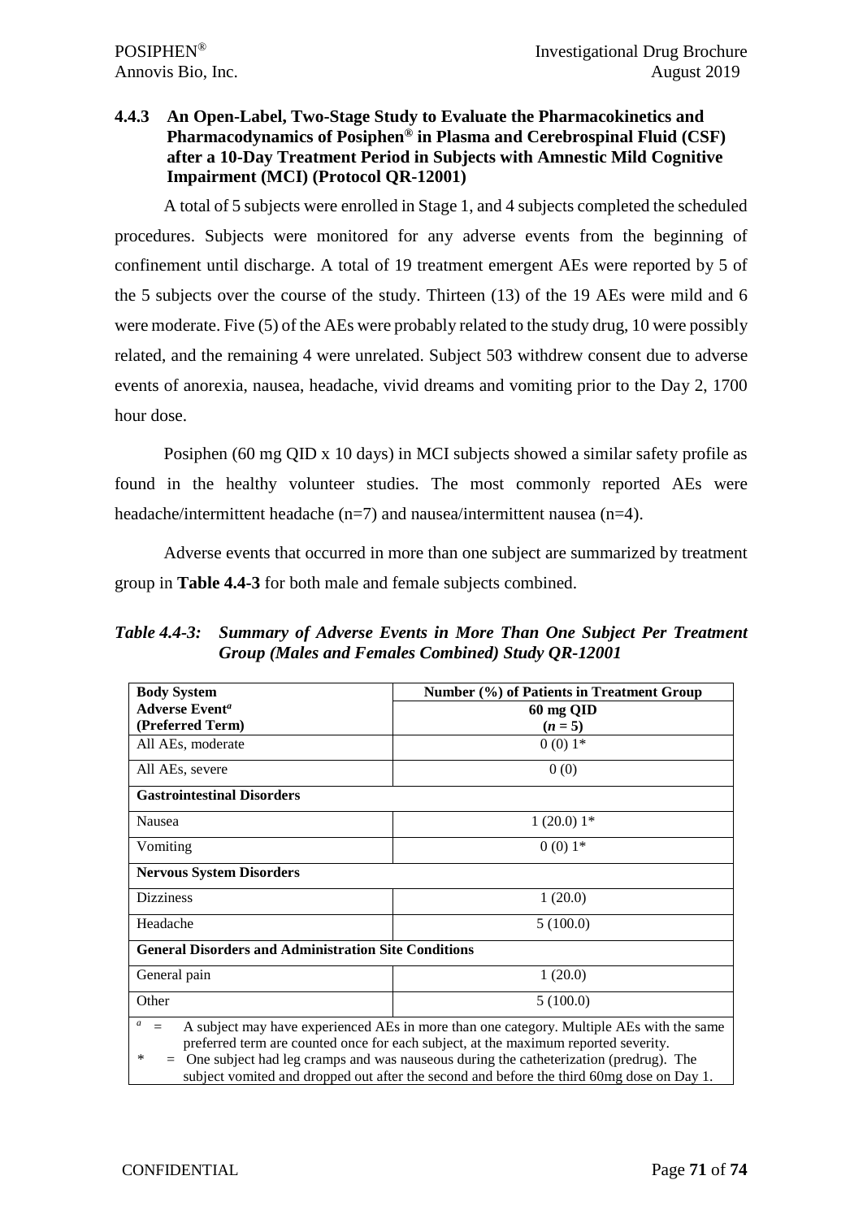### 4.4.3 An Open-Label, Two-Stage Study to Evaluate the Pharmacokinetics and Pharmacodynamics of Posiphen® in Plasma and Cerebrospinal Fluid (CSF) after a 10-Day Treatment Period in Subjects with Amnestic Mild Cognitive Impairment (MCI) (Protocol QR-12001)

A total of 5 subjects were enrolled in Stage 1, and 4 subjects completed the scheduled procedures. Subjects were monitored for any adverse events from the beginning of confinement until discharge. A total of 19 treatment emergent AEs were reported by 5 of the 5 subjects over the course of the study. Thirteen (13) of the 19 AEs were mild and 6 were moderate. Five (5) of the AEs were probably related to the study drug, 10 were possibly related, and the remaining 4 were unrelated. Subject 503 withdrew consent due to adverse events of anorexia, nausea, headache, vivid dreams and vomiting prior to the Day 2, 1700 hour dose.

Posiphen (60 mg QID x 10 days) in MCI subjects showed a similar safety profile as found in the healthy volunteer studies. The most commonly reported AEs were headache/intermittent headache (n=7) and nausea/intermittent nausea (n=4).

Adverse events that occurred in more than one subject are summarized by treatment group in **Table 4.4-3** for both male and female subjects combined.

***Table 4.4-3: Summary of Adverse Events in More Than One Subject Per Treatment Group (Males and Females Combined) Study QR-12001***

| **Body System**<br>**Adverse Event[a]**<br>**(Preferred Term)** | **Number (%) of Patients in Treatment Group**<br>**60 mg QID**<br>**(*n* = 5)** |
|---|---|
| All AEs, moderate | 0 (0) 1* |
| All AEs, severe | 0 (0) |
| **Gastrointestinal Disorders** | |
| Nausea | 1 (20.0) 1* |
| Vomiting | 0 (0) 1* |
| **Nervous System Disorders** | |
| Dizziness | 1 (20.0) |
| Headache | 5 (100.0) |
| **General Disorders and Administration Site Conditions** | |
| General pain | 1 (20.0) |
| Other | 5 (100.0) |

[a] = A subject may have experienced AEs in more than one category. Multiple AEs with the same preferred term are counted once for each subject, at the maximum reported severity.

\* = One subject had leg cramps and was nauseous during the catheterization (predrug). The subject vomited and dropped out after the second and before the third 60mg dose on Day 1.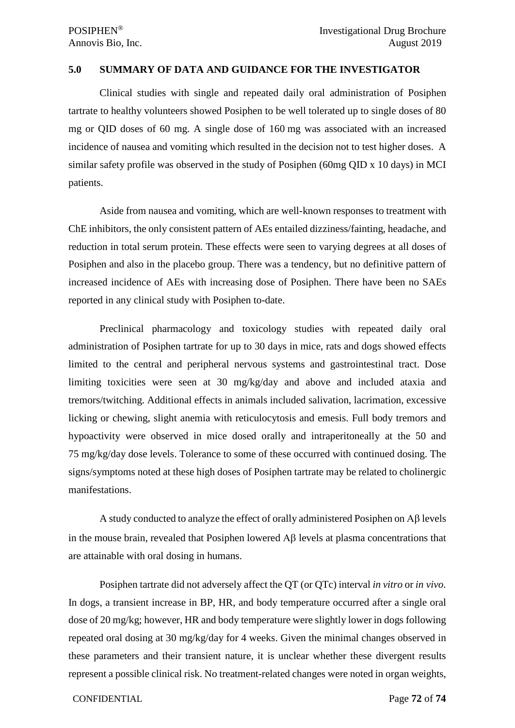## 5.0 SUMMARY OF DATA AND GUIDANCE FOR THE INVESTIGATOR

Clinical studies with single and repeated daily oral administration of Posiphen tartrate to healthy volunteers showed Posiphen to be well tolerated up to single doses of 80 mg or QID doses of 60 mg. A single dose of 160 mg was associated with an increased incidence of nausea and vomiting which resulted in the decision not to test higher doses. A similar safety profile was observed in the study of Posiphen (60mg QID x 10 days) in MCI patients.

Aside from nausea and vomiting, which are well-known responses to treatment with ChE inhibitors, the only consistent pattern of AEs entailed dizziness/fainting, headache, and reduction in total serum protein. These effects were seen to varying degrees at all doses of Posiphen and also in the placebo group. There was a tendency, but no definitive pattern of increased incidence of AEs with increasing dose of Posiphen. There have been no SAEs reported in any clinical study with Posiphen to-date.

Preclinical pharmacology and toxicology studies with repeated daily oral administration of Posiphen tartrate for up to 30 days in mice, rats and dogs showed effects limited to the central and peripheral nervous systems and gastrointestinal tract. Dose limiting toxicities were seen at 30 mg/kg/day and above and included ataxia and tremors/twitching. Additional effects in animals included salivation, lacrimation, excessive licking or chewing, slight anemia with reticulocytosis and emesis. Full body tremors and hypoactivity were observed in mice dosed orally and intraperitoneally at the 50 and 75 mg/kg/day dose levels. Tolerance to some of these occurred with continued dosing. The signs/symptoms noted at these high doses of Posiphen tartrate may be related to cholinergic manifestations.

A study conducted to analyze the effect of orally administered Posiphen on Aβ levels in the mouse brain, revealed that Posiphen lowered Aβ levels at plasma concentrations that are attainable with oral dosing in humans.

Posiphen tartrate did not adversely affect the QT (or QTc) interval *in vitro* or *in vivo*. In dogs, a transient increase in BP, HR, and body temperature occurred after a single oral dose of 20 mg/kg; however, HR and body temperature were slightly lower in dogs following repeated oral dosing at 30 mg/kg/day for 4 weeks. Given the minimal changes observed in these parameters and their transient nature, it is unclear whether these divergent results represent a possible clinical risk. No treatment-related changes were noted in organ weights,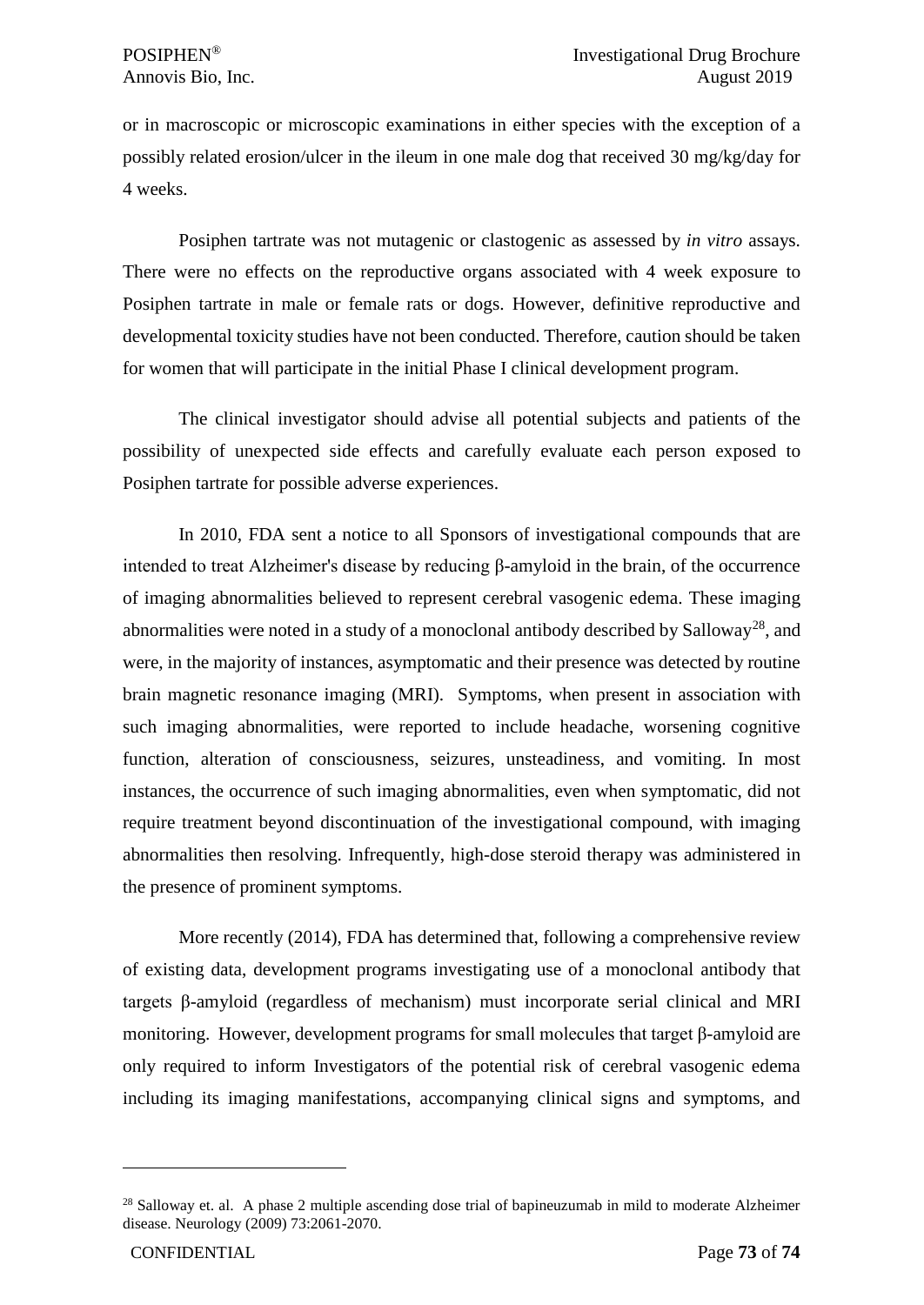or in macroscopic or microscopic examinations in either species with the exception of a possibly related erosion/ulcer in the ileum in one male dog that received 30 mg/kg/day for 4 weeks.

Posiphen tartrate was not mutagenic or clastogenic as assessed by *in vitro* assays. There were no effects on the reproductive organs associated with 4 week exposure to Posiphen tartrate in male or female rats or dogs. However, definitive reproductive and developmental toxicity studies have not been conducted. Therefore, caution should be taken for women that will participate in the initial Phase I clinical development program.

The clinical investigator should advise all potential subjects and patients of the possibility of unexpected side effects and carefully evaluate each person exposed to Posiphen tartrate for possible adverse experiences.

In 2010, FDA sent a notice to all Sponsors of investigational compounds that are intended to treat Alzheimer's disease by reducing β-amyloid in the brain, of the occurrence of imaging abnormalities believed to represent cerebral vasogenic edema. These imaging abnormalities were noted in a study of a monoclonal antibody described by Salloway[28], and were, in the majority of instances, asymptomatic and their presence was detected by routine brain magnetic resonance imaging (MRI). Symptoms, when present in association with such imaging abnormalities, were reported to include headache, worsening cognitive function, alteration of consciousness, seizures, unsteadiness, and vomiting. In most instances, the occurrence of such imaging abnormalities, even when symptomatic, did not require treatment beyond discontinuation of the investigational compound, with imaging abnormalities then resolving. Infrequently, high-dose steroid therapy was administered in the presence of prominent symptoms.

More recently (2014), FDA has determined that, following a comprehensive review of existing data, development programs investigating use of a monoclonal antibody that targets β-amyloid (regardless of mechanism) must incorporate serial clinical and MRI monitoring. However, development programs for small molecules that target β-amyloid are only required to inform Investigators of the potential risk of cerebral vasogenic edema including its imaging manifestations, accompanying clinical signs and symptoms, and

---

[28] Salloway et. al. A phase 2 multiple ascending dose trial of bapineuzumab in mild to moderate Alzheimer disease. Neurology (2009) 73:2061-2070.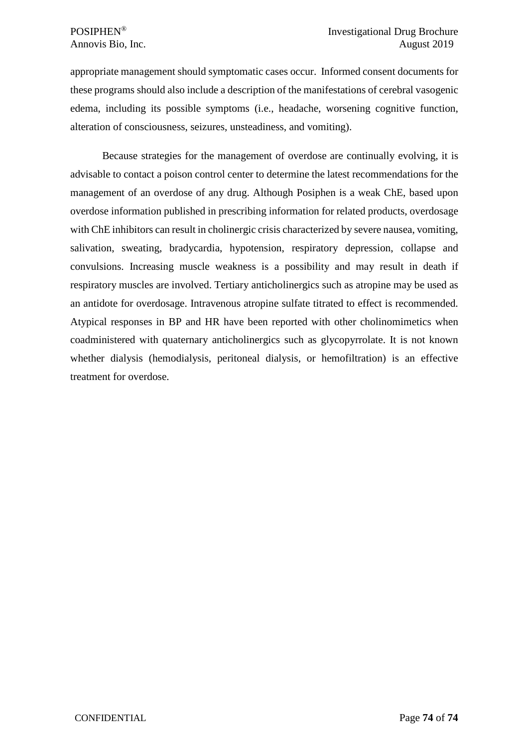appropriate management should symptomatic cases occur. Informed consent documents for these programs should also include a description of the manifestations of cerebral vasogenic edema, including its possible symptoms (i.e., headache, worsening cognitive function, alteration of consciousness, seizures, unsteadiness, and vomiting).

Because strategies for the management of overdose are continually evolving, it is advisable to contact a poison control center to determine the latest recommendations for the management of an overdose of any drug. Although Posiphen is a weak ChE, based upon overdose information published in prescribing information for related products, overdosage with ChE inhibitors can result in cholinergic crisis characterized by severe nausea, vomiting, salivation, sweating, bradycardia, hypotension, respiratory depression, collapse and convulsions. Increasing muscle weakness is a possibility and may result in death if respiratory muscles are involved. Tertiary anticholinergics such as atropine may be used as an antidote for overdosage. Intravenous atropine sulfate titrated to effect is recommended. Atypical responses in BP and HR have been reported with other cholinomimetics when coadministered with quaternary anticholinergics such as glycopyrrolate. It is not known whether dialysis (hemodialysis, peritoneal dialysis, or hemofiltration) is an effective treatment for overdose.